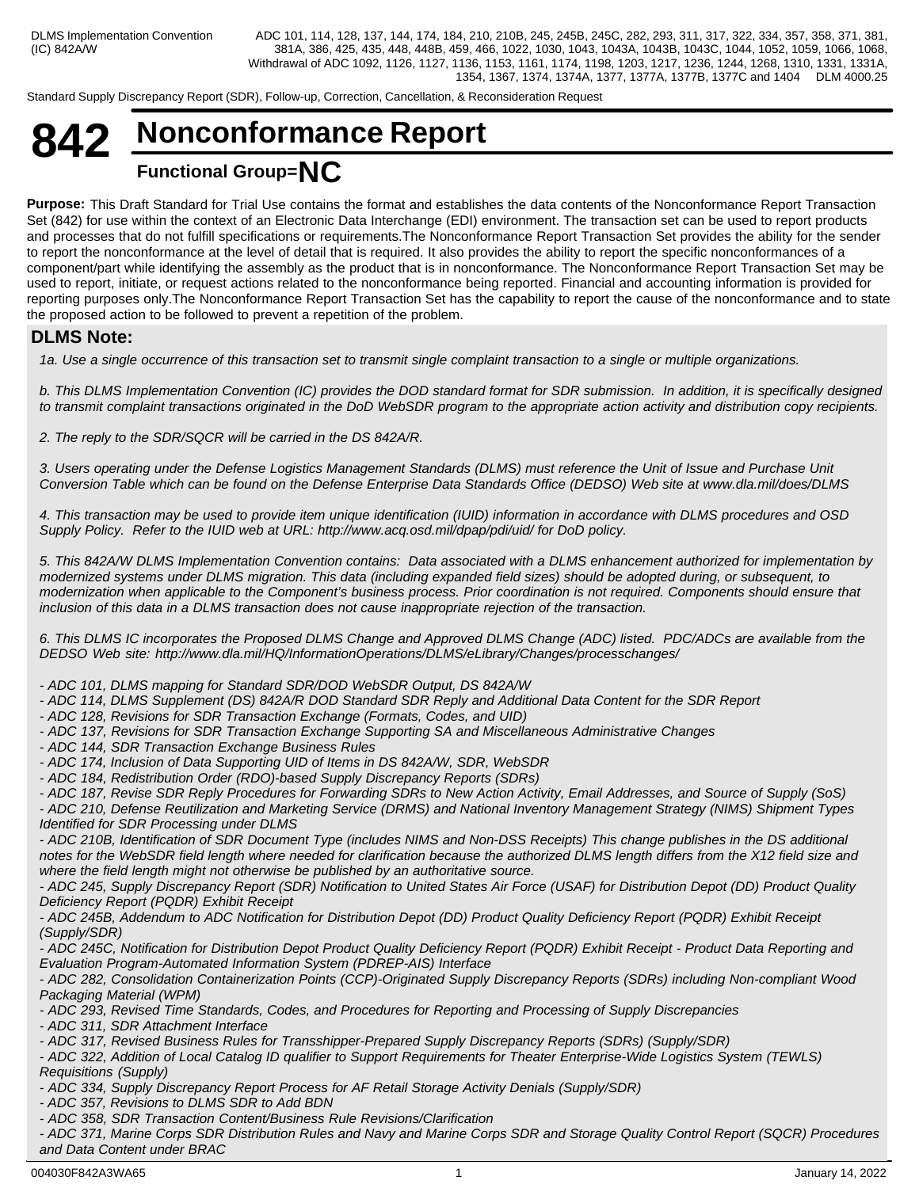Standard Supply Discrepancy Report (SDR), Follow-up, Correction, Cancellation, & Reconsideration Request

# 842 Nonconformance Report

**Functional Group=NC**

**Purpose:** This Draft Standard for Trial Use contains the format and establishes the data contents of the Nonconformance Report Transaction Set (842) for use within the context of an Electronic Data Interchange (EDI) environment. The transaction set can be used to report products and processes that do not fulfill specifications or requirements.The Nonconformance Report Transaction Set provides the ability for the sender to report the nonconformance at the level of detail that is required. It also provides the ability to report the specific nonconformances of a component/part while identifying the assembly as the product that is in nonconformance. The Nonconformance Report Transaction Set may be used to report, initiate, or request actions related to the nonconformance being reported. Financial and accounting information is provided for reporting purposes only.The Nonconformance Report Transaction Set has the capability to report the cause of the nonconformance and to state the proposed action to be followed to prevent a repetition of the problem.

## DLMS Note:

*1a. Use a single occurrence of this transaction set to transmit single complaint transaction to a single or multiple organizations.*

*b. This DLMS Implementation Convention (IC) provides the DOD standard format for SDR submission. In addition, it is specifically designed to transmit complaint transactions originated in the DoD WebSDR program to the appropriate action activity and distribution copy recipients.*

*2. The reply to the SDR/SQCR will be carried in the DS 842A/R.*

*3. Users operating under the Defense Logistics Management Standards (DLMS) must reference the Unit of Issue and Purchase Unit Conversion Table which can be found on the Defense Enterprise Data Standards Office (DEDSO) Web site at www.dla.mil/does/DLMS*

*4. This transaction may be used to provide item unique identification (IUID) information in accordance with DLMS procedures and OSD Supply Policy. Refer to the IUID web at URL: http://www.acq.osd.mil/dpap/pdi/uid/ for DoD policy.*

*5. This 842A/W DLMS Implementation Convention contains: Data associated with a DLMS enhancement authorized for implementation by modernized systems under DLMS migration. This data (including expanded field sizes) should be adopted during, or subsequent, to modernization when applicable to the Component's business process. Prior coordination is not required. Components should ensure that inclusion of this data in a DLMS transaction does not cause inappropriate rejection of the transaction.*

*6. This DLMS IC incorporates the Proposed DLMS Change and Approved DLMS Change (ADC) listed. PDC/ADCs are available from the DEDSO Web site: http://www.dla.mil/HQ/InformationOperations/DLMS/eLibrary/Changes/processchanges/*

*- ADC 101, DLMS mapping for Standard SDR/DOD WebSDR Output, DS 842A/W*
*- ADC 114, DLMS Supplement (DS) 842A/R DOD Standard SDR Reply and Additional Data Content for the SDR Report*
*- ADC 128, Revisions for SDR Transaction Exchange (Formats, Codes, and UID)*
*- ADC 137, Revisions for SDR Transaction Exchange Supporting SA and Miscellaneous Administrative Changes*
*- ADC 144, SDR Transaction Exchange Business Rules*
*- ADC 174, Inclusion of Data Supporting UID of Items in DS 842A/W, SDR, WebSDR*
*- ADC 184, Redistribution Order (RDO)-based Supply Discrepancy Reports (SDRs)*
*- ADC 187, Revise SDR Reply Procedures for Forwarding SDRs to New Action Activity, Email Addresses, and Source of Supply (SoS)*
*- ADC 210, Defense Reutilization and Marketing Service (DRMS) and National Inventory Management Strategy (NIMS) Shipment Types Identified for SDR Processing under DLMS*
*- ADC 210B, Identification of SDR Document Type (includes NIMS and Non-DSS Receipts) This change publishes in the DS additional notes for the WebSDR field length where needed for clarification because the authorized DLMS length differs from the X12 field size and where the field length might not otherwise be published by an authoritative source.*
*- ADC 245, Supply Discrepancy Report (SDR) Notification to United States Air Force (USAF) for Distribution Depot (DD) Product Quality Deficiency Report (PQDR) Exhibit Receipt*
*- ADC 245B, Addendum to ADC Notification for Distribution Depot (DD) Product Quality Deficiency Report (PQDR) Exhibit Receipt (Supply/SDR)*
*- ADC 245C, Notification for Distribution Depot Product Quality Deficiency Report (PQDR) Exhibit Receipt - Product Data Reporting and Evaluation Program-Automated Information System (PDREP-AIS) Interface*
*- ADC 282, Consolidation Containerization Points (CCP)-Originated Supply Discrepancy Reports (SDRs) including Non-compliant Wood Packaging Material (WPM)*
*- ADC 293, Revised Time Standards, Codes, and Procedures for Reporting and Processing of Supply Discrepancies*
*- ADC 311, SDR Attachment Interface*
*- ADC 317, Revised Business Rules for Transshipper-Prepared Supply Discrepancy Reports (SDRs) (Supply/SDR)*
*- ADC 322, Addition of Local Catalog ID qualifier to Support Requirements for Theater Enterprise-Wide Logistics System (TEWLS) Requisitions (Supply)*
*- ADC 334, Supply Discrepancy Report Process for AF Retail Storage Activity Denials (Supply/SDR)*
*- ADC 357, Revisions to DLMS SDR to Add BDN*
*- ADC 358, SDR Transaction Content/Business Rule Revisions/Clarification*
*- ADC 371, Marine Corps SDR Distribution Rules and Navy and Marine Corps SDR and Storage Quality Control Report (SQCR) Procedures and Data Content under BRAC*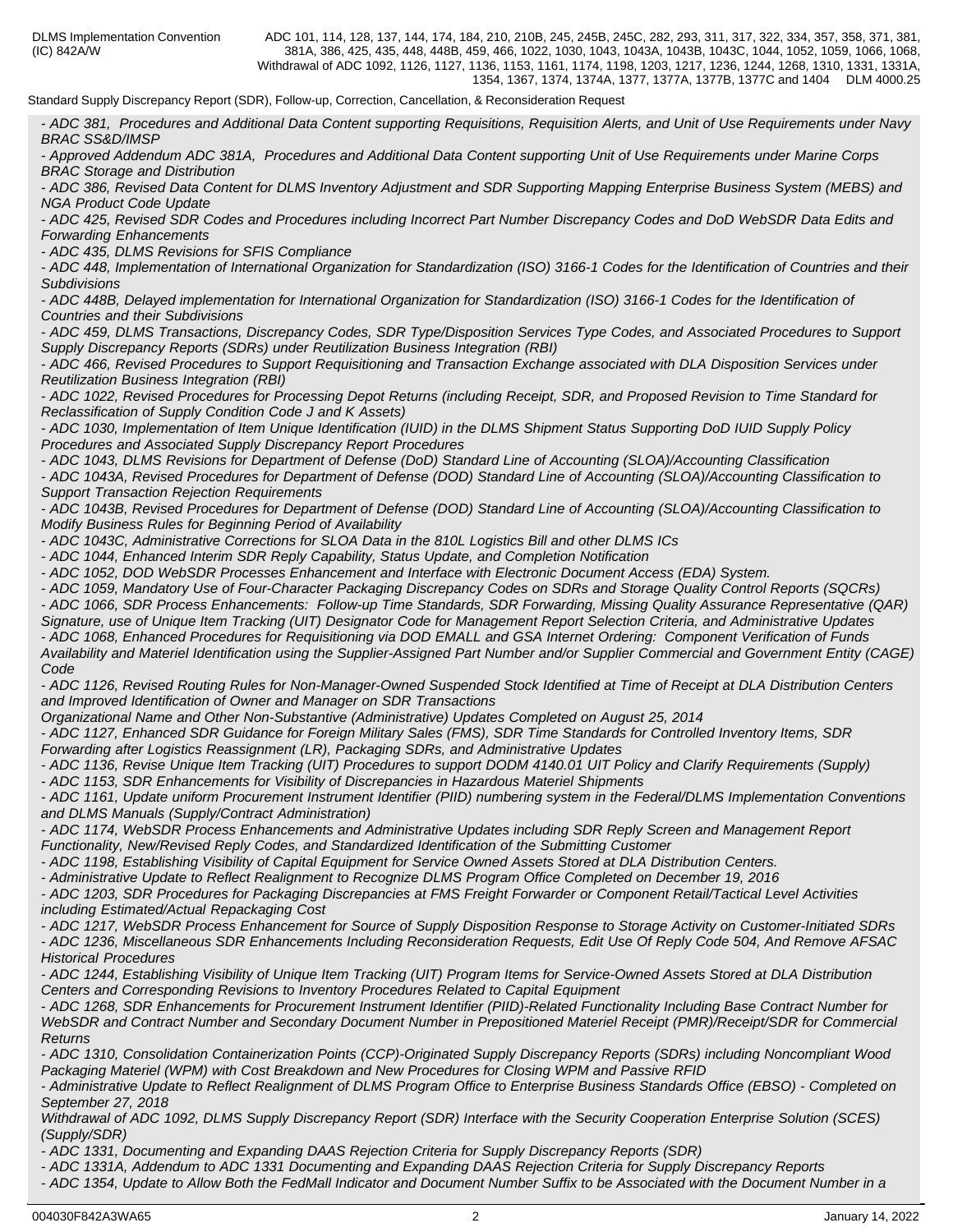*- ADC 381, Procedures and Additional Data Content supporting Requisitions, Requisition Alerts, and Unit of Use Requirements under Navy BRAC SS&D/IMSP*

*- Approved Addendum ADC 381A, Procedures and Additional Data Content supporting Unit of Use Requirements under Marine Corps BRAC Storage and Distribution*

*- ADC 386, Revised Data Content for DLMS Inventory Adjustment and SDR Supporting Mapping Enterprise Business System (MEBS) and NGA Product Code Update*

*- ADC 425, Revised SDR Codes and Procedures including Incorrect Part Number Discrepancy Codes and DoD WebSDR Data Edits and Forwarding Enhancements*

*- ADC 435, DLMS Revisions for SFIS Compliance*

*- ADC 448, Implementation of International Organization for Standardization (ISO) 3166-1 Codes for the Identification of Countries and their Subdivisions*

*- ADC 448B, Delayed implementation for International Organization for Standardization (ISO) 3166-1 Codes for the Identification of Countries and their Subdivisions*

*- ADC 459, DLMS Transactions, Discrepancy Codes, SDR Type/Disposition Services Type Codes, and Associated Procedures to Support Supply Discrepancy Reports (SDRs) under Reutilization Business Integration (RBI)*

*- ADC 466, Revised Procedures to Support Requisitioning and Transaction Exchange associated with DLA Disposition Services under Reutilization Business Integration (RBI)*

*- ADC 1022, Revised Procedures for Processing Depot Returns (including Receipt, SDR, and Proposed Revision to Time Standard for Reclassification of Supply Condition Code J and K Assets)*

*- ADC 1030, Implementation of Item Unique Identification (IUID) in the DLMS Shipment Status Supporting DoD IUID Supply Policy Procedures and Associated Supply Discrepancy Report Procedures*

*- ADC 1043, DLMS Revisions for Department of Defense (DoD) Standard Line of Accounting (SLOA)/Accounting Classification*

*- ADC 1043A, Revised Procedures for Department of Defense (DOD) Standard Line of Accounting (SLOA)/Accounting Classification to Support Transaction Rejection Requirements*

*- ADC 1043B, Revised Procedures for Department of Defense (DOD) Standard Line of Accounting (SLOA)/Accounting Classification to Modify Business Rules for Beginning Period of Availability*

*- ADC 1043C, Administrative Corrections for SLOA Data in the 810L Logistics Bill and other DLMS ICs*

*- ADC 1044, Enhanced Interim SDR Reply Capability, Status Update, and Completion Notification*

*- ADC 1052, DOD WebSDR Processes Enhancement and Interface with Electronic Document Access (EDA) System.*

*- ADC 1059, Mandatory Use of Four-Character Packaging Discrepancy Codes on SDRs and Storage Quality Control Reports (SQCRs)*

*- ADC 1066, SDR Process Enhancements: Follow-up Time Standards, SDR Forwarding, Missing Quality Assurance Representative (QAR) Signature, use of Unique Item Tracking (UIT) Designator Code for Management Report Selection Criteria, and Administrative Updates*

*- ADC 1068, Enhanced Procedures for Requisitioning via DOD EMALL and GSA Internet Ordering: Component Verification of Funds Availability and Materiel Identification using the Supplier-Assigned Part Number and/or Supplier Commercial and Government Entity (CAGE) Code*

*- ADC 1126, Revised Routing Rules for Non-Manager-Owned Suspended Stock Identified at Time of Receipt at DLA Distribution Centers and Improved Identification of Owner and Manager on SDR Transactions*

*Organizational Name and Other Non-Substantive (Administrative) Updates Completed on August 25, 2014*

*- ADC 1127, Enhanced SDR Guidance for Foreign Military Sales (FMS), SDR Time Standards for Controlled Inventory Items, SDR Forwarding after Logistics Reassignment (LR), Packaging SDRs, and Administrative Updates*

*- ADC 1136, Revise Unique Item Tracking (UIT) Procedures to support DODM 4140.01 UIT Policy and Clarify Requirements (Supply)*

*- ADC 1153, SDR Enhancements for Visibility of Discrepancies in Hazardous Materiel Shipments*

*- ADC 1161, Update uniform Procurement Instrument Identifier (PIID) numbering system in the Federal/DLMS Implementation Conventions and DLMS Manuals (Supply/Contract Administration)*

*- ADC 1174, WebSDR Process Enhancements and Administrative Updates including SDR Reply Screen and Management Report Functionality, New/Revised Reply Codes, and Standardized Identification of the Submitting Customer*

*- ADC 1198, Establishing Visibility of Capital Equipment for Service Owned Assets Stored at DLA Distribution Centers.*

*- Administrative Update to Reflect Realignment to Recognize DLMS Program Office Completed on December 19, 2016*

*- ADC 1203, SDR Procedures for Packaging Discrepancies at FMS Freight Forwarder or Component Retail/Tactical Level Activities including Estimated/Actual Repackaging Cost*

*- ADC 1217, WebSDR Process Enhancement for Source of Supply Disposition Response to Storage Activity on Customer-Initiated SDRs*

*- ADC 1236, Miscellaneous SDR Enhancements Including Reconsideration Requests, Edit Use Of Reply Code 504, And Remove AFSAC Historical Procedures*

*- ADC 1244, Establishing Visibility of Unique Item Tracking (UIT) Program Items for Service-Owned Assets Stored at DLA Distribution Centers and Corresponding Revisions to Inventory Procedures Related to Capital Equipment*

*- ADC 1268, SDR Enhancements for Procurement Instrument Identifier (PIID)-Related Functionality Including Base Contract Number for WebSDR and Contract Number and Secondary Document Number in Prepositioned Materiel Receipt (PMR)/Receipt/SDR for Commercial Returns*

*- ADC 1310, Consolidation Containerization Points (CCP)-Originated Supply Discrepancy Reports (SDRs) including Noncompliant Wood Packaging Materiel (WPM) with Cost Breakdown and New Procedures for Closing WPM and Passive RFID*

*- Administrative Update to Reflect Realignment of DLMS Program Office to Enterprise Business Standards Office (EBSO) - Completed on September 27, 2018*

*Withdrawal of ADC 1092, DLMS Supply Discrepancy Report (SDR) Interface with the Security Cooperation Enterprise Solution (SCES) (Supply/SDR)*

*- ADC 1331, Documenting and Expanding DAAS Rejection Criteria for Supply Discrepancy Reports (SDR)*

*- ADC 1331A, Addendum to ADC 1331 Documenting and Expanding DAAS Rejection Criteria for Supply Discrepancy Reports*

*- ADC 1354, Update to Allow Both the FedMall Indicator and Document Number Suffix to be Associated with the Document Number in a*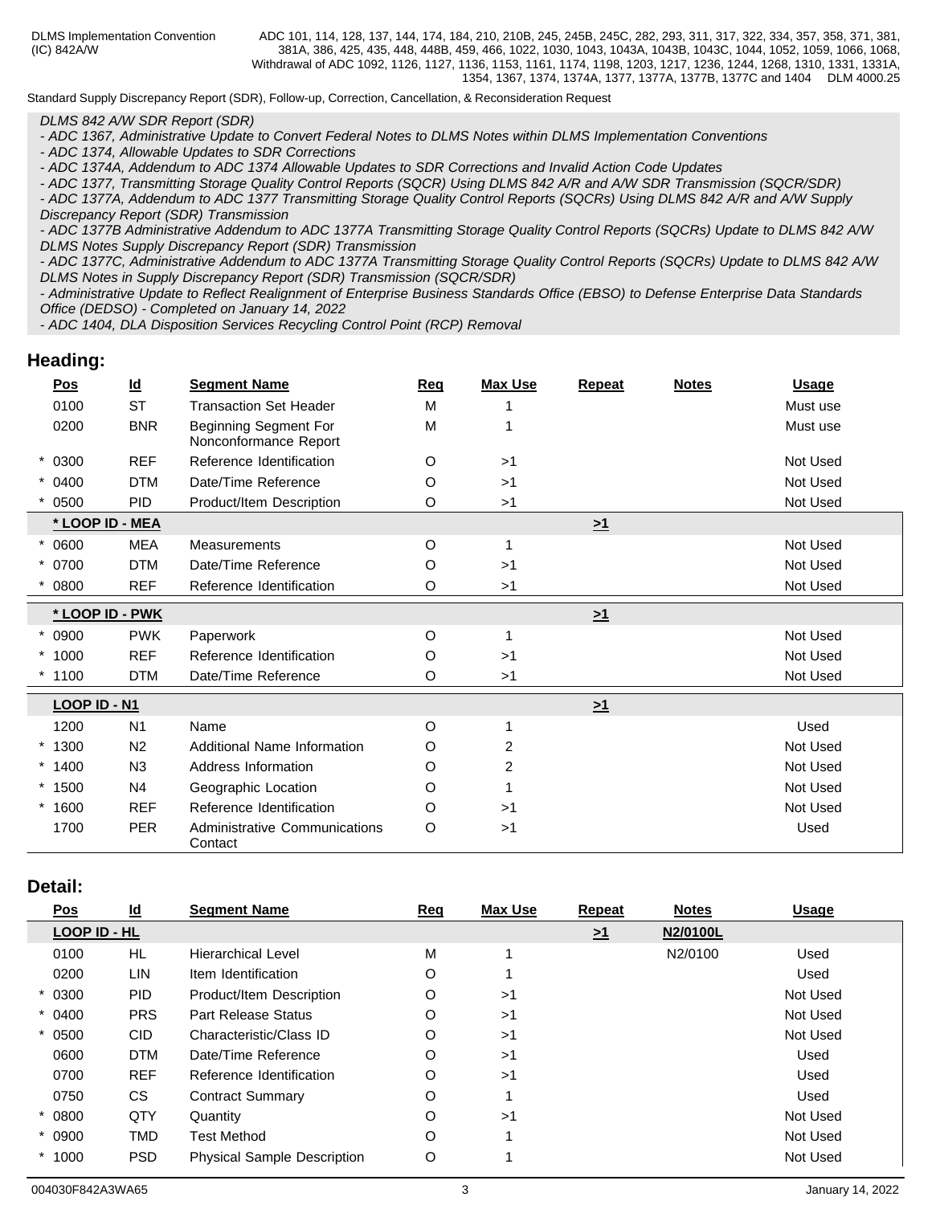*DLMS 842 A/W SDR Report (SDR)*
*- ADC 1367, Administrative Update to Convert Federal Notes to DLMS Notes within DLMS Implementation Conventions*
*- ADC 1374, Allowable Updates to SDR Corrections*
*- ADC 1374A, Addendum to ADC 1374 Allowable Updates to SDR Corrections and Invalid Action Code Updates*
*- ADC 1377, Transmitting Storage Quality Control Reports (SQCR) Using DLMS 842 A/R and A/W SDR Transmission (SQCR/SDR)*
*- ADC 1377A, Addendum to ADC 1377 Transmitting Storage Quality Control Reports (SQCRs) Using DLMS 842 A/R and A/W Supply Discrepancy Report (SDR) Transmission*
*- ADC 1377B Administrative Addendum to ADC 1377A Transmitting Storage Quality Control Reports (SQCRs) Update to DLMS 842 A/W DLMS Notes Supply Discrepancy Report (SDR) Transmission*
*- ADC 1377C, Administrative Addendum to ADC 1377A Transmitting Storage Quality Control Reports (SQCRs) Update to DLMS 842 A/W DLMS Notes in Supply Discrepancy Report (SDR) Transmission (SQCR/SDR)*
*- Administrative Update to Reflect Realignment of Enterprise Business Standards Office (EBSO) to Defense Enterprise Data Standards Office (DEDSO) - Completed on January 14, 2022*
*- ADC 1404, DLA Disposition Services Recycling Control Point (RCP) Removal*

## Heading:

| Pos | Id | Segment Name | Req | Max Use | Repeat | Notes | Usage |
|---|---|---|---|---|---|---|---|
| 0100 | ST | Transaction Set Header | M | 1 | | | Must use |
| 0200 | BNR | Beginning Segment For Nonconformance Report | M | 1 | | | Must use |
| * 0300 | REF | Reference Identification | O | >1 | | | Not Used |
| * 0400 | DTM | Date/Time Reference | O | >1 | | | Not Used |
| * 0500 | PID | Product/Item Description | O | >1 | | | Not Used |
| **\* LOOP ID - MEA** | | | | | >1 | | |
| * 0600 | MEA | Measurements | O | 1 | | | Not Used |
| * 0700 | DTM | Date/Time Reference | O | >1 | | | Not Used |
| * 0800 | REF | Reference Identification | O | >1 | | | Not Used |
| **\* LOOP ID - PWK** | | | | | >1 | | |
| * 0900 | PWK | Paperwork | O | 1 | | | Not Used |
| * 1000 | REF | Reference Identification | O | >1 | | | Not Used |
| * 1100 | DTM | Date/Time Reference | O | >1 | | | Not Used |
| **LOOP ID - N1** | | | | | >1 | | |
| 1200 | N1 | Name | O | 1 | | | Used |
| * 1300 | N2 | Additional Name Information | O | 2 | | | Not Used |
| * 1400 | N3 | Address Information | O | 2 | | | Not Used |
| * 1500 | N4 | Geographic Location | O | 1 | | | Not Used |
| * 1600 | REF | Reference Identification | O | >1 | | | Not Used |
| 1700 | PER | Administrative Communications Contact | O | >1 | | | Used |

## Detail:

| Pos | Id | Segment Name | Req | Max Use | Repeat | Notes | Usage |
|---|---|---|---|---|---|---|---|
| **LOOP ID - HL** | | | | | >1 | N2/0100L | |
| 0100 | HL | Hierarchical Level | M | 1 | | N2/0100 | Used |
| 0200 | LIN | Item Identification | O | 1 | | | Used |
| * 0300 | PID | Product/Item Description | O | >1 | | | Not Used |
| * 0400 | PRS | Part Release Status | O | >1 | | | Not Used |
| * 0500 | CID | Characteristic/Class ID | O | >1 | | | Not Used |
| 0600 | DTM | Date/Time Reference | O | >1 | | | Used |
| 0700 | REF | Reference Identification | O | >1 | | | Used |
| 0750 | CS | Contract Summary | O | 1 | | | Used |
| * 0800 | QTY | Quantity | O | >1 | | | Not Used |
| * 0900 | TMD | Test Method | O | 1 | | | Not Used |
| * 1000 | PSD | Physical Sample Description | O | 1 | | | Not Used |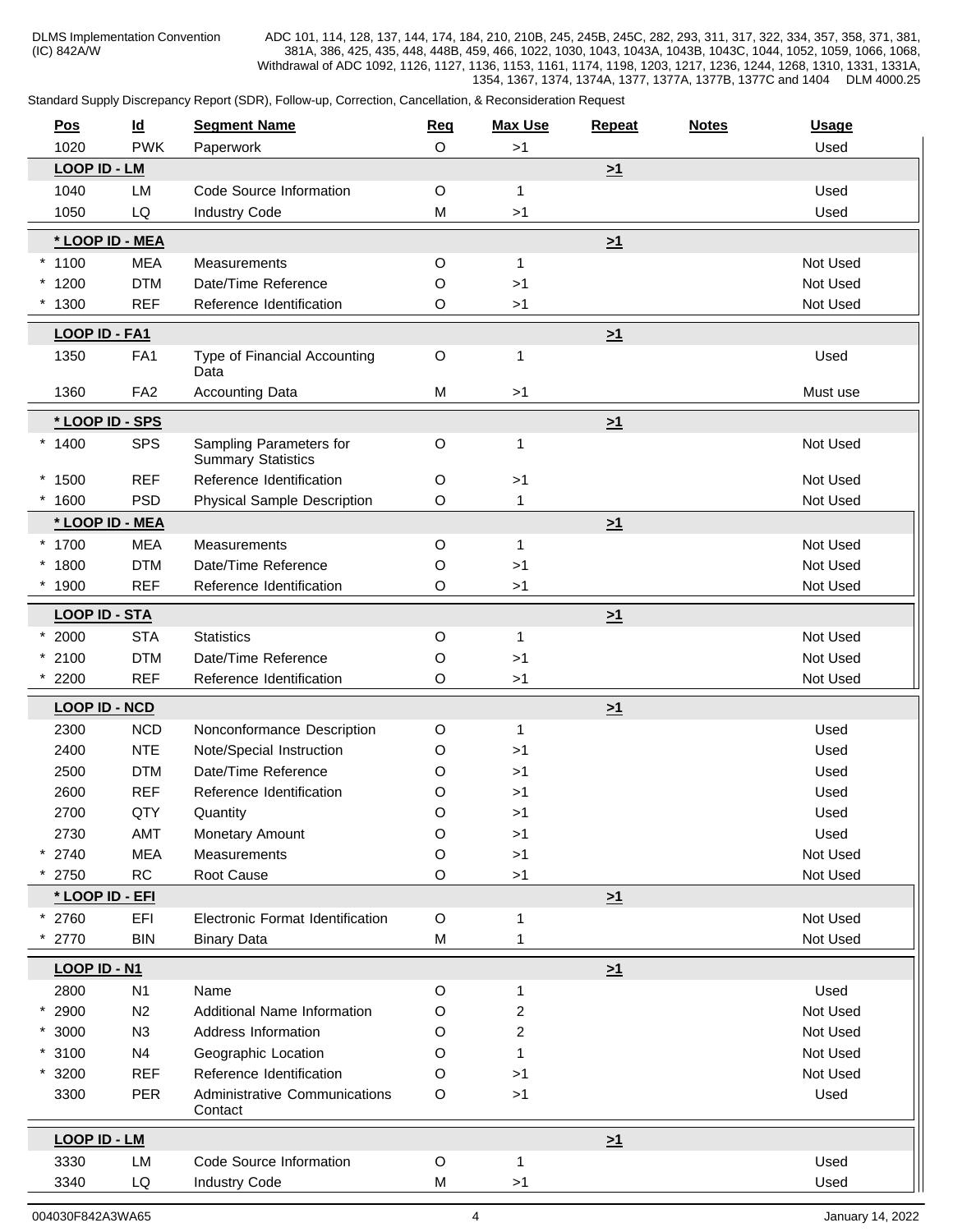Standard Supply Discrepancy Report (SDR), Follow-up, Correction, Cancellation, & Reconsideration Request

| Pos | Id | Segment Name | Req | Max Use | Repeat | Notes | Usage |
|---|---|---|---|---|---|---|---|
| 1020 | PWK | Paperwork | O | >1 | | | Used |
| **LOOP ID - LM** | | | | | >1 | | |
| 1040 | LM | Code Source Information | O | 1 | | | Used |
| 1050 | LQ | Industry Code | M | >1 | | | Used |
| *** LOOP ID - MEA** | | | | | >1 | | |
| * 1100 | MEA | Measurements | O | 1 | | | Not Used |
| * 1200 | DTM | Date/Time Reference | O | >1 | | | Not Used |
| * 1300 | REF | Reference Identification | O | >1 | | | Not Used |
| **LOOP ID - FA1** | | | | | >1 | | |
| 1350 | FA1 | Type of Financial Accounting Data | O | 1 | | | Used |
| 1360 | FA2 | Accounting Data | M | >1 | | | Must use |
| *** LOOP ID - SPS** | | | | | >1 | | |
| * 1400 | SPS | Sampling Parameters for Summary Statistics | O | 1 | | | Not Used |
| * 1500 | REF | Reference Identification | O | >1 | | | Not Used |
| * 1600 | PSD | Physical Sample Description | O | 1 | | | Not Used |
| *** LOOP ID - MEA** | | | | | >1 | | |
| * 1700 | MEA | Measurements | O | 1 | | | Not Used |
| * 1800 | DTM | Date/Time Reference | O | >1 | | | Not Used |
| * 1900 | REF | Reference Identification | O | >1 | | | Not Used |
| **LOOP ID - STA** | | | | | >1 | | |
| * 2000 | STA | Statistics | O | 1 | | | Not Used |
| * 2100 | DTM | Date/Time Reference | O | >1 | | | Not Used |
| * 2200 | REF | Reference Identification | O | >1 | | | Not Used |
| **LOOP ID - NCD** | | | | | >1 | | |
| 2300 | NCD | Nonconformance Description | O | 1 | | | Used |
| 2400 | NTE | Note/Special Instruction | O | >1 | | | Used |
| 2500 | DTM | Date/Time Reference | O | >1 | | | Used |
| 2600 | REF | Reference Identification | O | >1 | | | Used |
| 2700 | QTY | Quantity | O | >1 | | | Used |
| 2730 | AMT | Monetary Amount | O | >1 | | | Used |
| * 2740 | MEA | Measurements | O | >1 | | | Not Used |
| * 2750 | RC | Root Cause | O | >1 | | | Not Used |
| *** LOOP ID - EFI** | | | | | >1 | | |
| * 2760 | EFI | Electronic Format Identification | O | 1 | | | Not Used |
| * 2770 | BIN | Binary Data | M | 1 | | | Not Used |
| **LOOP ID - N1** | | | | | >1 | | |
| 2800 | N1 | Name | O | 1 | | | Used |
| * 2900 | N2 | Additional Name Information | O | 2 | | | Not Used |
| * 3000 | N3 | Address Information | O | 2 | | | Not Used |
| * 3100 | N4 | Geographic Location | O | 1 | | | Not Used |
| * 3200 | REF | Reference Identification | O | >1 | | | Not Used |
| 3300 | PER | Administrative Communications Contact | O | >1 | | | Used |
| **LOOP ID - LM** | | | | | >1 | | |
| 3330 | LM | Code Source Information | O | 1 | | | Used |
| 3340 | LQ | Industry Code | M | >1 | | | Used |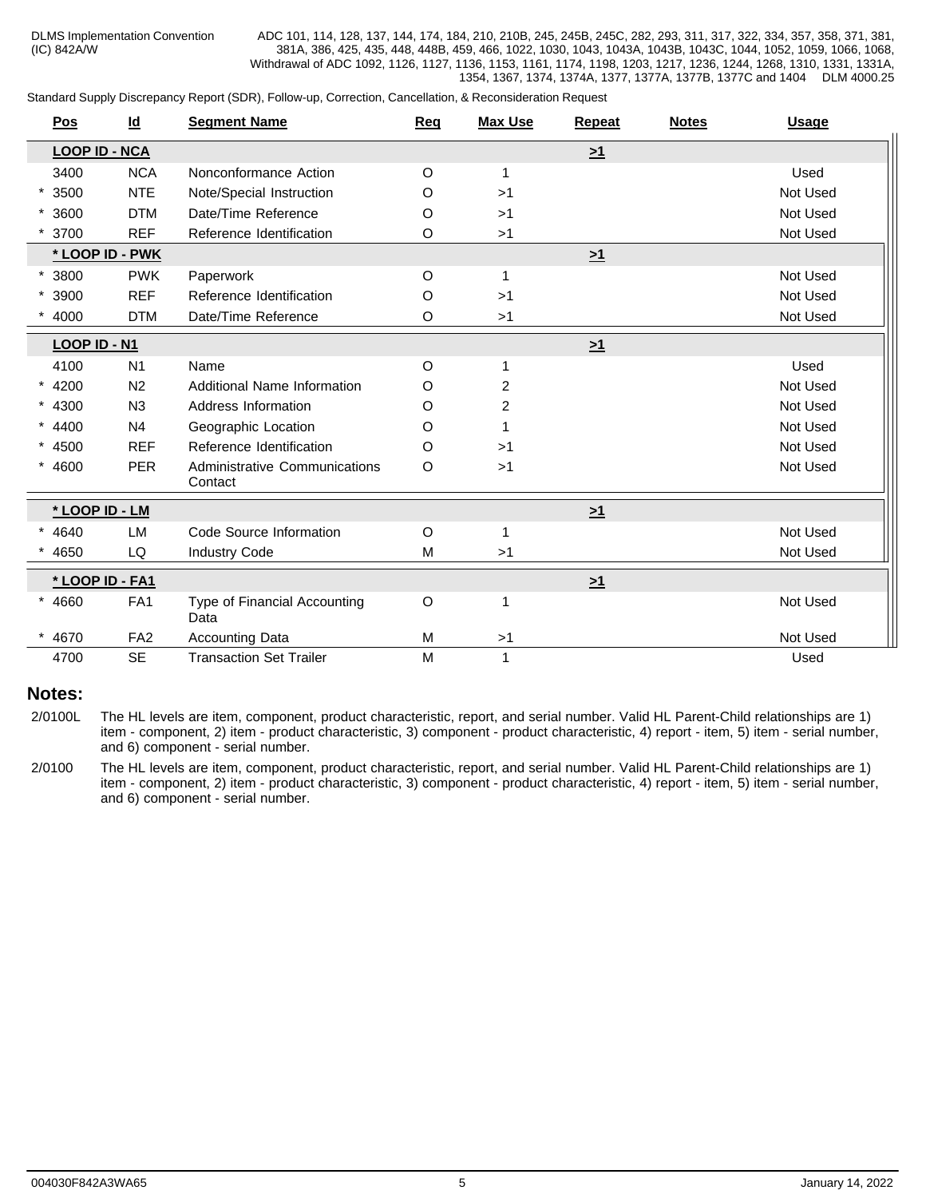Standard Supply Discrepancy Report (SDR), Follow-up, Correction, Cancellation, & Reconsideration Request

| Pos | Id | Segment Name | Req | Max Use | Repeat | Notes | Usage |
|---|---|---|---|---|---|---|---|
| **LOOP ID - NCA** | | | | | >1 | | |
| 3400 | NCA | Nonconformance Action | O | 1 | | | Used |
| * 3500 | NTE | Note/Special Instruction | O | >1 | | | Not Used |
| * 3600 | DTM | Date/Time Reference | O | >1 | | | Not Used |
| * 3700 | REF | Reference Identification | O | >1 | | | Not Used |
| **_* LOOP ID - PWK_** | | | | | >1 | | |
| * 3800 | PWK | Paperwork | O | 1 | | | Not Used |
| * 3900 | REF | Reference Identification | O | >1 | | | Not Used |
| * 4000 | DTM | Date/Time Reference | O | >1 | | | Not Used |
| **LOOP ID - N1** | | | | | >1 | | |
| 4100 | N1 | Name | O | 1 | | | Used |
| * 4200 | N2 | Additional Name Information | O | 2 | | | Not Used |
| * 4300 | N3 | Address Information | O | 2 | | | Not Used |
| * 4400 | N4 | Geographic Location | O | 1 | | | Not Used |
| * 4500 | REF | Reference Identification | O | >1 | | | Not Used |
| * 4600 | PER | Administrative Communications Contact | O | >1 | | | Not Used |
| **_* LOOP ID - LM_** | | | | | >1 | | |
| * 4640 | LM | Code Source Information | O | 1 | | | Not Used |
| * 4650 | LQ | Industry Code | M | >1 | | | Not Used |
| **_* LOOP ID - FA1_** | | | | | >1 | | |
| * 4660 | FA1 | Type of Financial Accounting Data | O | 1 | | | Not Used |
| * 4670 | FA2 | Accounting Data | M | >1 | | | Not Used |
| 4700 | SE | Transaction Set Trailer | M | 1 | | | Used |

## Notes:

2/0100L The HL levels are item, component, product characteristic, report, and serial number. Valid HL Parent-Child relationships are 1) item - component, 2) item - product characteristic, 3) component - product characteristic, 4) report - item, 5) item - serial number, and 6) component - serial number.

2/0100 The HL levels are item, component, product characteristic, report, and serial number. Valid HL Parent-Child relationships are 1) item - component, 2) item - product characteristic, 3) component - product characteristic, 4) report - item, 5) item - serial number, and 6) component - serial number.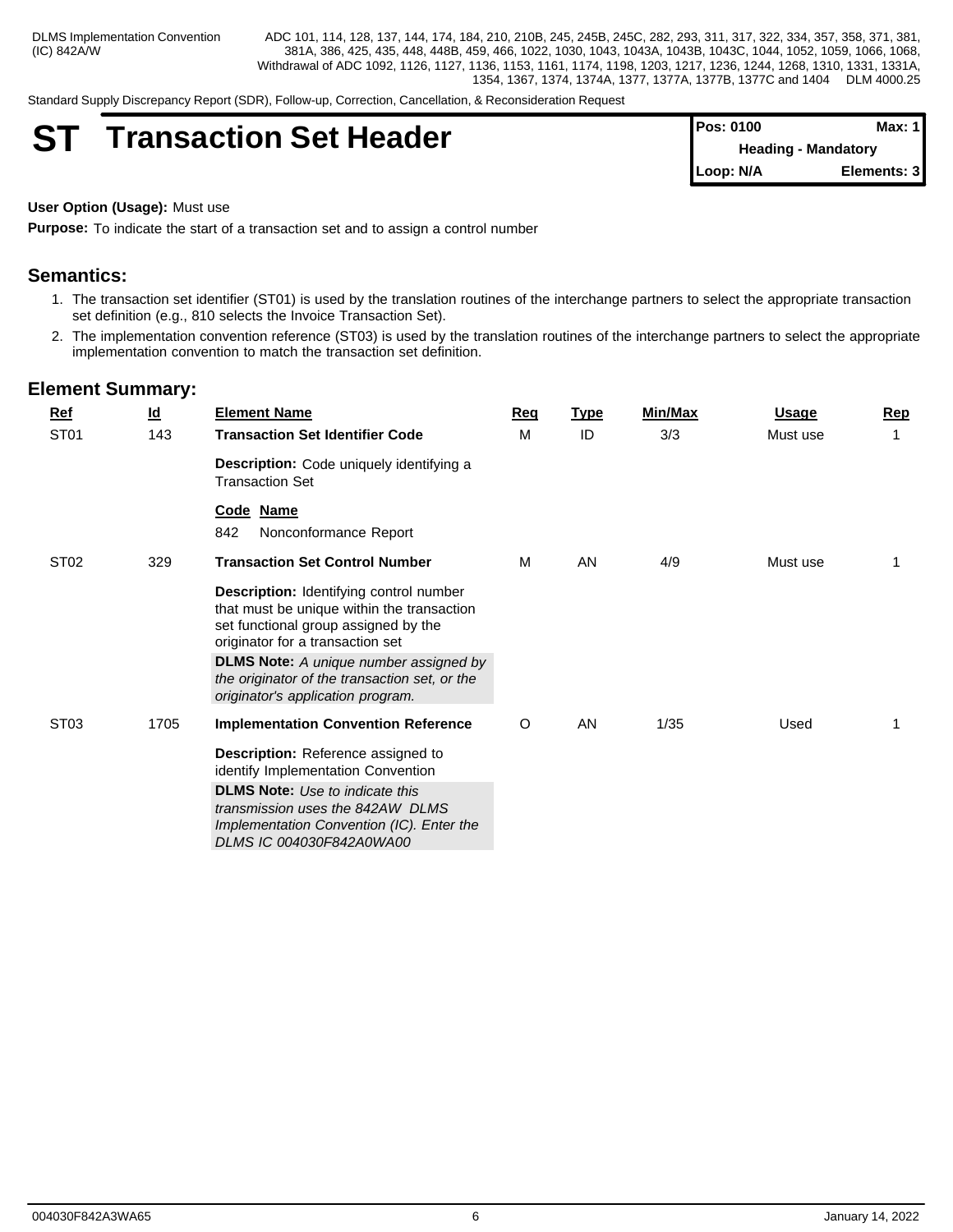# ST Transaction Set Header

| Pos: 0100 | Max: 1 |
|---|---|
| Heading - Mandatory | |
| Loop: N/A | Elements: 3 |

**User Option (Usage):** Must use

**Purpose:** To indicate the start of a transaction set and to assign a control number

## Semantics:

1. The transaction set identifier (ST01) is used by the translation routines of the interchange partners to select the appropriate transaction set definition (e.g., 810 selects the Invoice Transaction Set).
2. The implementation convention reference (ST03) is used by the translation routines of the interchange partners to select the appropriate implementation convention to match the transaction set definition.

## Element Summary:

| Ref | Id | Element Name | Req | Type | Min/Max | Usage | Rep |
|---|---|---|---|---|---|---|---|
| ST01 | 143 | **Transaction Set Identifier Code**<br>**Description:** Code uniquely identifying a Transaction Set<br>**Code Name**<br>842 Nonconformance Report | M | ID | 3/3 | Must use | 1 |
| ST02 | 329 | **Transaction Set Control Number**<br>**Description:** Identifying control number that must be unique within the transaction set functional group assigned by the originator for a transaction set<br>**DLMS Note:** *A unique number assigned by the originator of the transaction set, or the originator's application program.* | M | AN | 4/9 | Must use | 1 |
| ST03 | 1705 | **Implementation Convention Reference**<br>**Description:** Reference assigned to identify Implementation Convention<br>**DLMS Note:** *Use to indicate this transmission uses the 842AW DLMS Implementation Convention (IC). Enter the DLMS IC 004030F842A0WA00* | O | AN | 1/35 | Used | 1 |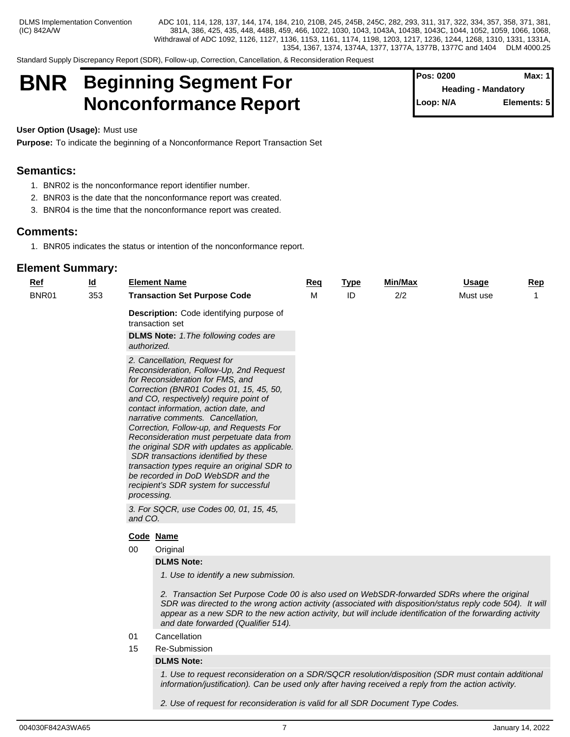Standard Supply Discrepancy Report (SDR), Follow-up, Correction, Cancellation, & Reconsideration Request

# BNR Beginning Segment For Nonconformance Report

| Pos: 0200 | Max: 1 |
|---|---|
| Heading - Mandatory | |
| Loop: N/A | Elements: 5 |

**User Option (Usage):** Must use

**Purpose:** To indicate the beginning of a Nonconformance Report Transaction Set

## Semantics:

1. BNR02 is the nonconformance report identifier number.
2. BNR03 is the date that the nonconformance report was created.
3. BNR04 is the time that the nonconformance report was created.

## Comments:

1. BNR05 indicates the status or intention of the nonconformance report.

## Element Summary:

| Ref | Id | Element Name | Req | Type | Min/Max | Usage | Rep |
|---|---|---|---|---|---|---|---|
| BNR01 | 353 | **Transaction Set Purpose Code** | M | ID | 2/2 | Must use | 1 |

**Description:** Code identifying purpose of transaction set

**DLMS Note:** *1.The following codes are authorized.*

*2. Cancellation, Request for Reconsideration, Follow-Up, 2nd Request for Reconsideration for FMS, and Correction (BNR01 Codes 01, 15, 45, 50, and CO, respectively) require point of contact information, action date, and narrative comments. Cancellation, Correction, Follow-up, and Requests For Reconsideration must perpetuate data from the original SDR with updates as applicable. SDR transactions identified by these transaction types require an original SDR to be recorded in DoD WebSDR and the recipient's SDR system for successful processing.*

*3. For SQCR, use Codes 00, 01, 15, 45, and CO.*

| Code | Name |
|---|---|
| 00 | Original |
| 01 | Cancellation |
| 15 | Re-Submission |

**00 Original**

**DLMS Note:**

*1. Use to identify a new submission.*

*2. Transaction Set Purpose Code 00 is also used on WebSDR-forwarded SDRs where the original SDR was directed to the wrong action activity (associated with disposition/status reply code 504). It will appear as a new SDR to the new action activity, but will include identification of the forwarding activity and date forwarded (Qualifier 514).*

**01 Cancellation**

**15 Re-Submission**

**DLMS Note:**

*1. Use to request reconsideration on a SDR/SQCR resolution/disposition (SDR must contain additional information/justification). Can be used only after having received a reply from the action activity.*

*2. Use of request for reconsideration is valid for all SDR Document Type Codes.*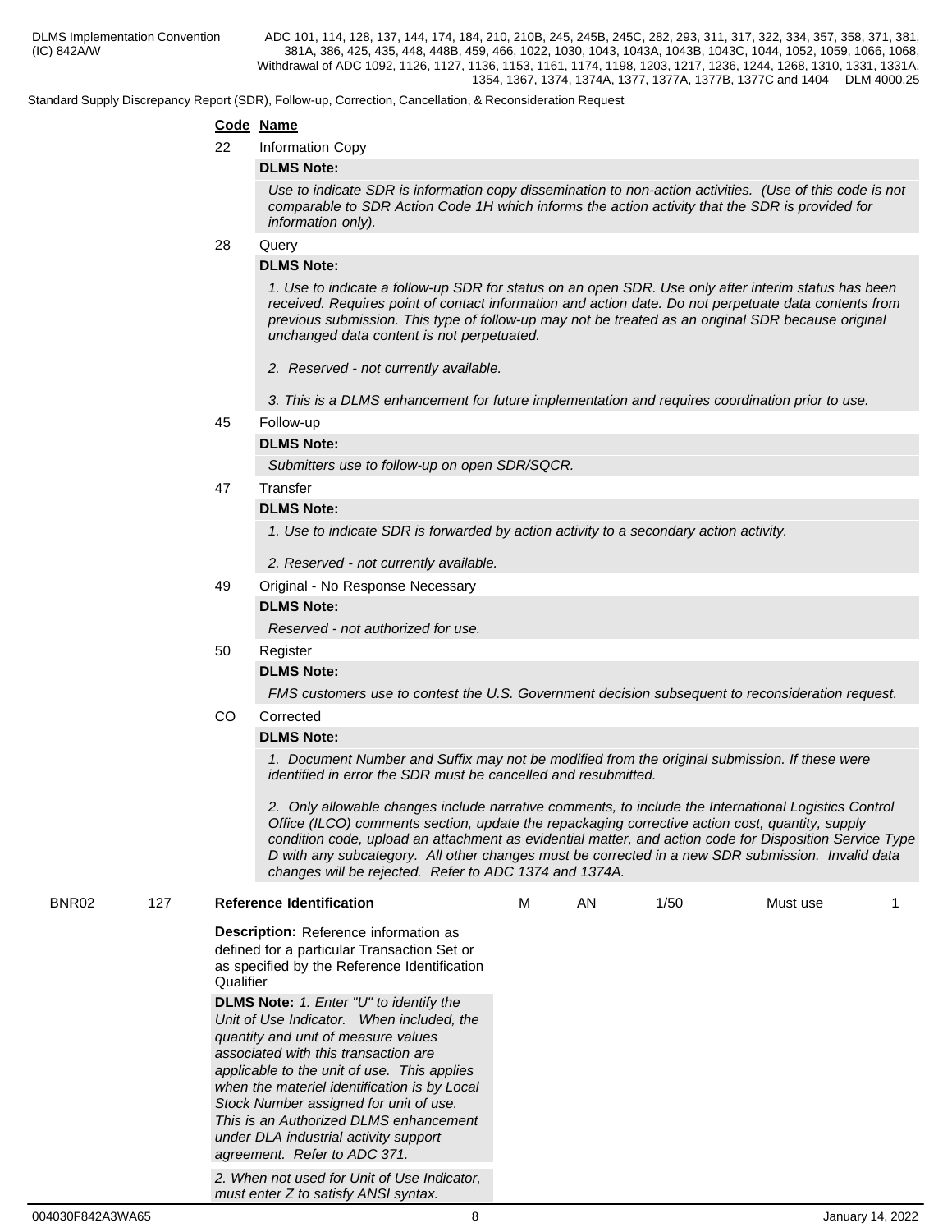Standard Supply Discrepancy Report (SDR), Follow-up, Correction, Cancellation, & Reconsideration Request

| Code | Name |
|---|---|
| 22 | Information Copy |
| 28 | Query |
| 45 | Follow-up |
| 47 | Transfer |
| 49 | Original - No Response Necessary |
| 50 | Register |
| CO | Corrected |

**22 Information Copy**

**DLMS Note:**

*Use to indicate SDR is information copy dissemination to non-action activities. (Use of this code is not comparable to SDR Action Code 1H which informs the action activity that the SDR is provided for information only).*

**28 Query**

**DLMS Note:**

*1. Use to indicate a follow-up SDR for status on an open SDR. Use only after interim status has been received. Requires point of contact information and action date. Do not perpetuate data contents from previous submission. This type of follow-up may not be treated as an original SDR because original unchanged data content is not perpetuated.*

*2. Reserved - not currently available.*

*3. This is a DLMS enhancement for future implementation and requires coordination prior to use.*

**45 Follow-up**

**DLMS Note:**

*Submitters use to follow-up on open SDR/SQCR.*

**47 Transfer**

**DLMS Note:**

*1. Use to indicate SDR is forwarded by action activity to a secondary action activity.*

*2. Reserved - not currently available.*

**49 Original - No Response Necessary**

**DLMS Note:**

*Reserved - not authorized for use.*

**50 Register**

**DLMS Note:**

*FMS customers use to contest the U.S. Government decision subsequent to reconsideration request.*

**CO Corrected**

**DLMS Note:**

*1. Document Number and Suffix may not be modified from the original submission. If these were identified in error the SDR must be cancelled and resubmitted.*

*2. Only allowable changes include narrative comments, to include the International Logistics Control Office (ILCO) comments section, update the repackaging corrective action cost, quantity, supply condition code, upload an attachment as evidential matter, and action code for Disposition Service Type D with any subcategory. All other changes must be corrected in a new SDR submission. Invalid data changes will be rejected. Refer to ADC 1374 and 1374A.*

| | | | | | | | |
|---|---|---|---|---|---|---|---|
| BNR02 | 127 | **Reference Identification** | M | AN | 1/50 | Must use | 1 |

**Description:** Reference information as defined for a particular Transaction Set or as specified by the Reference Identification Qualifier

**DLMS Note:** *1. Enter "U" to identify the Unit of Use Indicator. When included, the quantity and unit of measure values associated with this transaction are applicable to the unit of use. This applies when the materiel identification is by Local Stock Number assigned for unit of use. This is an Authorized DLMS enhancement under DLA industrial activity support agreement. Refer to ADC 371.*

*2. When not used for Unit of Use Indicator, must enter Z to satisfy ANSI syntax.*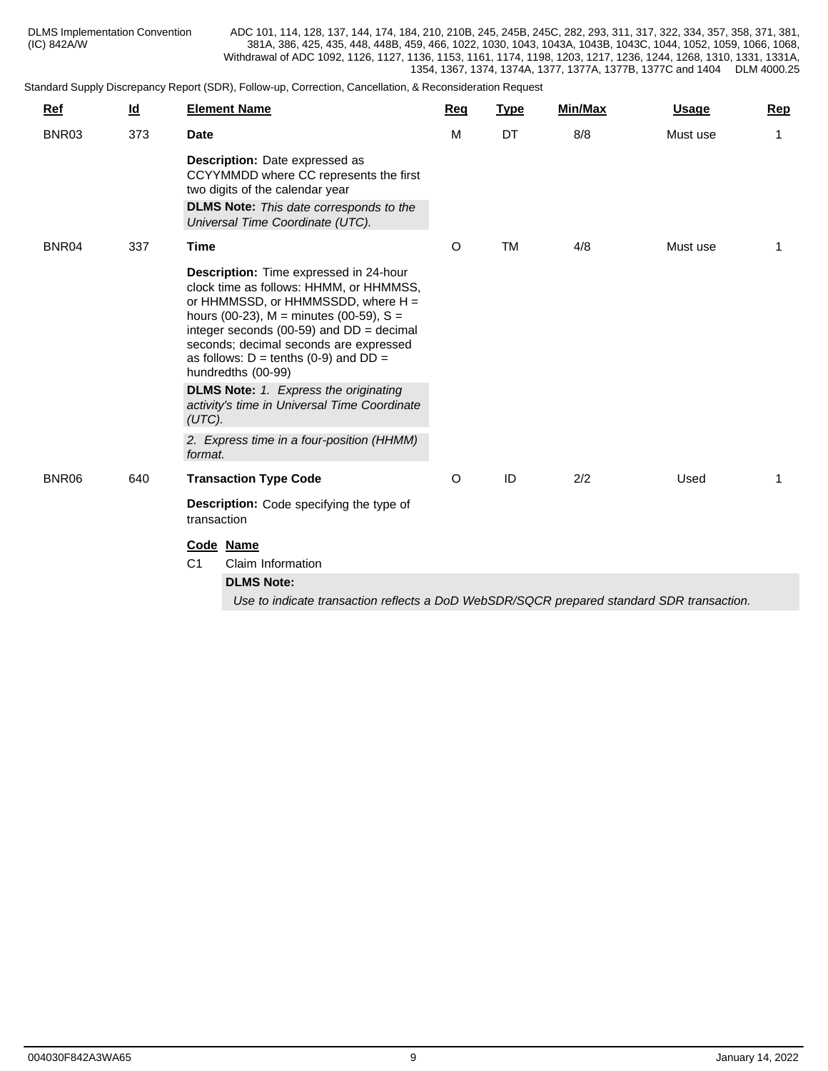Standard Supply Discrepancy Report (SDR), Follow-up, Correction, Cancellation, & Reconsideration Request

| Ref | Id | Element Name | Req | Type | Min/Max | Usage | Rep |
|---|---|---|---|---|---|---|---|
| BNR03 | 373 | **Date** | M | DT | 8/8 | Must use | 1 |
| | | **Description:** Date expressed as CCYYMMDD where CC represents the first two digits of the calendar year | | | | | |
| | | **DLMS Note:** *This date corresponds to the Universal Time Coordinate (UTC).* | | | | | |
| BNR04 | 337 | **Time** | O | TM | 4/8 | Must use | 1 |
| | | **Description:** Time expressed in 24-hour clock time as follows: HHMM, or HHMMSS, or HHMMSSD, or HHMMSSDD, where H = hours (00-23), M = minutes (00-59), S = integer seconds (00-59) and DD = decimal seconds; decimal seconds are expressed as follows: D = tenths (0-9) and DD = hundredths (00-99) | | | | | |
| | | **DLMS Note:** *1. Express the originating activity's time in Universal Time Coordinate (UTC).* | | | | | |
| | | *2. Express time in a four-position (HHMM) format.* | | | | | |
| BNR06 | 640 | **Transaction Type Code** | O | ID | 2/2 | Used | 1 |
| | | **Description:** Code specifying the type of transaction | | | | | |

**Code** **Name**

C1 Claim Information

**DLMS Note:**

*Use to indicate transaction reflects a DoD WebSDR/SQCR prepared standard SDR transaction.*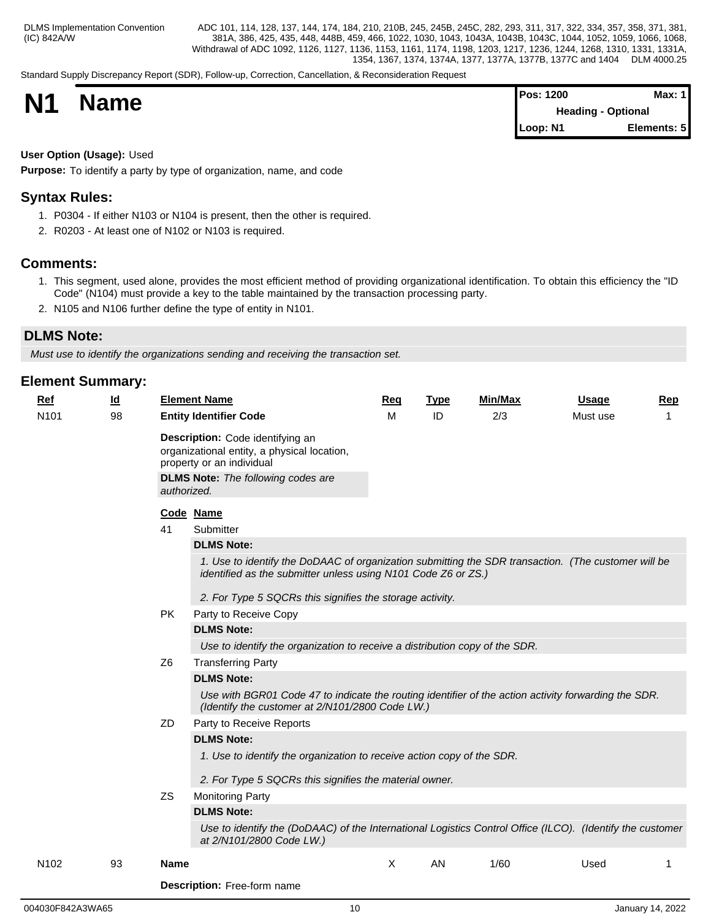# N1 Name

| Pos: 1200 | Max: 1 |
|---|---|
| Heading - Optional | |
| Loop: N1 | Elements: 5 |

**User Option (Usage):** Used

**Purpose:** To identify a party by type of organization, name, and code

## Syntax Rules:

1. P0304 - If either N103 or N104 is present, then the other is required.
2. R0203 - At least one of N102 or N103 is required.

## Comments:

1. This segment, used alone, provides the most efficient method of providing organizational identification. To obtain this efficiency the "ID Code" (N104) must provide a key to the table maintained by the transaction processing party.
2. N105 and N106 further define the type of entity in N101.

## DLMS Note:

*Must use to identify the organizations sending and receiving the transaction set.*

## Element Summary:

| Ref | Id | Element Name | Req | Type | Min/Max | Usage | Rep |
|---|---|---|---|---|---|---|---|
| N101 | 98 | **Entity Identifier Code** | M | ID | 2/3 | Must use | 1 |

**Description:** Code identifying an organizational entity, a physical location, property or an individual

**DLMS Note:** *The following codes are authorized.*

| Code | Name |
|---|---|
| 41 | Submitter |
| PK | Party to Receive Copy |
| Z6 | Transferring Party |
| ZD | Party to Receive Reports |
| ZS | Monitoring Party |

**41 Submitter**

**DLMS Note:**

*1. Use to identify the DoDAAC of organization submitting the SDR transaction. (The customer will be identified as the submitter unless using N101 Code Z6 or ZS.)*

*2. For Type 5 SQCRs this signifies the storage activity.*

**PK Party to Receive Copy**

**DLMS Note:**

*Use to identify the organization to receive a distribution copy of the SDR.*

**Z6 Transferring Party**

**DLMS Note:**

*Use with BGR01 Code 47 to indicate the routing identifier of the action activity forwarding the SDR. (Identify the customer at 2/N101/2800 Code LW.)*

**ZD Party to Receive Reports**

**DLMS Note:**

*1. Use to identify the organization to receive action copy of the SDR.*

*2. For Type 5 SQCRs this signifies the material owner.*

**ZS Monitoring Party**

**DLMS Note:**

*Use to identify the (DoDAAC) of the International Logistics Control Office (ILCO). (Identify the customer at 2/N101/2800 Code LW.)*

| Ref | Id | Element Name | Req | Type | Min/Max | Usage | Rep |
|---|---|---|---|---|---|---|---|
| N102 | 93 | **Name** | X | AN | 1/60 | Used | 1 |

**Description:** Free-form name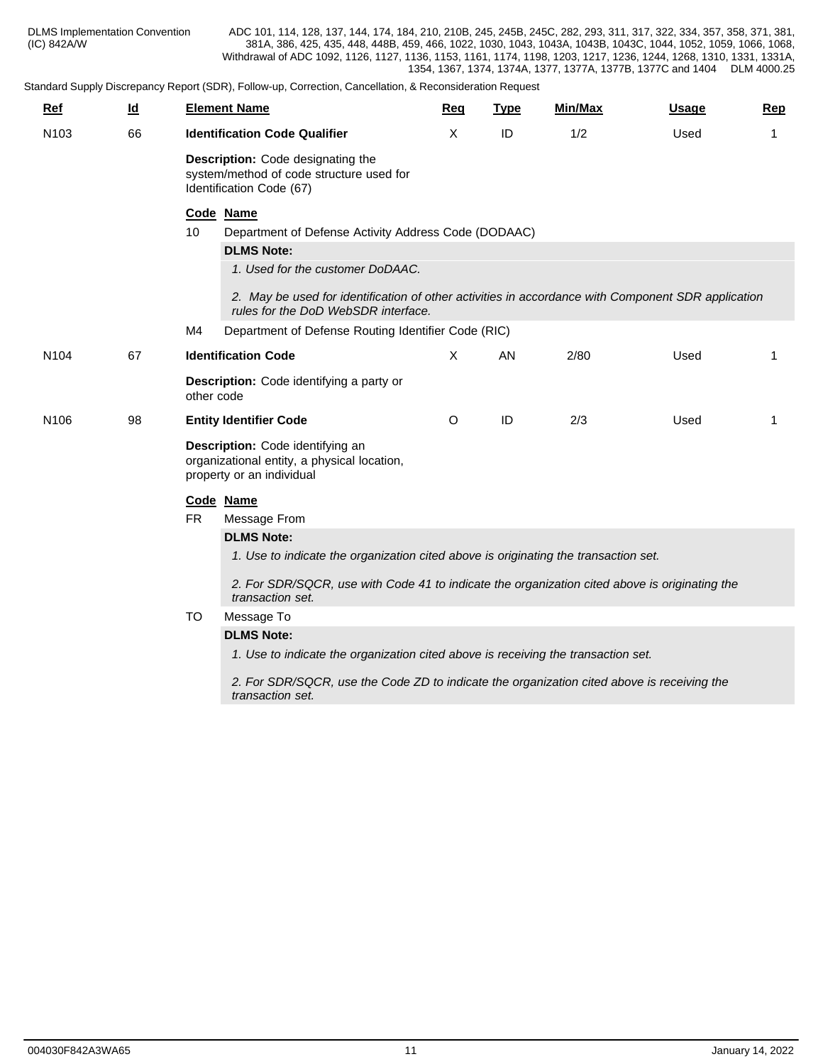| Ref | Id | Element Name | Req | Type | Min/Max | Usage | Rep |
|---|---|---|---|---|---|---|---|
| N103 | 66 | **Identification Code Qualifier** | X | ID | 1/2 | Used | 1 |

**Description:** Code designating the system/method of code structure used for Identification Code (67)

| Code | Name |
|---|---|
| 10 | Department of Defense Activity Address Code (DODAAC) |

**DLMS Note:**

*1. Used for the customer DoDAAC.*

*2. May be used for identification of other activities in accordance with Component SDR application rules for the DoD WebSDR interface.*

| Code | Name |
|---|---|
| M4 | Department of Defense Routing Identifier Code (RIC) |

| Ref | Id | Element Name | Req | Type | Min/Max | Usage | Rep |
|---|---|---|---|---|---|---|---|
| N104 | 67 | **Identification Code** | X | AN | 2/80 | Used | 1 |

**Description:** Code identifying a party or other code

| Ref | Id | Element Name | Req | Type | Min/Max | Usage | Rep |
|---|---|---|---|---|---|---|---|
| N106 | 98 | **Entity Identifier Code** | O | ID | 2/3 | Used | 1 |

**Description:** Code identifying an organizational entity, a physical location, property or an individual

| Code | Name |
|---|---|
| FR | Message From |

**DLMS Note:**

*1. Use to indicate the organization cited above is originating the transaction set.*

*2. For SDR/SQCR, use with Code 41 to indicate the organization cited above is originating the transaction set.*

| Code | Name |
|---|---|
| TO | Message To |

**DLMS Note:**

*1. Use to indicate the organization cited above is receiving the transaction set.*

*2. For SDR/SQCR, use the Code ZD to indicate the organization cited above is receiving the transaction set.*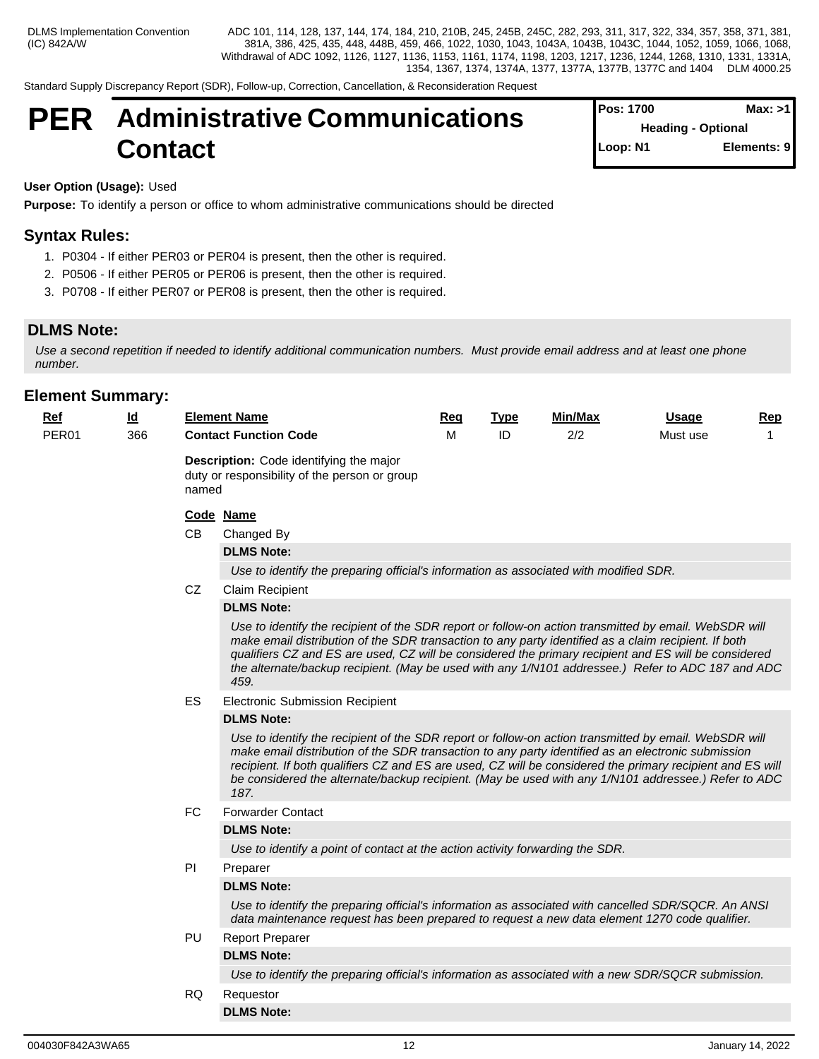Standard Supply Discrepancy Report (SDR), Follow-up, Correction, Cancellation, & Reconsideration Request

# PER Administrative Communications Contact

| | |
|---|---|
| **Pos: 1700** | **Max: >1** |
| **Heading - Optional** | |
| **Loop: N1** | **Elements: 9** |

**User Option (Usage):** Used

**Purpose:** To identify a person or office to whom administrative communications should be directed

## Syntax Rules:

1. P0304 - If either PER03 or PER04 is present, then the other is required.
2. P0506 - If either PER05 or PER06 is present, then the other is required.
3. P0708 - If either PER07 or PER08 is present, then the other is required.

### DLMS Note:

*Use a second repetition if needed to identify additional communication numbers. Must provide email address and at least one phone number.*

## Element Summary:

| Ref | Id | Element Name | Req | Type | Min/Max | Usage | Rep |
|---|---|---|---|---|---|---|---|
| PER01 | 366 | **Contact Function Code** | M | ID | 2/2 | Must use | 1 |

**Description:** Code identifying the major duty or responsibility of the person or group named

| Code | Name |
|---|---|
| CB | Changed By |
| | **DLMS Note:** *Use to identify the preparing official's information as associated with modified SDR.* |
| CZ | Claim Recipient |
| | **DLMS Note:** *Use to identify the recipient of the SDR report or follow-on action transmitted by email. WebSDR will make email distribution of the SDR transaction to any party identified as a claim recipient. If both qualifiers CZ and ES are used, CZ will be considered the primary recipient and ES will be considered the alternate/backup recipient. (May be used with any 1/N101 addressee.) Refer to ADC 187 and ADC 459.* |
| ES | Electronic Submission Recipient |
| | **DLMS Note:** *Use to identify the recipient of the SDR report or follow-on action transmitted by email. WebSDR will make email distribution of the SDR transaction to any party identified as an electronic submission recipient. If both qualifiers CZ and ES are used, CZ will be considered the primary recipient and ES will be considered the alternate/backup recipient. (May be used with any 1/N101 addressee.) Refer to ADC 187.* |
| FC | Forwarder Contact |
| | **DLMS Note:** *Use to identify a point of contact at the action activity forwarding the SDR.* |
| PI | Preparer |
| | **DLMS Note:** *Use to identify the preparing official's information as associated with cancelled SDR/SQCR. An ANSI data maintenance request has been prepared to request a new data element 1270 code qualifier.* |
| PU | Report Preparer |
| | **DLMS Note:** *Use to identify the preparing official's information as associated with a new SDR/SQCR submission.* |
| RQ | Requestor |
| | **DLMS Note:** |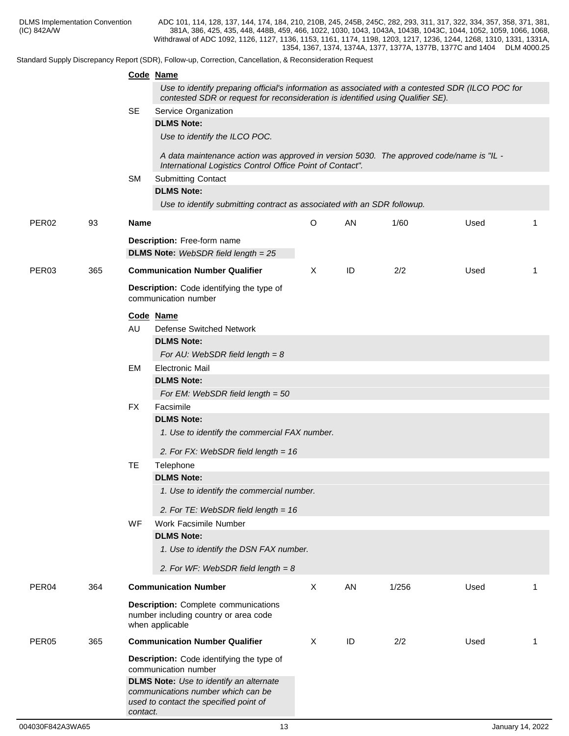Standard Supply Discrepancy Report (SDR), Follow-up, Correction, Cancellation, & Reconsideration Request

**Code Name**

*Use to identify preparing official's information as associated with a contested SDR (ILCO POC for contested SDR or request for reconsideration is identified using Qualifier SE).*

SE Service Organization

**DLMS Note:**

*Use to identify the ILCO POC.*

*A data maintenance action was approved in version 5030. The approved code/name is "IL - International Logistics Control Office Point of Contact".*

SM Submitting Contact

**DLMS Note:**

*Use to identify submitting contract as associated with an SDR followup.*

| | | | | | | | |
|---|---|---|---|---|---|---|---|
| PER02 | 93 | **Name** | O | AN | 1/60 | Used | 1 |

**Description:** Free-form name

**DLMS Note:** *WebSDR field length = 25*

| | | | | | | | |
|---|---|---|---|---|---|---|---|
| PER03 | 365 | **Communication Number Qualifier** | X | ID | 2/2 | Used | 1 |

**Description:** Code identifying the type of communication number

**Code Name**

AU Defense Switched Network

**DLMS Note:**

*For AU: WebSDR field length = 8*

EM Electronic Mail

**DLMS Note:**

*For EM: WebSDR field length = 50*

FX Facsimile

**DLMS Note:**

*1. Use to identify the commercial FAX number.*

*2. For FX: WebSDR field length = 16*

TE Telephone

**DLMS Note:**

*1. Use to identify the commercial number.*

*2. For TE: WebSDR field length = 16*

WF Work Facsimile Number

**DLMS Note:**

*1. Use to identify the DSN FAX number.*

*2. For WF: WebSDR field length = 8*

| | | | | | | | |
|---|---|---|---|---|---|---|---|
| PER04 | 364 | **Communication Number** | X | AN | 1/256 | Used | 1 |

**Description:** Complete communications number including country or area code when applicable

| | | | | | | | |
|---|---|---|---|---|---|---|---|
| PER05 | 365 | **Communication Number Qualifier** | X | ID | 2/2 | Used | 1 |

**Description:** Code identifying the type of communication number

**DLMS Note:** *Use to identify an alternate communications number which can be used to contact the specified point of contact.*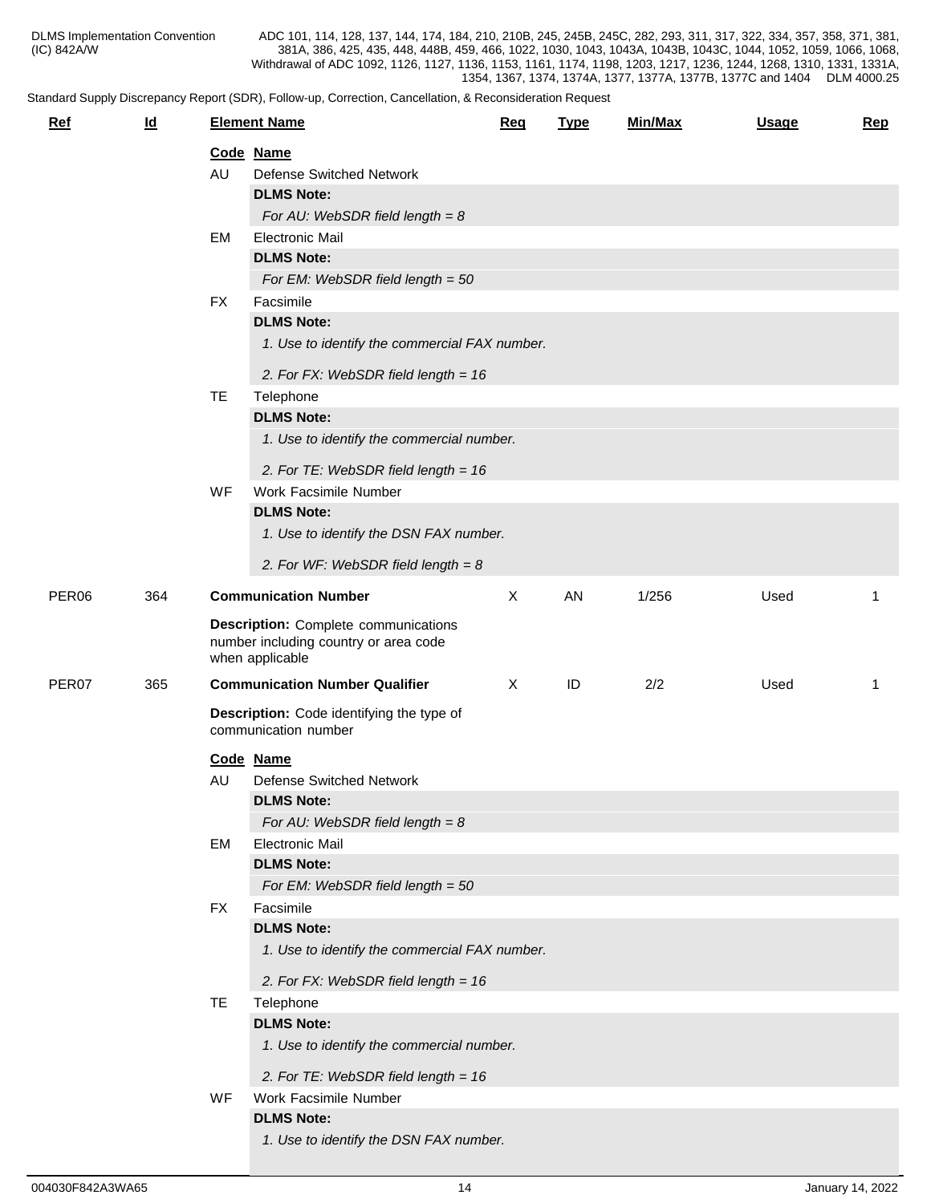Standard Supply Discrepancy Report (SDR), Follow-up, Correction, Cancellation, & Reconsideration Request

| Ref | Id | Element Name | Req | Type | Min/Max | Usage | Rep |
|---|---|---|---|---|---|---|---|

**Code Name**

AU Defense Switched Network

**DLMS Note:**

*For AU: WebSDR field length = 8*

EM Electronic Mail

**DLMS Note:**

*For EM: WebSDR field length = 50*

FX Facsimile

**DLMS Note:**

*1. Use to identify the commercial FAX number.*

*2. For FX: WebSDR field length = 16*

TE Telephone

**DLMS Note:**

*1. Use to identify the commercial number.*

*2. For TE: WebSDR field length = 16*

WF Work Facsimile Number

**DLMS Note:**

*1. Use to identify the DSN FAX number.*

*2. For WF: WebSDR field length = 8*

| Ref | Id | Element Name | Req | Type | Min/Max | Usage | Rep |
|---|---|---|---|---|---|---|---|
| PER06 | 364 | **Communication Number** | X | AN | 1/256 | Used | 1 |

**Description:** Complete communications number including country or area code when applicable

| Ref | Id | Element Name | Req | Type | Min/Max | Usage | Rep |
|---|---|---|---|---|---|---|---|
| PER07 | 365 | **Communication Number Qualifier** | X | ID | 2/2 | Used | 1 |

**Description:** Code identifying the type of communication number

**Code Name**

AU Defense Switched Network

**DLMS Note:**

*For AU: WebSDR field length = 8*

EM Electronic Mail

**DLMS Note:**

*For EM: WebSDR field length = 50*

FX Facsimile

**DLMS Note:**

*1. Use to identify the commercial FAX number.*

*2. For FX: WebSDR field length = 16*

TE Telephone

**DLMS Note:**

*1. Use to identify the commercial number.*

*2. For TE: WebSDR field length = 16*

WF Work Facsimile Number

**DLMS Note:**

*1. Use to identify the DSN FAX number.*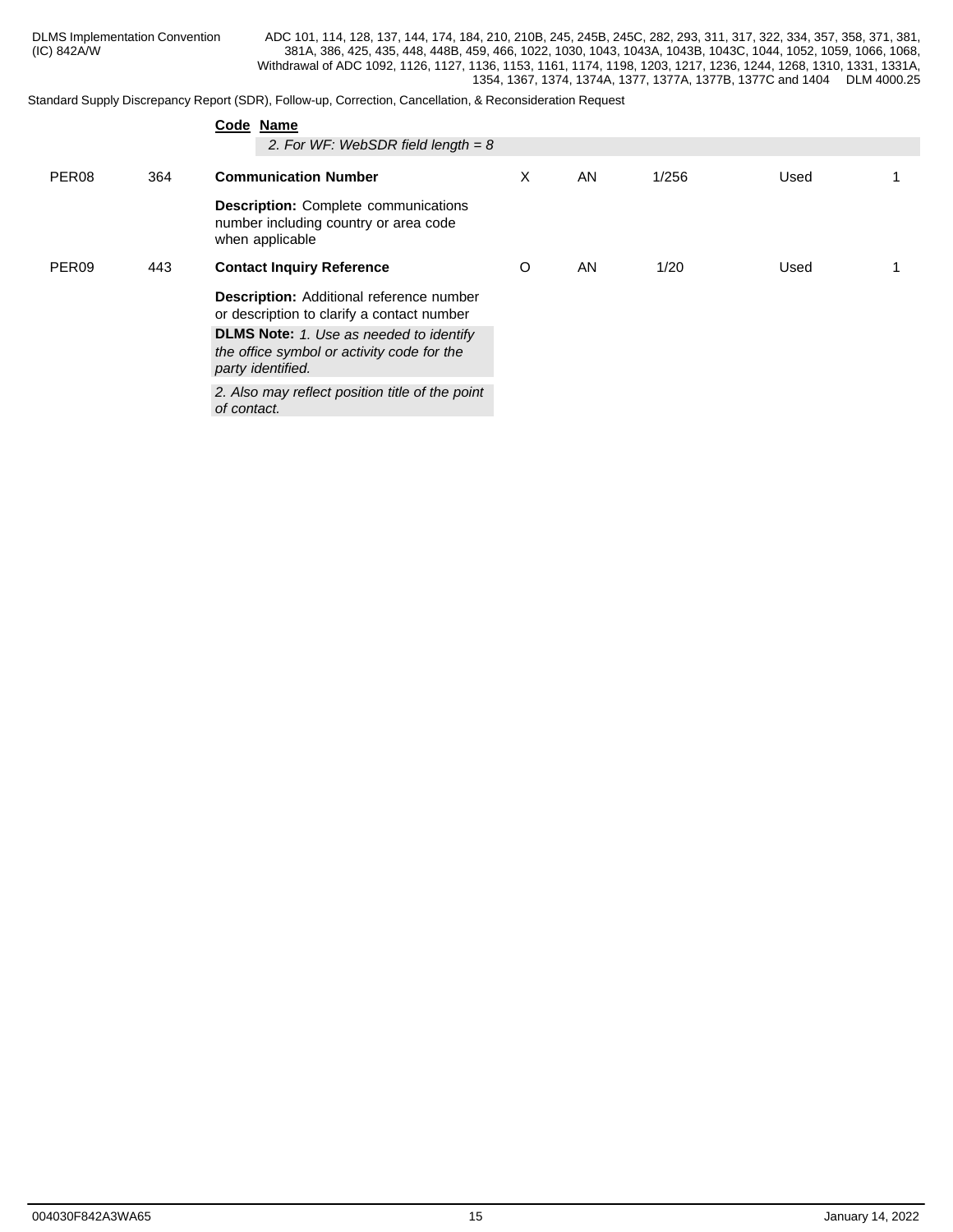Code Name

*2. For WF: WebSDR field length = 8*

| | | | | | | | |
|---|---|---|---|---|---|---|---|
| PER08 | 364 | **Communication Number** | X | AN | 1/256 | Used | 1 |
| | | **Description:** Complete communications number including country or area code when applicable | | | | | |
| PER09 | 443 | **Contact Inquiry Reference** | O | AN | 1/20 | Used | 1 |
| | | **Description:** Additional reference number or description to clarify a contact number | | | | | |
| | | **DLMS Note:** *1. Use as needed to identify the office symbol or activity code for the party identified.* | | | | | |
| | | *2. Also may reflect position title of the point of contact.* | | | | | |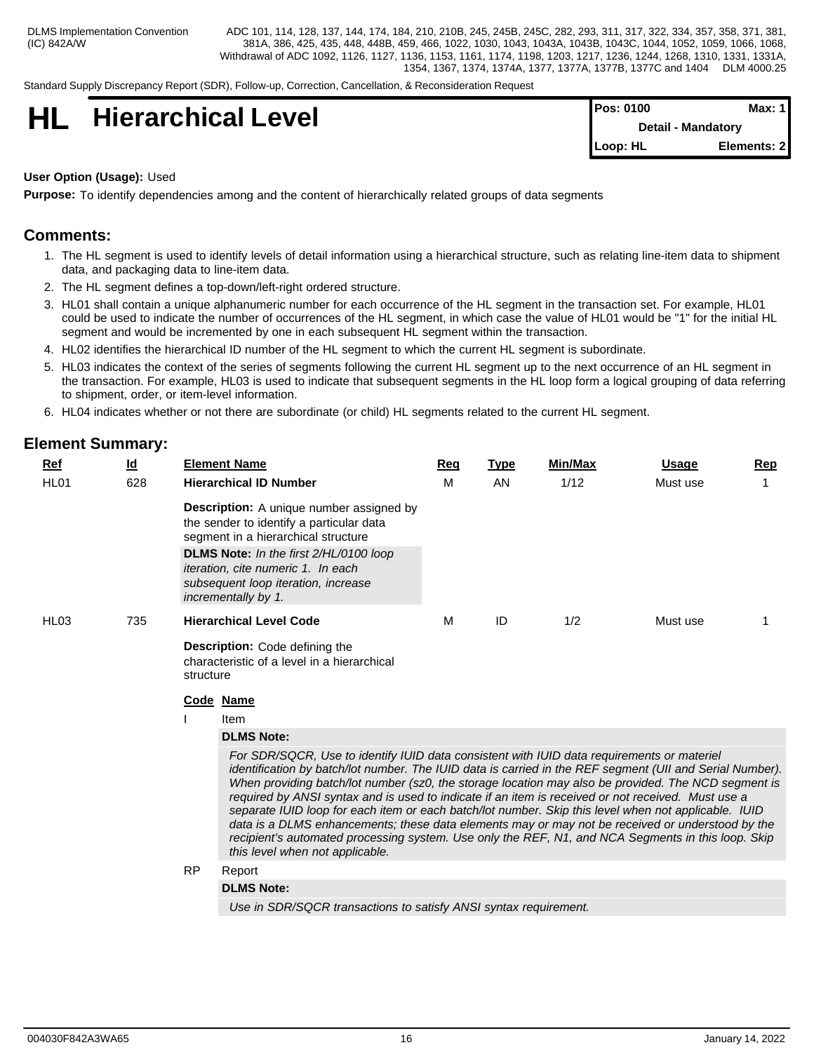Standard Supply Discrepancy Report (SDR), Follow-up, Correction, Cancellation, & Reconsideration Request

# HL Hierarchical Level

| | |
|---|---|
| **Pos: 0100** | **Max: 1** |
| **Detail - Mandatory** | |
| **Loop: HL** | **Elements: 2** |

**User Option (Usage):** Used

**Purpose:** To identify dependencies among and the content of hierarchically related groups of data segments

## Comments:

1. The HL segment is used to identify levels of detail information using a hierarchical structure, such as relating line-item data to shipment data, and packaging data to line-item data.
2. The HL segment defines a top-down/left-right ordered structure.
3. HL01 shall contain a unique alphanumeric number for each occurrence of the HL segment in the transaction set. For example, HL01 could be used to indicate the number of occurrences of the HL segment, in which case the value of HL01 would be "1" for the initial HL segment and would be incremented by one in each subsequent HL segment within the transaction.
4. HL02 identifies the hierarchical ID number of the HL segment to which the current HL segment is subordinate.
5. HL03 indicates the context of the series of segments following the current HL segment up to the next occurrence of an HL segment in the transaction. For example, HL03 is used to indicate that subsequent segments in the HL loop form a logical grouping of data referring to shipment, order, or item-level information.
6. HL04 indicates whether or not there are subordinate (or child) HL segments related to the current HL segment.

## Element Summary:

| Ref | Id | Element Name | Req | Type | Min/Max | Usage | Rep |
|---|---|---|---|---|---|---|---|
| HL01 | 628 | **Hierarchical ID Number** | M | AN | 1/12 | Must use | 1 |
| HL03 | 735 | **Hierarchical Level Code** | M | ID | 1/2 | Must use | 1 |

**HL01 Description:** A unique number assigned by the sender to identify a particular data segment in a hierarchical structure

**DLMS Note:** *In the first 2/HL/0100 loop iteration, cite numeric 1. In each subsequent loop iteration, increase incrementally by 1.*

**HL03 Description:** Code defining the characteristic of a level in a hierarchical structure

| Code | Name |
|---|---|
| I | Item |
| RP | Report |

**I — Item**

**DLMS Note:**

*For SDR/SQCR, Use to identify IUID data consistent with IUID data requirements or materiel identification by batch/lot number. The IUID data is carried in the REF segment (UII and Serial Number). When providing batch/lot number (sz0, the storage location may also be provided. The NCD segment is required by ANSI syntax and is used to indicate if an item is received or not received. Must use a separate IUID loop for each item or each batch/lot number. Skip this level when not applicable. IUID data is a DLMS enhancements; these data elements may or may not be received or understood by the recipient's automated processing system. Use only the REF, N1, and NCA Segments in this loop. Skip this level when not applicable.*

**RP — Report**

**DLMS Note:**

*Use in SDR/SQCR transactions to satisfy ANSI syntax requirement.*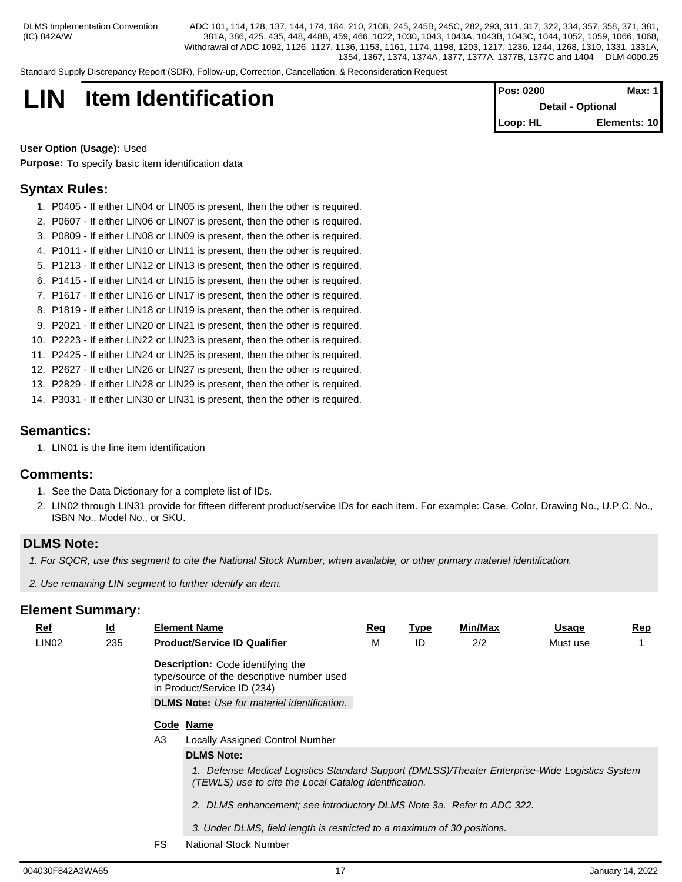Standard Supply Discrepancy Report (SDR), Follow-up, Correction, Cancellation, & Reconsideration Request

# LIN Item Identification

| Pos: 0200 | Max: 1 |
|---|---|
| Detail - Optional | |
| Loop: HL | Elements: 10 |

**User Option (Usage):** Used

**Purpose:** To specify basic item identification data

## Syntax Rules:

1. P0405 - If either LIN04 or LIN05 is present, then the other is required.
2. P0607 - If either LIN06 or LIN07 is present, then the other is required.
3. P0809 - If either LIN08 or LIN09 is present, then the other is required.
4. P1011 - If either LIN10 or LIN11 is present, then the other is required.
5. P1213 - If either LIN12 or LIN13 is present, then the other is required.
6. P1415 - If either LIN14 or LIN15 is present, then the other is required.
7. P1617 - If either LIN16 or LIN17 is present, then the other is required.
8. P1819 - If either LIN18 or LIN19 is present, then the other is required.
9. P2021 - If either LIN20 or LIN21 is present, then the other is required.
10. P2223 - If either LIN22 or LIN23 is present, then the other is required.
11. P2425 - If either LIN24 or LIN25 is present, then the other is required.
12. P2627 - If either LIN26 or LIN27 is present, then the other is required.
13. P2829 - If either LIN28 or LIN29 is present, then the other is required.
14. P3031 - If either LIN30 or LIN31 is present, then the other is required.

## Semantics:

1. LIN01 is the line item identification

## Comments:

1. See the Data Dictionary for a complete list of IDs.
2. LIN02 through LIN31 provide for fifteen different product/service IDs for each item. For example: Case, Color, Drawing No., U.P.C. No., ISBN No., Model No., or SKU.

## DLMS Note:

*1. For SQCR, use this segment to cite the National Stock Number, when available, or other primary materiel identification.*

*2. Use remaining LIN segment to further identify an item.*

## Element Summary:

| Ref | Id | Element Name | Req | Type | Min/Max | Usage | Rep |
|---|---|---|---|---|---|---|---|
| LIN02 | 235 | **Product/Service ID Qualifier** | M | ID | 2/2 | Must use | 1 |

**Description:** Code identifying the type/source of the descriptive number used in Product/Service ID (234)

**DLMS Note:** *Use for materiel identification.*

| Code | Name |
|---|---|
| A3 | Locally Assigned Control Number |

**DLMS Note:**

*1. Defense Medical Logistics Standard Support (DMLSS)/Theater Enterprise-Wide Logistics System (TEWLS) use to cite the Local Catalog Identification.*

*2. DLMS enhancement; see introductory DLMS Note 3a. Refer to ADC 322.*

*3. Under DLMS, field length is restricted to a maximum of 30 positions.*

| Code | Name |
|---|---|
| FS | National Stock Number |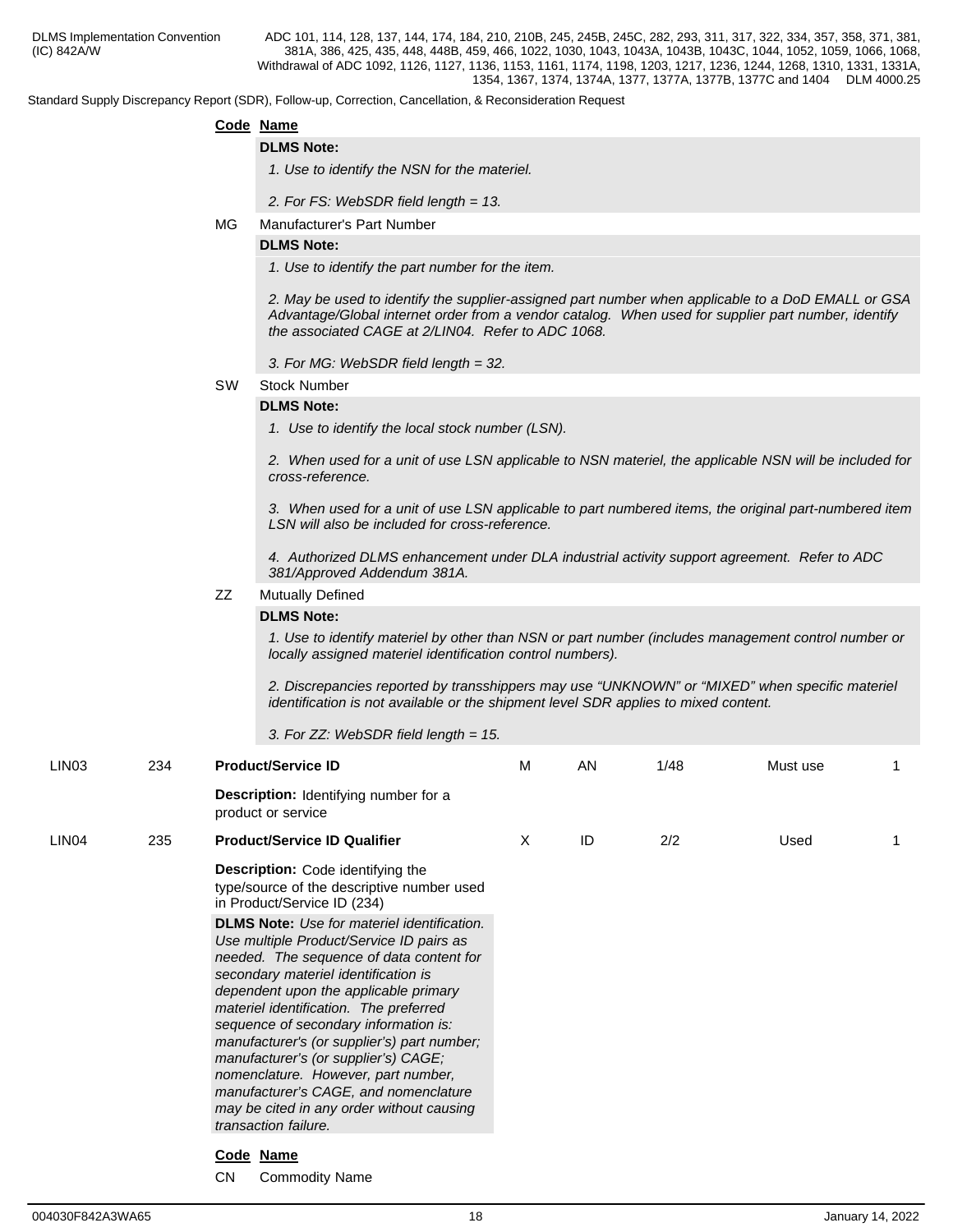| Code | Name |
|---|---|
| | **DLMS Note:** |
| | *1. Use to identify the NSN for the materiel.* |
| | *2. For FS: WebSDR field length = 13.* |
| MG | Manufacturer's Part Number |
| | **DLMS Note:** |
| | *1. Use to identify the part number for the item.* |
| | *2. May be used to identify the supplier-assigned part number when applicable to a DoD EMALL or GSA Advantage/Global internet order from a vendor catalog. When used for supplier part number, identify the associated CAGE at 2/LIN04. Refer to ADC 1068.* |
| | *3. For MG: WebSDR field length = 32.* |
| SW | Stock Number |
| | **DLMS Note:** |
| | *1. Use to identify the local stock number (LSN).* |
| | *2. When used for a unit of use LSN applicable to NSN materiel, the applicable NSN will be included for cross-reference.* |
| | *3. When used for a unit of use LSN applicable to part numbered items, the original part-numbered item LSN will also be included for cross-reference.* |
| | *4. Authorized DLMS enhancement under DLA industrial activity support agreement. Refer to ADC 381/Approved Addendum 381A.* |
| ZZ | Mutually Defined |
| | **DLMS Note:** |
| | *1. Use to identify materiel by other than NSN or part number (includes management control number or locally assigned materiel identification control numbers).* |
| | *2. Discrepancies reported by transshippers may use "UNKNOWN" or "MIXED" when specific materiel identification is not available or the shipment level SDR applies to mixed content.* |
| | *3. For ZZ: WebSDR field length = 15.* |

| | | | | | | | |
|---|---|---|---|---|---|---|---|
| LIN03 | 234 | **Product/Service ID**<br>**Description:** Identifying number for a product or service | M | AN | 1/48 | Must use | 1 |
| LIN04 | 235 | **Product/Service ID Qualifier**<br>**Description:** Code identifying the type/source of the descriptive number used in Product/Service ID (234)<br>**DLMS Note:** *Use for materiel identification. Use multiple Product/Service ID pairs as needed. The sequence of data content for secondary materiel identification is dependent upon the applicable primary materiel identification. The preferred sequence of secondary information is: manufacturer's (or supplier's) part number; manufacturer's (or supplier's) CAGE; nomenclature. However, part number, manufacturer's CAGE, and nomenclature may be cited in any order without causing transaction failure.* | X | ID | 2/2 | Used | 1 |

| Code | Name |
|---|---|
| CN | Commodity Name |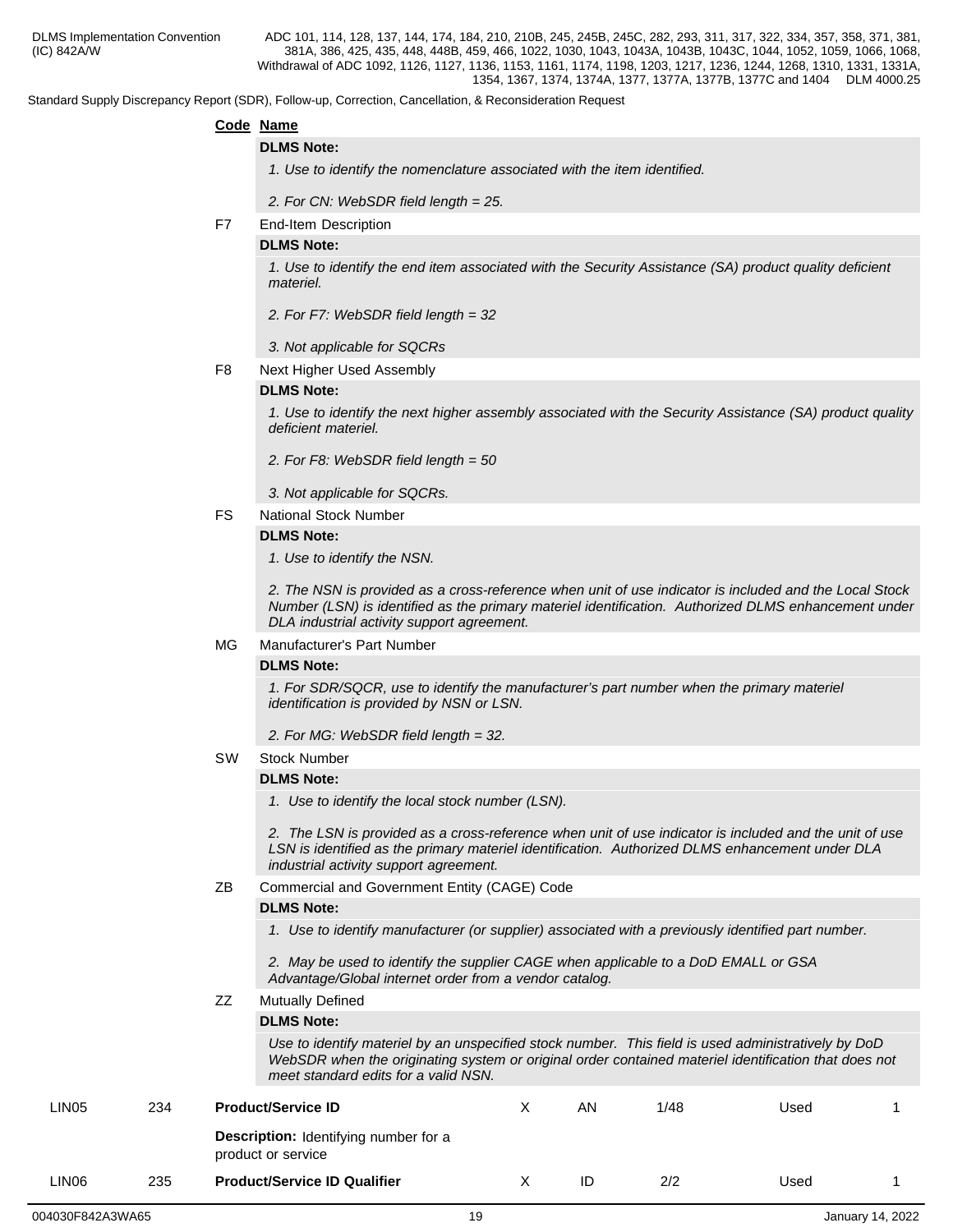Standard Supply Discrepancy Report (SDR), Follow-up, Correction, Cancellation, & Reconsideration Request

**Code** **Name**

**DLMS Note:**

*1. Use to identify the nomenclature associated with the item identified.*

*2. For CN: WebSDR field length = 25.*

F7 End-Item Description

**DLMS Note:**

*1. Use to identify the end item associated with the Security Assistance (SA) product quality deficient materiel.*

*2. For F7: WebSDR field length = 32*

*3. Not applicable for SQCRs*

F8 Next Higher Used Assembly

**DLMS Note:**

*1. Use to identify the next higher assembly associated with the Security Assistance (SA) product quality deficient materiel.*

*2. For F8: WebSDR field length = 50*

*3. Not applicable for SQCRs.*

FS National Stock Number

**DLMS Note:**

*1. Use to identify the NSN.*

*2. The NSN is provided as a cross-reference when unit of use indicator is included and the Local Stock Number (LSN) is identified as the primary materiel identification. Authorized DLMS enhancement under DLA industrial activity support agreement.*

MG Manufacturer's Part Number

**DLMS Note:**

*1. For SDR/SQCR, use to identify the manufacturer's part number when the primary materiel identification is provided by NSN or LSN.*

*2. For MG: WebSDR field length = 32.*

SW Stock Number

**DLMS Note:**

*1. Use to identify the local stock number (LSN).*

*2. The LSN is provided as a cross-reference when unit of use indicator is included and the unit of use LSN is identified as the primary materiel identification. Authorized DLMS enhancement under DLA industrial activity support agreement.*

ZB Commercial and Government Entity (CAGE) Code

**DLMS Note:**

*1. Use to identify manufacturer (or supplier) associated with a previously identified part number.*

*2. May be used to identify the supplier CAGE when applicable to a DoD EMALL or GSA Advantage/Global internet order from a vendor catalog.*

ZZ Mutually Defined

**DLMS Note:**

*Use to identify materiel by an unspecified stock number. This field is used administratively by DoD WebSDR when the originating system or original order contained materiel identification that does not meet standard edits for a valid NSN.*

| | | | | | | | |
|---|---|---|---|---|---|---|---|
| LIN05 | 234 | **Product/Service ID** | X | AN | 1/48 | Used | 1 |
| | | **Description:** Identifying number for a product or service | | | | | |
| LIN06 | 235 | **Product/Service ID Qualifier** | X | ID | 2/2 | Used | 1 |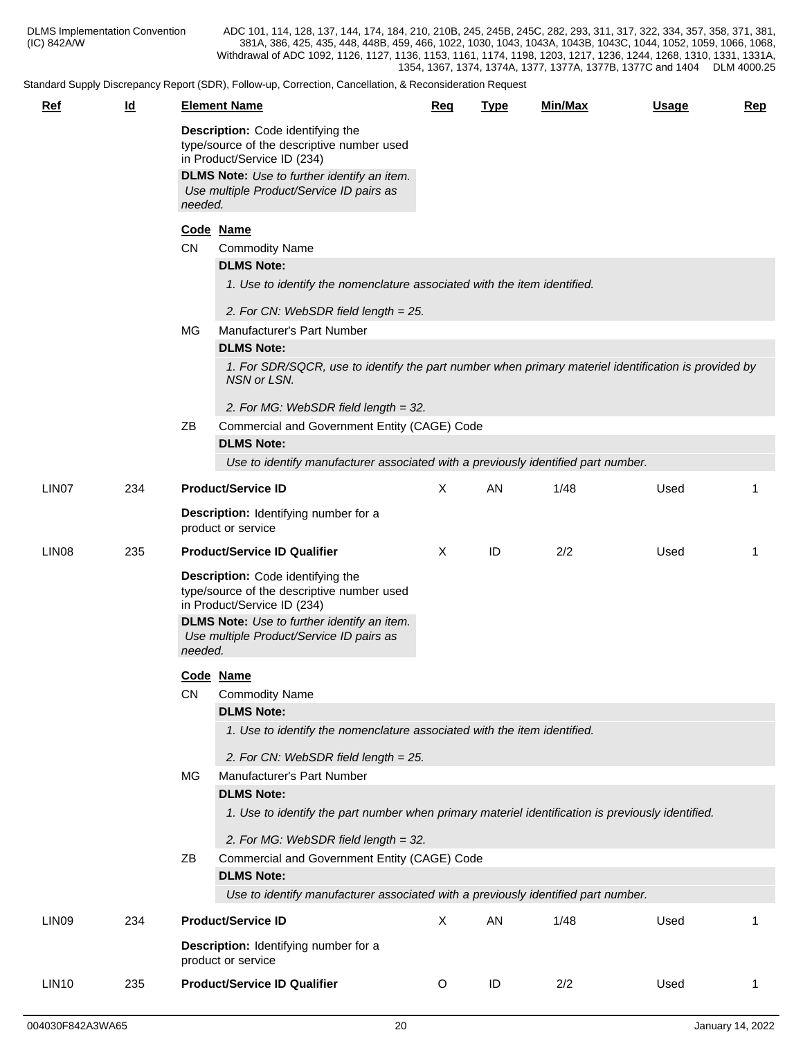Standard Supply Discrepancy Report (SDR), Follow-up, Correction, Cancellation, & Reconsideration Request

| Ref | Id | Element Name | Req | Type | Min/Max | Usage | Rep |
|---|---|---|---|---|---|---|---|
| | | **Description:** Code identifying the type/source of the descriptive number used in Product/Service ID (234)<br>**DLMS Note:** *Use to further identify an item. Use multiple Product/Service ID pairs as needed.* | | | | | |

**Code Name**

- **CN** Commodity Name
  **DLMS Note:**
  *1. Use to identify the nomenclature associated with the item identified.*
  *2. For CN: WebSDR field length = 25.*
- **MG** Manufacturer's Part Number
  **DLMS Note:**
  *1. For SDR/SQCR, use to identify the part number when primary materiel identification is provided by NSN or LSN.*
  *2. For MG: WebSDR field length = 32.*
- **ZB** Commercial and Government Entity (CAGE) Code
  **DLMS Note:**
  *Use to identify manufacturer associated with a previously identified part number.*

| Ref | Id | Element Name | Req | Type | Min/Max | Usage | Rep |
|---|---|---|---|---|---|---|---|
| LIN07 | 234 | **Product/Service ID**<br>**Description:** Identifying number for a product or service | X | AN | 1/48 | Used | 1 |
| LIN08 | 235 | **Product/Service ID Qualifier**<br>**Description:** Code identifying the type/source of the descriptive number used in Product/Service ID (234)<br>**DLMS Note:** *Use to further identify an item. Use multiple Product/Service ID pairs as needed.* | X | ID | 2/2 | Used | 1 |

**Code Name**

- **CN** Commodity Name
  **DLMS Note:**
  *1. Use to identify the nomenclature associated with the item identified.*
  *2. For CN: WebSDR field length = 25.*
- **MG** Manufacturer's Part Number
  **DLMS Note:**
  *1. Use to identify the part number when primary materiel identification is previously identified.*
  *2. For MG: WebSDR field length = 32.*
- **ZB** Commercial and Government Entity (CAGE) Code
  **DLMS Note:**
  *Use to identify manufacturer associated with a previously identified part number.*

| Ref | Id | Element Name | Req | Type | Min/Max | Usage | Rep |
|---|---|---|---|---|---|---|---|
| LIN09 | 234 | **Product/Service ID**<br>**Description:** Identifying number for a product or service | X | AN | 1/48 | Used | 1 |
| LIN10 | 235 | **Product/Service ID Qualifier** | O | ID | 2/2 | Used | 1 |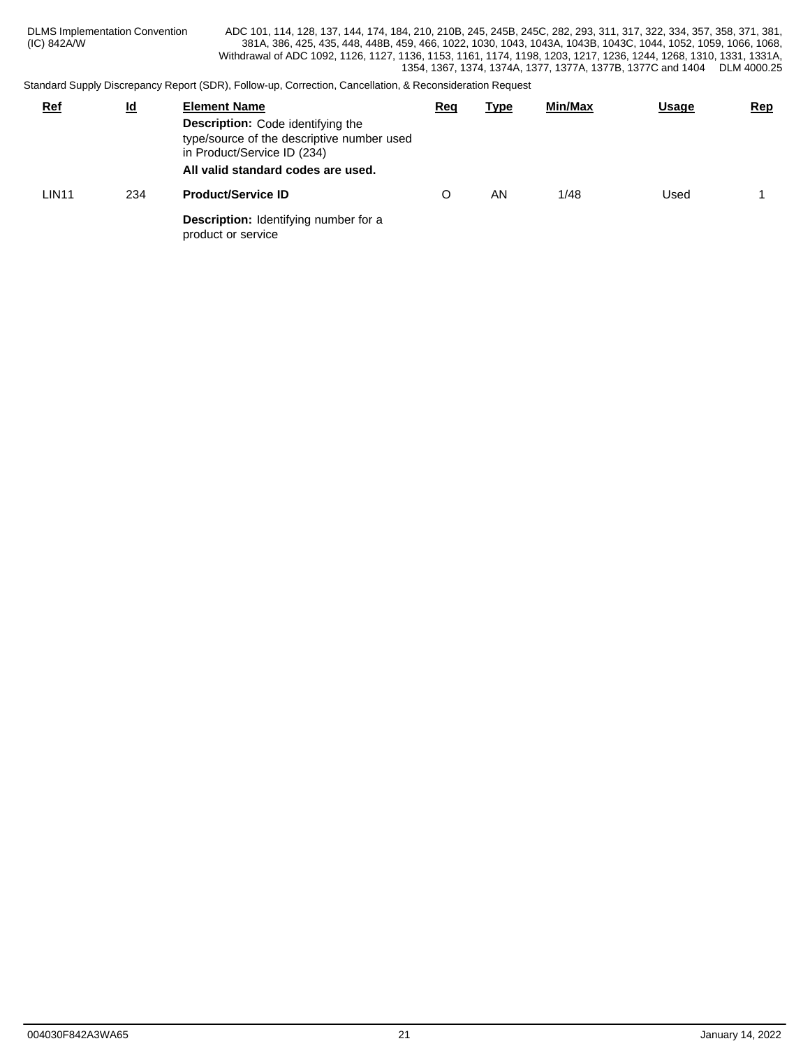| Ref | Id | Element Name | Req | Type | Min/Max | Usage | Rep |
|---|---|---|---|---|---|---|---|
| | | **Description:** Code identifying the type/source of the descriptive number used in Product/Service ID (234)<br>**All valid standard codes are used.** | | | | | |
| LIN11 | 234 | **Product/Service ID** | O | AN | 1/48 | Used | 1 |
| | | **Description:** Identifying number for a product or service | | | | | |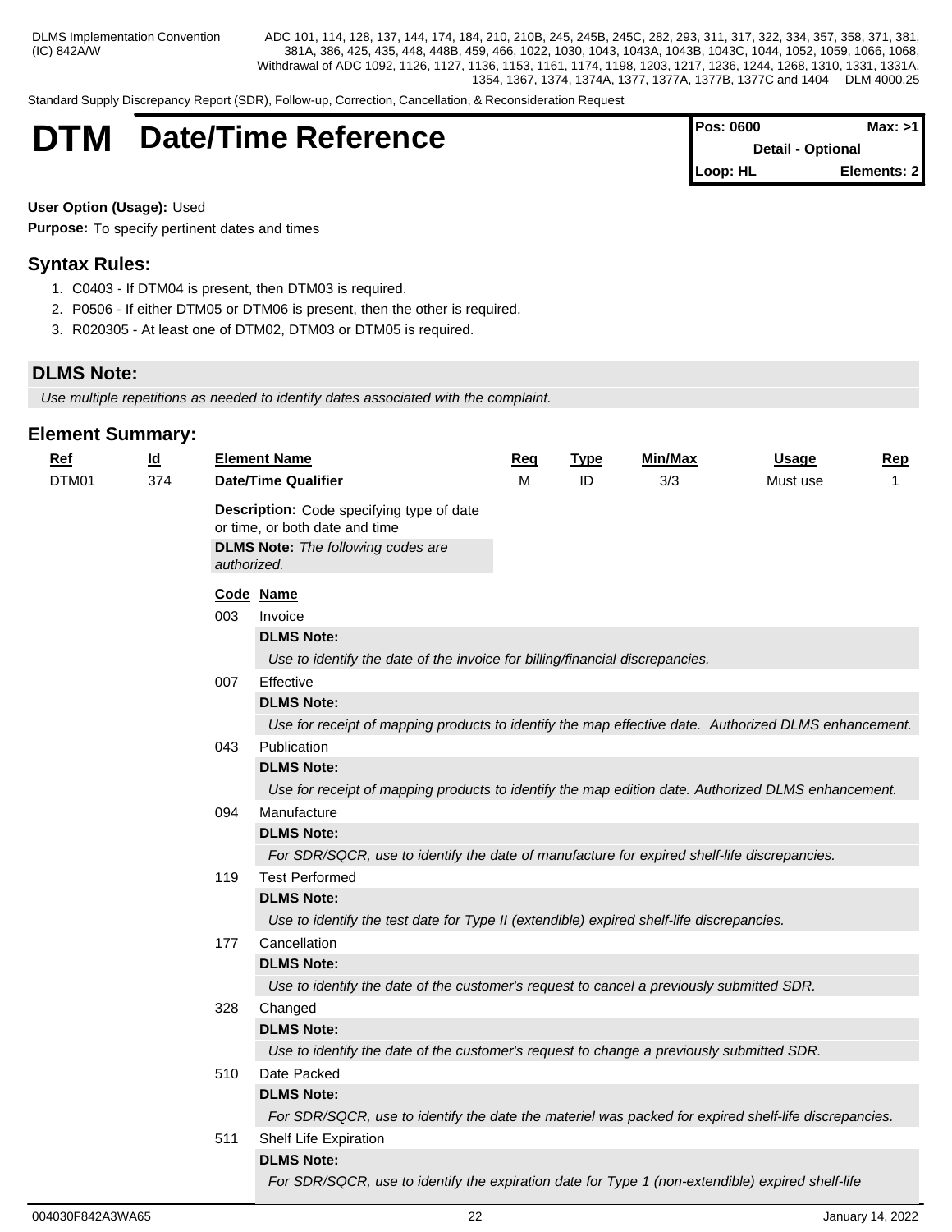Standard Supply Discrepancy Report (SDR), Follow-up, Correction, Cancellation, & Reconsideration Request

# DTM Date/Time Reference

| Pos: 0600 | Max: >1 |
|---|---|
| Detail - Optional | |
| Loop: HL | Elements: 2 |

**User Option (Usage):** Used

**Purpose:** To specify pertinent dates and times

## Syntax Rules:

1. C0403 - If DTM04 is present, then DTM03 is required.
2. P0506 - If either DTM05 or DTM06 is present, then the other is required.
3. R020305 - At least one of DTM02, DTM03 or DTM05 is required.

## DLMS Note:

*Use multiple repetitions as needed to identify dates associated with the complaint.*

## Element Summary:

| Ref | Id | Element Name | Req | Type | Min/Max | Usage | Rep |
|---|---|---|---|---|---|---|---|
| DTM01 | 374 | **Date/Time Qualifier** | M | ID | 3/3 | Must use | 1 |

**Description:** Code specifying type of date or time, or both date and time

**DLMS Note:** *The following codes are authorized.*

| Code | Name |
|---|---|
| 003 | Invoice<br>**DLMS Note:**<br>*Use to identify the date of the invoice for billing/financial discrepancies.* |
| 007 | Effective<br>**DLMS Note:**<br>*Use for receipt of mapping products to identify the map effective date. Authorized DLMS enhancement.* |
| 043 | Publication<br>**DLMS Note:**<br>*Use for receipt of mapping products to identify the map edition date. Authorized DLMS enhancement.* |
| 094 | Manufacture<br>**DLMS Note:**<br>*For SDR/SQCR, use to identify the date of manufacture for expired shelf-life discrepancies.* |
| 119 | Test Performed<br>**DLMS Note:**<br>*Use to identify the test date for Type II (extendible) expired shelf-life discrepancies.* |
| 177 | Cancellation<br>**DLMS Note:**<br>*Use to identify the date of the customer's request to cancel a previously submitted SDR.* |
| 328 | Changed<br>**DLMS Note:**<br>*Use to identify the date of the customer's request to change a previously submitted SDR.* |
| 510 | Date Packed<br>**DLMS Note:**<br>*For SDR/SQCR, use to identify the date the materiel was packed for expired shelf-life discrepancies.* |
| 511 | Shelf Life Expiration<br>**DLMS Note:**<br>*For SDR/SQCR, use to identify the expiration date for Type 1 (non-extendible) expired shelf-life* |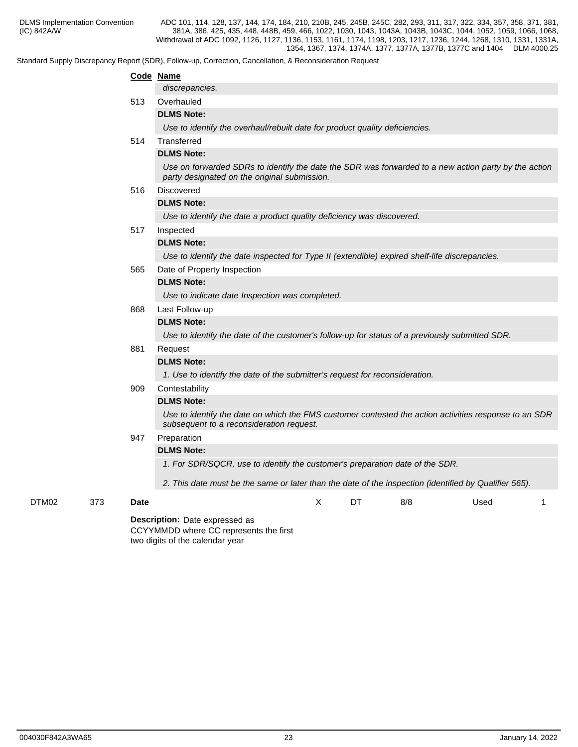| Code | Name |
|---|---|
| | *discrepancies.* |
| 513 | Overhauled |
| | **DLMS Note:** |
| | *Use to identify the overhaul/rebuilt date for product quality deficiencies.* |
| 514 | Transferred |
| | **DLMS Note:** |
| | *Use on forwarded SDRs to identify the date the SDR was forwarded to a new action party by the action party designated on the original submission.* |
| 516 | Discovered |
| | **DLMS Note:** |
| | *Use to identify the date a product quality deficiency was discovered.* |
| 517 | Inspected |
| | **DLMS Note:** |
| | *Use to identify the date inspected for Type II (extendible) expired shelf-life discrepancies.* |
| 565 | Date of Property Inspection |
| | **DLMS Note:** |
| | *Use to indicate date Inspection was completed.* |
| 868 | Last Follow-up |
| | **DLMS Note:** |
| | *Use to identify the date of the customer's follow-up for status of a previously submitted SDR.* |
| 881 | Request |
| | **DLMS Note:** |
| | *1. Use to identify the date of the submitter's request for reconsideration.* |
| 909 | Contestability |
| | **DLMS Note:** |
| | *Use to identify the date on which the FMS customer contested the action activities response to an SDR subsequent to a reconsideration request.* |
| 947 | Preparation |
| | **DLMS Note:** |
| | *1. For SDR/SQCR, use to identify the customer's preparation date of the SDR.* <br> *2. This date must be the same or later than the date of the inspection (identified by Qualifier 565).* |

| | | | | | | | |
|---|---|---|---|---|---|---|---|
| DTM02 | 373 | **Date** | X | DT | 8/8 | Used | 1 |

**Description:** Date expressed as CCYYMMDD where CC represents the first two digits of the calendar year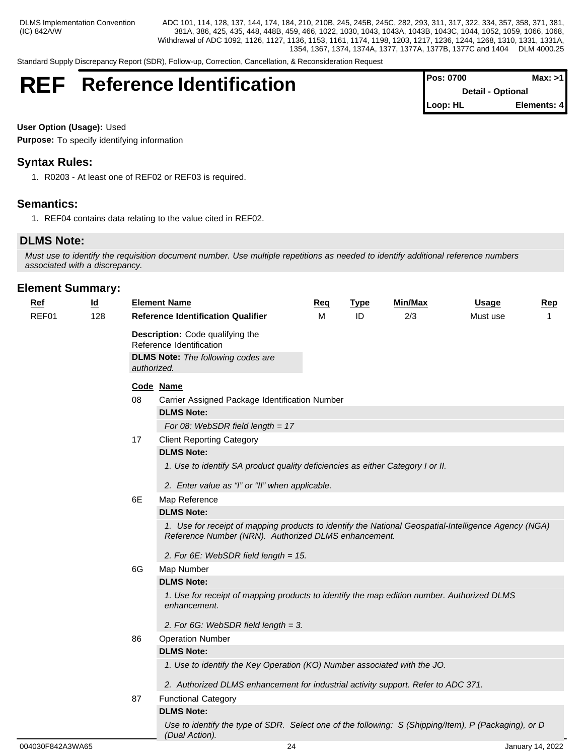Standard Supply Discrepancy Report (SDR), Follow-up, Correction, Cancellation, & Reconsideration Request

# REF Reference Identification

| Pos: 0700 | Max: >1 |
|---|---|
| Detail - Optional | |
| Loop: HL | Elements: 4 |

**User Option (Usage):** Used

**Purpose:** To specify identifying information

## Syntax Rules:

1. R0203 - At least one of REF02 or REF03 is required.

## Semantics:

1. REF04 contains data relating to the value cited in REF02.

## DLMS Note:

*Must use to identify the requisition document number. Use multiple repetitions as needed to identify additional reference numbers associated with a discrepancy.*

## Element Summary:

| Ref | Id | Element Name | Req | Type | Min/Max | Usage | Rep |
|---|---|---|---|---|---|---|---|
| REF01 | 128 | **Reference Identification Qualifier** | M | ID | 2/3 | Must use | 1 |

**Description:** Code qualifying the Reference Identification

**DLMS Note:** *The following codes are authorized.*

| Code | Name |
|---|---|
| 08 | Carrier Assigned Package Identification Number |

**DLMS Note:**

*For 08: WebSDR field length = 17*

| Code | Name |
|---|---|
| 17 | Client Reporting Category |

**DLMS Note:**

*1. Use to identify SA product quality deficiencies as either Category I or II.*

*2. Enter value as "I" or "II" when applicable.*

| Code | Name |
|---|---|
| 6E | Map Reference |

**DLMS Note:**

*1. Use for receipt of mapping products to identify the National Geospatial-Intelligence Agency (NGA) Reference Number (NRN). Authorized DLMS enhancement.*

*2. For 6E: WebSDR field length = 15.*

| Code | Name |
|---|---|
| 6G | Map Number |

**DLMS Note:**

*1. Use for receipt of mapping products to identify the map edition number. Authorized DLMS enhancement.*

*2. For 6G: WebSDR field length = 3.*

| Code | Name |
|---|---|
| 86 | Operation Number |

**DLMS Note:**

*1. Use to identify the Key Operation (KO) Number associated with the JO.*

*2. Authorized DLMS enhancement for industrial activity support. Refer to ADC 371.*

| Code | Name |
|---|---|
| 87 | Functional Category |

**DLMS Note:**

*Use to identify the type of SDR. Select one of the following: S (Shipping/Item), P (Packaging), or D (Dual Action).*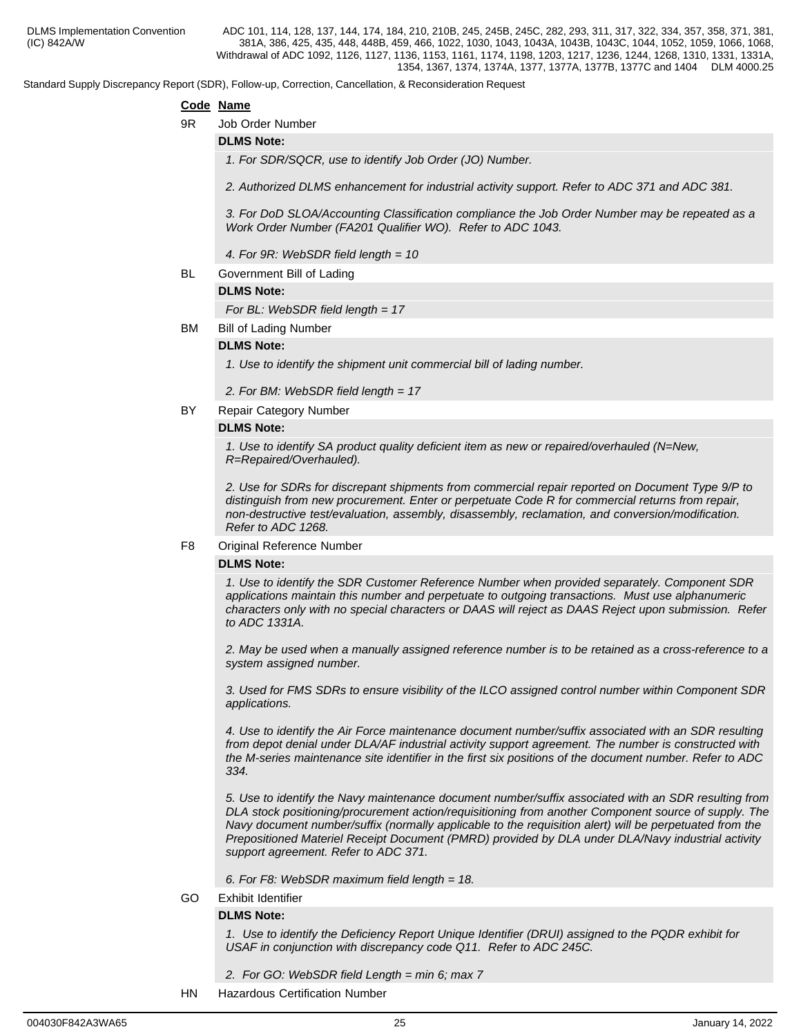**Code** **Name**

9R Job Order Number

**DLMS Note:**

*1. For SDR/SQCR, use to identify Job Order (JO) Number.*

*2. Authorized DLMS enhancement for industrial activity support. Refer to ADC 371 and ADC 381.*

*3. For DoD SLOA/Accounting Classification compliance the Job Order Number may be repeated as a Work Order Number (FA201 Qualifier WO). Refer to ADC 1043.*

*4. For 9R: WebSDR field length = 10*

BL Government Bill of Lading

**DLMS Note:**

*For BL: WebSDR field length = 17*

BM Bill of Lading Number

**DLMS Note:**

*1. Use to identify the shipment unit commercial bill of lading number.*

*2. For BM: WebSDR field length = 17*

BY Repair Category Number

**DLMS Note:**

*1. Use to identify SA product quality deficient item as new or repaired/overhauled (N=New, R=Repaired/Overhauled).*

*2. Use for SDRs for discrepant shipments from commercial repair reported on Document Type 9/P to distinguish from new procurement. Enter or perpetuate Code R for commercial returns from repair, non-destructive test/evaluation, assembly, disassembly, reclamation, and conversion/modification. Refer to ADC 1268.*

F8 Original Reference Number

**DLMS Note:**

*1. Use to identify the SDR Customer Reference Number when provided separately. Component SDR applications maintain this number and perpetuate to outgoing transactions. Must use alphanumeric characters only with no special characters or DAAS will reject as DAAS Reject upon submission. Refer to ADC 1331A.*

*2. May be used when a manually assigned reference number is to be retained as a cross-reference to a system assigned number.*

*3. Used for FMS SDRs to ensure visibility of the ILCO assigned control number within Component SDR applications.*

*4. Use to identify the Air Force maintenance document number/suffix associated with an SDR resulting from depot denial under DLA/AF industrial activity support agreement. The number is constructed with the M-series maintenance site identifier in the first six positions of the document number. Refer to ADC 334.*

*5. Use to identify the Navy maintenance document number/suffix associated with an SDR resulting from DLA stock positioning/procurement action/requisitioning from another Component source of supply. The Navy document number/suffix (normally applicable to the requisition alert) will be perpetuated from the Prepositioned Materiel Receipt Document (PMRD) provided by DLA under DLA/Navy industrial activity support agreement. Refer to ADC 371.*

*6. For F8: WebSDR maximum field length = 18.*

GO Exhibit Identifier

**DLMS Note:**

*1. Use to identify the Deficiency Report Unique Identifier (DRUI) assigned to the PQDR exhibit for USAF in conjunction with discrepancy code Q11. Refer to ADC 245C.*

*2. For GO: WebSDR field Length = min 6; max 7*

HN Hazardous Certification Number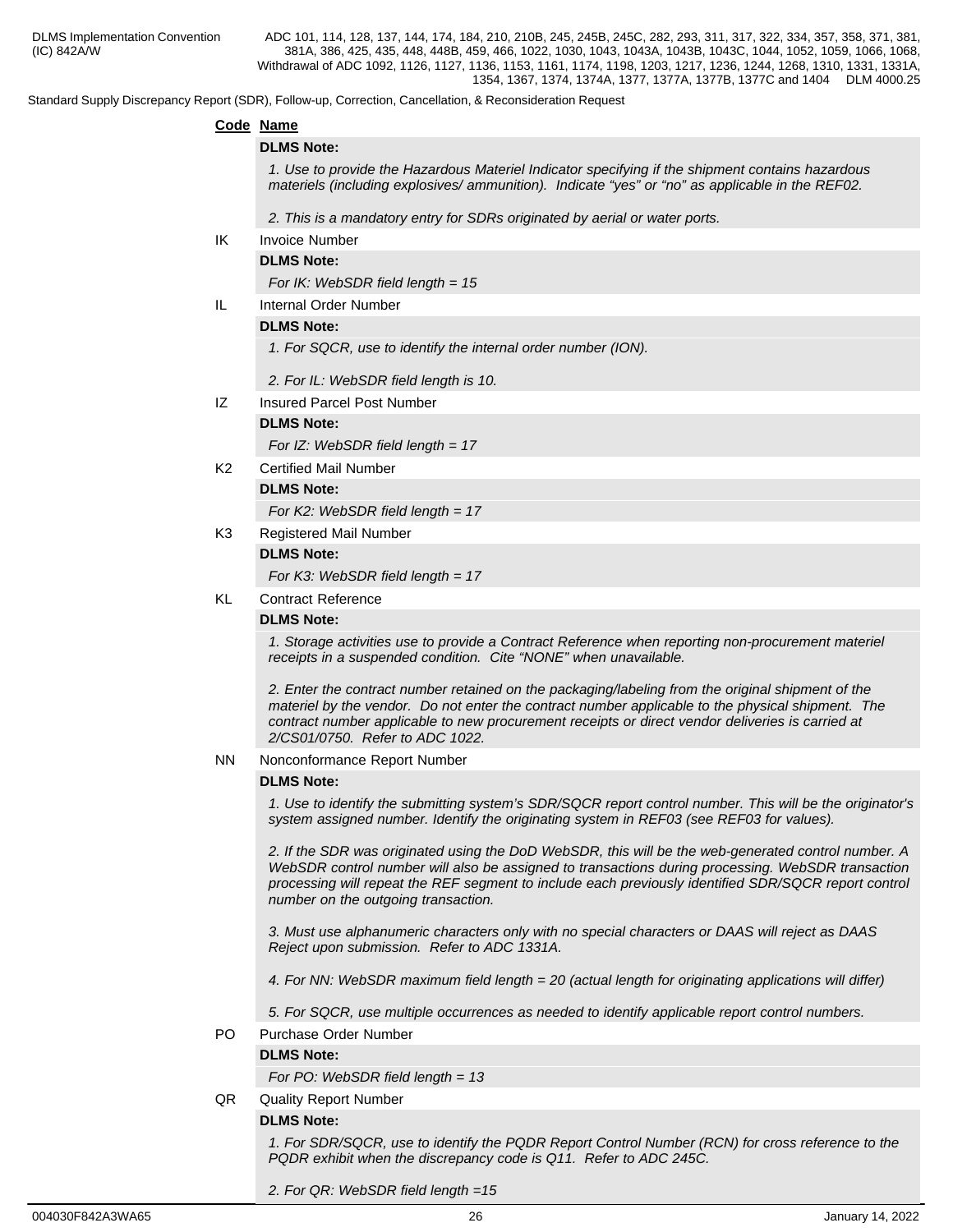Standard Supply Discrepancy Report (SDR), Follow-up, Correction, Cancellation, & Reconsideration Request

**Code Name**

**DLMS Note:**

*1. Use to provide the Hazardous Materiel Indicator specifying if the shipment contains hazardous materiels (including explosives/ ammunition). Indicate “yes” or “no” as applicable in the REF02.*

*2. This is a mandatory entry for SDRs originated by aerial or water ports.*

IK Invoice Number

**DLMS Note:**

*For IK: WebSDR field length = 15*

IL Internal Order Number

**DLMS Note:**

*1. For SQCR, use to identify the internal order number (ION).*

*2. For IL: WebSDR field length is 10.*

IZ Insured Parcel Post Number

**DLMS Note:**

*For IZ: WebSDR field length = 17*

K2 Certified Mail Number

**DLMS Note:**

*For K2: WebSDR field length = 17*

K3 Registered Mail Number

**DLMS Note:**

*For K3: WebSDR field length = 17*

KL Contract Reference

**DLMS Note:**

*1. Storage activities use to provide a Contract Reference when reporting non-procurement materiel receipts in a suspended condition. Cite “NONE” when unavailable.*

*2. Enter the contract number retained on the packaging/labeling from the original shipment of the materiel by the vendor. Do not enter the contract number applicable to the physical shipment. The contract number applicable to new procurement receipts or direct vendor deliveries is carried at 2/CS01/0750. Refer to ADC 1022.*

NN Nonconformance Report Number

**DLMS Note:**

*1. Use to identify the submitting system’s SDR/SQCR report control number. This will be the originator's system assigned number. Identify the originating system in REF03 (see REF03 for values).*

*2. If the SDR was originated using the DoD WebSDR, this will be the web-generated control number. A WebSDR control number will also be assigned to transactions during processing. WebSDR transaction processing will repeat the REF segment to include each previously identified SDR/SQCR report control number on the outgoing transaction.*

*3. Must use alphanumeric characters only with no special characters or DAAS will reject as DAAS Reject upon submission. Refer to ADC 1331A.*

*4. For NN: WebSDR maximum field length = 20 (actual length for originating applications will differ)*

*5. For SQCR, use multiple occurrences as needed to identify applicable report control numbers.*

PO Purchase Order Number

**DLMS Note:**

*For PO: WebSDR field length = 13*

QR Quality Report Number

**DLMS Note:**

*1. For SDR/SQCR, use to identify the PQDR Report Control Number (RCN) for cross reference to the PQDR exhibit when the discrepancy code is Q11. Refer to ADC 245C.*

*2. For QR: WebSDR field length =15*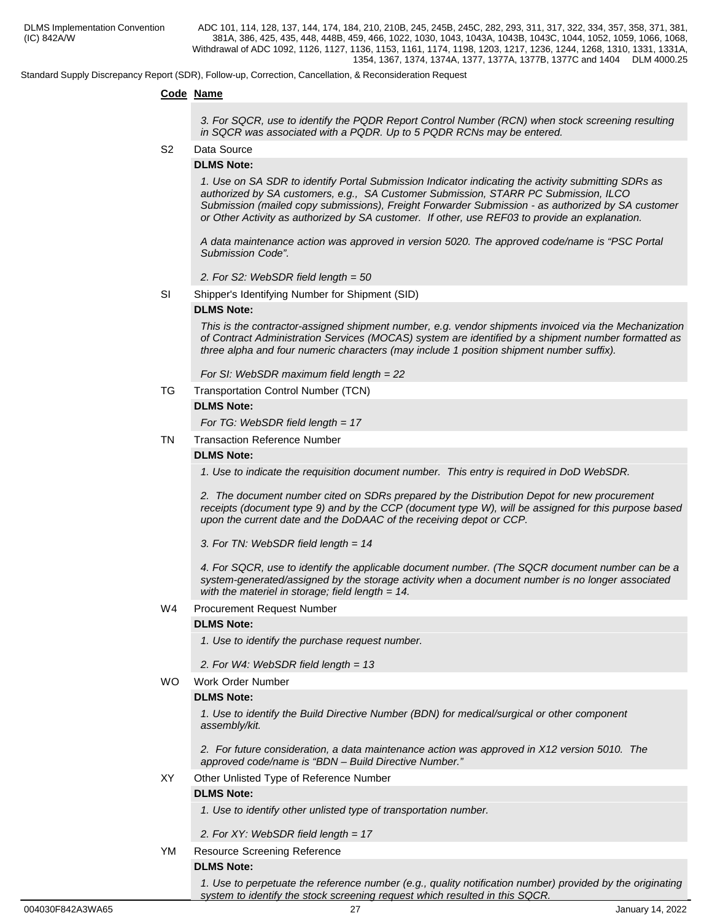Standard Supply Discrepancy Report (SDR), Follow-up, Correction, Cancellation, & Reconsideration Request

**Code Name**

*3. For SQCR, use to identify the PQDR Report Control Number (RCN) when stock screening resulting in SQCR was associated with a PQDR. Up to 5 PQDR RCNs may be entered.*

S2 Data Source

**DLMS Note:**

*1. Use on SA SDR to identify Portal Submission Indicator indicating the activity submitting SDRs as authorized by SA customers, e.g., SA Customer Submission, STARR PC Submission, ILCO Submission (mailed copy submissions), Freight Forwarder Submission - as authorized by SA customer or Other Activity as authorized by SA customer. If other, use REF03 to provide an explanation.*

*A data maintenance action was approved in version 5020. The approved code/name is "PSC Portal Submission Code".*

*2. For S2: WebSDR field length = 50*

SI Shipper's Identifying Number for Shipment (SID)

**DLMS Note:**

*This is the contractor-assigned shipment number, e.g. vendor shipments invoiced via the Mechanization of Contract Administration Services (MOCAS) system are identified by a shipment number formatted as three alpha and four numeric characters (may include 1 position shipment number suffix).*

*For SI: WebSDR maximum field length = 22*

TG Transportation Control Number (TCN)

**DLMS Note:**

*For TG: WebSDR field length = 17*

TN Transaction Reference Number

**DLMS Note:**

*1. Use to indicate the requisition document number. This entry is required in DoD WebSDR.*

*2. The document number cited on SDRs prepared by the Distribution Depot for new procurement receipts (document type 9) and by the CCP (document type W), will be assigned for this purpose based upon the current date and the DoDAAC of the receiving depot or CCP.*

*3. For TN: WebSDR field length = 14*

*4. For SQCR, use to identify the applicable document number. (The SQCR document number can be a system-generated/assigned by the storage activity when a document number is no longer associated with the materiel in storage; field length = 14.*

W4 Procurement Request Number

**DLMS Note:**

*1. Use to identify the purchase request number.*

*2. For W4: WebSDR field length = 13*

WO Work Order Number

**DLMS Note:**

*1. Use to identify the Build Directive Number (BDN) for medical/surgical or other component assembly/kit.*

*2. For future consideration, a data maintenance action was approved in X12 version 5010. The approved code/name is "BDN – Build Directive Number."*

XY Other Unlisted Type of Reference Number

**DLMS Note:**

*1. Use to identify other unlisted type of transportation number.*

*2. For XY: WebSDR field length = 17*

YM Resource Screening Reference

**DLMS Note:**

*1. Use to perpetuate the reference number (e.g., quality notification number) provided by the originating system to identify the stock screening request which resulted in this SQCR.*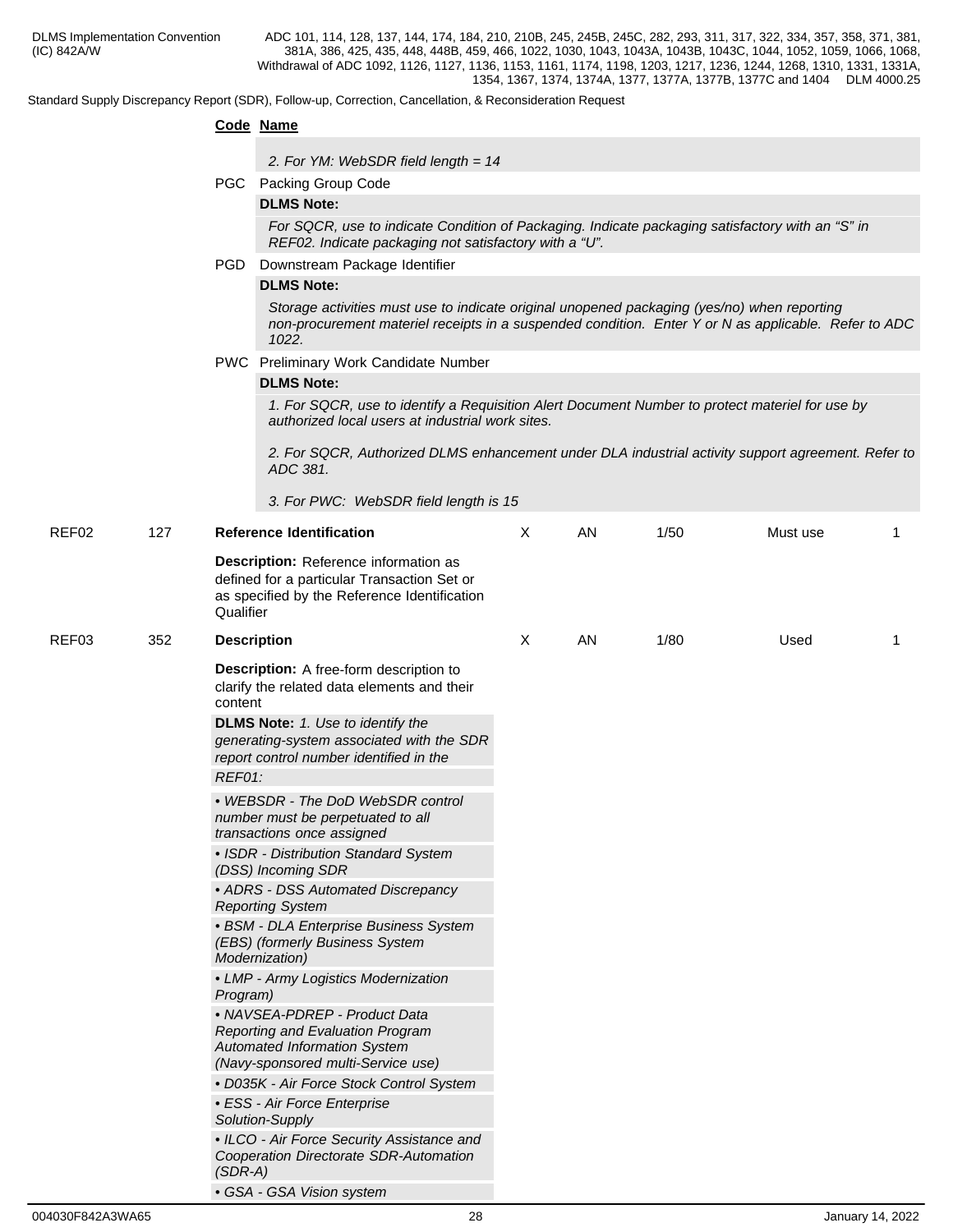Standard Supply Discrepancy Report (SDR), Follow-up, Correction, Cancellation, & Reconsideration Request

**Code** **Name**

*2. For YM: WebSDR field length = 14*

PGC Packing Group Code

**DLMS Note:**

*For SQCR, use to indicate Condition of Packaging. Indicate packaging satisfactory with an "S" in REF02. Indicate packaging not satisfactory with a "U".*

PGD Downstream Package Identifier

**DLMS Note:**

*Storage activities must use to indicate original unopened packaging (yes/no) when reporting non-procurement materiel receipts in a suspended condition. Enter Y or N as applicable. Refer to ADC 1022.*

PWC Preliminary Work Candidate Number

**DLMS Note:**

*1. For SQCR, use to identify a Requisition Alert Document Number to protect materiel for use by authorized local users at industrial work sites.*

*2. For SQCR, Authorized DLMS enhancement under DLA industrial activity support agreement. Refer to ADC 381.*

*3. For PWC: WebSDR field length is 15*

| | | | | | | | |
|---|---|---|---|---|---|---|---|
| REF02 | 127 | **Reference Identification** | X | AN | 1/50 | Must use | 1 |
| REF03 | 352 | **Description** | X | AN | 1/80 | Used | 1 |

REF02 **Description:** Reference information as defined for a particular Transaction Set or as specified by the Reference Identification Qualifier

REF03 **Description:** A free-form description to clarify the related data elements and their content

**DLMS Note:** *1. Use to identify the generating-system associated with the SDR report control number identified in the REF01:*

- *WEBSDR - The DoD WebSDR control number must be perpetuated to all transactions once assigned*
- *ISDR - Distribution Standard System (DSS) Incoming SDR*
- *ADRS - DSS Automated Discrepancy Reporting System*
- *BSM - DLA Enterprise Business System (EBS) (formerly Business System Modernization)*
- *LMP - Army Logistics Modernization Program)*
- *NAVSEA-PDREP - Product Data Reporting and Evaluation Program Automated Information System (Navy-sponsored multi-Service use)*
- *D035K - Air Force Stock Control System*
- *ESS - Air Force Enterprise Solution-Supply*
- *ILCO - Air Force Security Assistance and Cooperation Directorate SDR-Automation (SDR-A)*
- *GSA - GSA Vision system*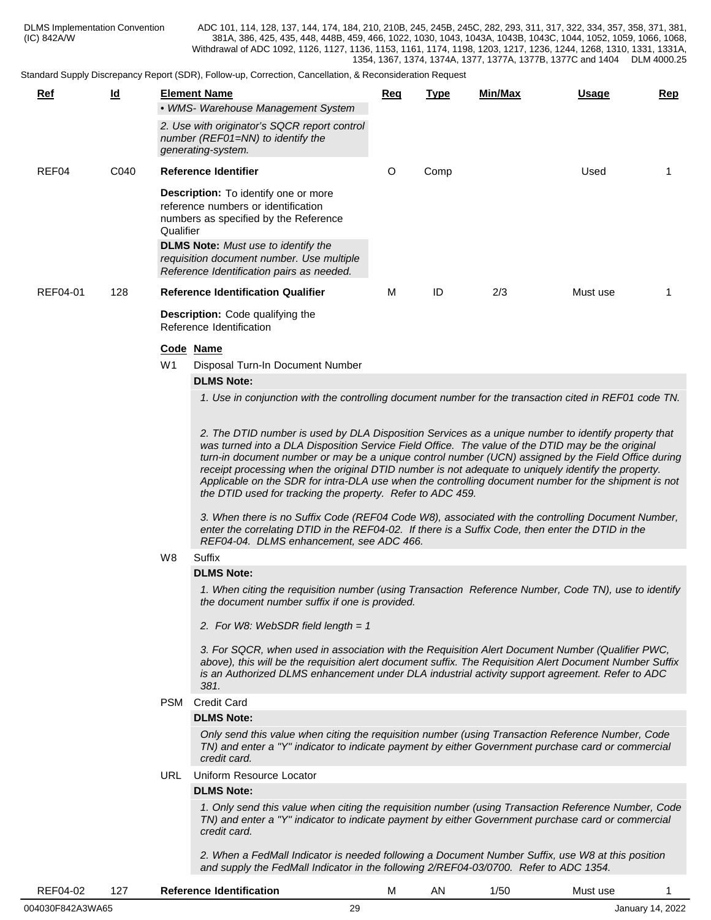Standard Supply Discrepancy Report (SDR), Follow-up, Correction, Cancellation, & Reconsideration Request

| Ref | Id | Element Name | Req | Type | Min/Max | Usage | Rep |
|---|---|---|---|---|---|---|---|
| | | *• WMS- Warehouse Management System* | | | | | |
| | | *2. Use with originator's SQCR report control number (REF01=NN) to identify the generating-system.* | | | | | |
| REF04 | C040 | **Reference Identifier** | O | Comp | | Used | 1 |
| | | **Description:** To identify one or more reference numbers or identification numbers as specified by the Reference Qualifier | | | | | |
| | | **DLMS Note:** *Must use to identify the requisition document number. Use multiple Reference Identification pairs as needed.* | | | | | |
| REF04-01 | 128 | **Reference Identification Qualifier** | M | ID | 2/3 | Must use | 1 |
| | | **Description:** Code qualifying the Reference Identification | | | | | |

**Code Name**

W1 Disposal Turn-In Document Number

**DLMS Note:**

*1. Use in conjunction with the controlling document number for the transaction cited in REF01 code TN.*

*2. The DTID number is used by DLA Disposition Services as a unique number to identify property that was turned into a DLA Disposition Service Field Office. The value of the DTID may be the original turn-in document number or may be a unique control number (UCN) assigned by the Field Office during receipt processing when the original DTID number is not adequate to uniquely identify the property. Applicable on the SDR for intra-DLA use when the controlling document number for the shipment is not the DTID used for tracking the property. Refer to ADC 459.*

*3. When there is no Suffix Code (REF04 Code W8), associated with the controlling Document Number, enter the correlating DTID in the REF04-02. If there is a Suffix Code, then enter the DTID in the REF04-04. DLMS enhancement, see ADC 466.*

W8 Suffix

**DLMS Note:**

*1. When citing the requisition number (using Transaction Reference Number, Code TN), use to identify the document number suffix if one is provided.*

*2. For W8: WebSDR field length = 1*

*3. For SQCR, when used in association with the Requisition Alert Document Number (Qualifier PWC, above), this will be the requisition alert document suffix. The Requisition Alert Document Number Suffix is an Authorized DLMS enhancement under DLA industrial activity support agreement. Refer to ADC 381.*

PSM Credit Card

**DLMS Note:**

*Only send this value when citing the requisition number (using Transaction Reference Number, Code TN) and enter a "Y" indicator to indicate payment by either Government purchase card or commercial credit card.*

URL Uniform Resource Locator

**DLMS Note:**

*1. Only send this value when citing the requisition number (using Transaction Reference Number, Code TN) and enter a "Y" indicator to indicate payment by either Government purchase card or commercial credit card.*

*2. When a FedMall Indicator is needed following a Document Number Suffix, use W8 at this position and supply the FedMall Indicator in the following 2/REF04-03/0700. Refer to ADC 1354.*

| Ref | Id | Element Name | Req | Type | Min/Max | Usage | Rep |
|---|---|---|---|---|---|---|---|
| REF04-02 | 127 | **Reference Identification** | M | AN | 1/50 | Must use | 1 |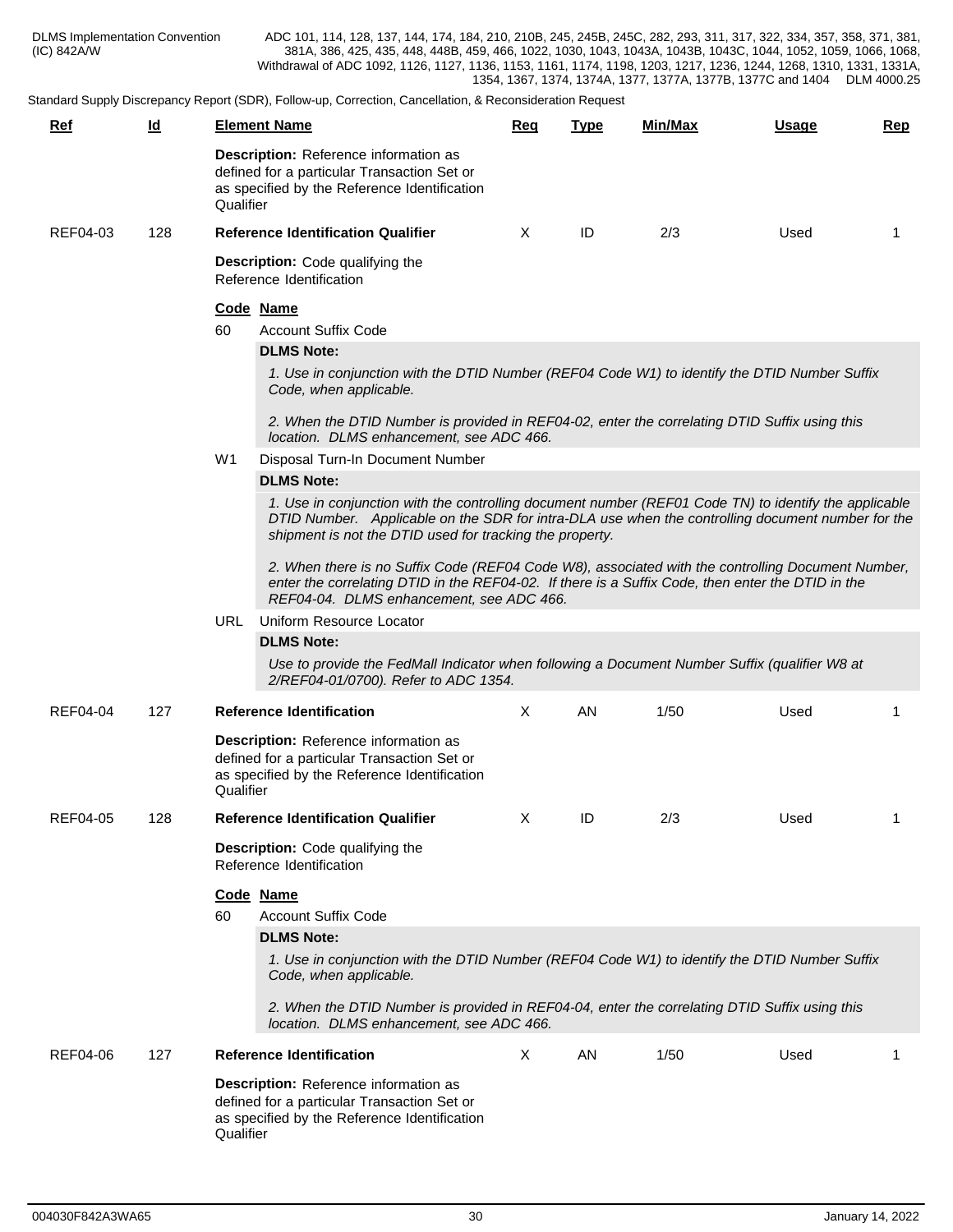Standard Supply Discrepancy Report (SDR), Follow-up, Correction, Cancellation, & Reconsideration Request

| Ref | Id | Element Name | Req | Type | Min/Max | Usage | Rep |
|---|---|---|---|---|---|---|---|
| | | **Description:** Reference information as defined for a particular Transaction Set or as specified by the Reference Identification Qualifier | | | | | |
| REF04-03 | 128 | **Reference Identification Qualifier** | X | ID | 2/3 | Used | 1 |

**Description:** Code qualifying the Reference Identification

| Code | Name |
|---|---|
| 60 | Account Suffix Code |

**DLMS Note:**

*1. Use in conjunction with the DTID Number (REF04 Code W1) to identify the DTID Number Suffix Code, when applicable.*

*2. When the DTID Number is provided in REF04-02, enter the correlating DTID Suffix using this location. DLMS enhancement, see ADC 466.*

| Code | Name |
|---|---|
| W1 | Disposal Turn-In Document Number |

**DLMS Note:**

*1. Use in conjunction with the controlling document number (REF01 Code TN) to identify the applicable DTID Number. Applicable on the SDR for intra-DLA use when the controlling document number for the shipment is not the DTID used for tracking the property.*

*2. When there is no Suffix Code (REF04 Code W8), associated with the controlling Document Number, enter the correlating DTID in the REF04-02. If there is a Suffix Code, then enter the DTID in the REF04-04. DLMS enhancement, see ADC 466.*

| Code | Name |
|---|---|
| URL | Uniform Resource Locator |

**DLMS Note:**

*Use to provide the FedMall Indicator when following a Document Number Suffix (qualifier W8 at 2/REF04-01/0700). Refer to ADC 1354.*

| Ref | Id | Element Name | Req | Type | Min/Max | Usage | Rep |
|---|---|---|---|---|---|---|---|
| REF04-04 | 127 | **Reference Identification** | X | AN | 1/50 | Used | 1 |
| | | **Description:** Reference information as defined for a particular Transaction Set or as specified by the Reference Identification Qualifier | | | | | |
| REF04-05 | 128 | **Reference Identification Qualifier** | X | ID | 2/3 | Used | 1 |

**Description:** Code qualifying the Reference Identification

| Code | Name |
|---|---|
| 60 | Account Suffix Code |

**DLMS Note:**

*1. Use in conjunction with the DTID Number (REF04 Code W1) to identify the DTID Number Suffix Code, when applicable.*

*2. When the DTID Number is provided in REF04-04, enter the correlating DTID Suffix using this location. DLMS enhancement, see ADC 466.*

| Ref | Id | Element Name | Req | Type | Min/Max | Usage | Rep |
|---|---|---|---|---|---|---|---|
| REF04-06 | 127 | **Reference Identification** | X | AN | 1/50 | Used | 1 |
| | | **Description:** Reference information as defined for a particular Transaction Set or as specified by the Reference Identification Qualifier | | | | | |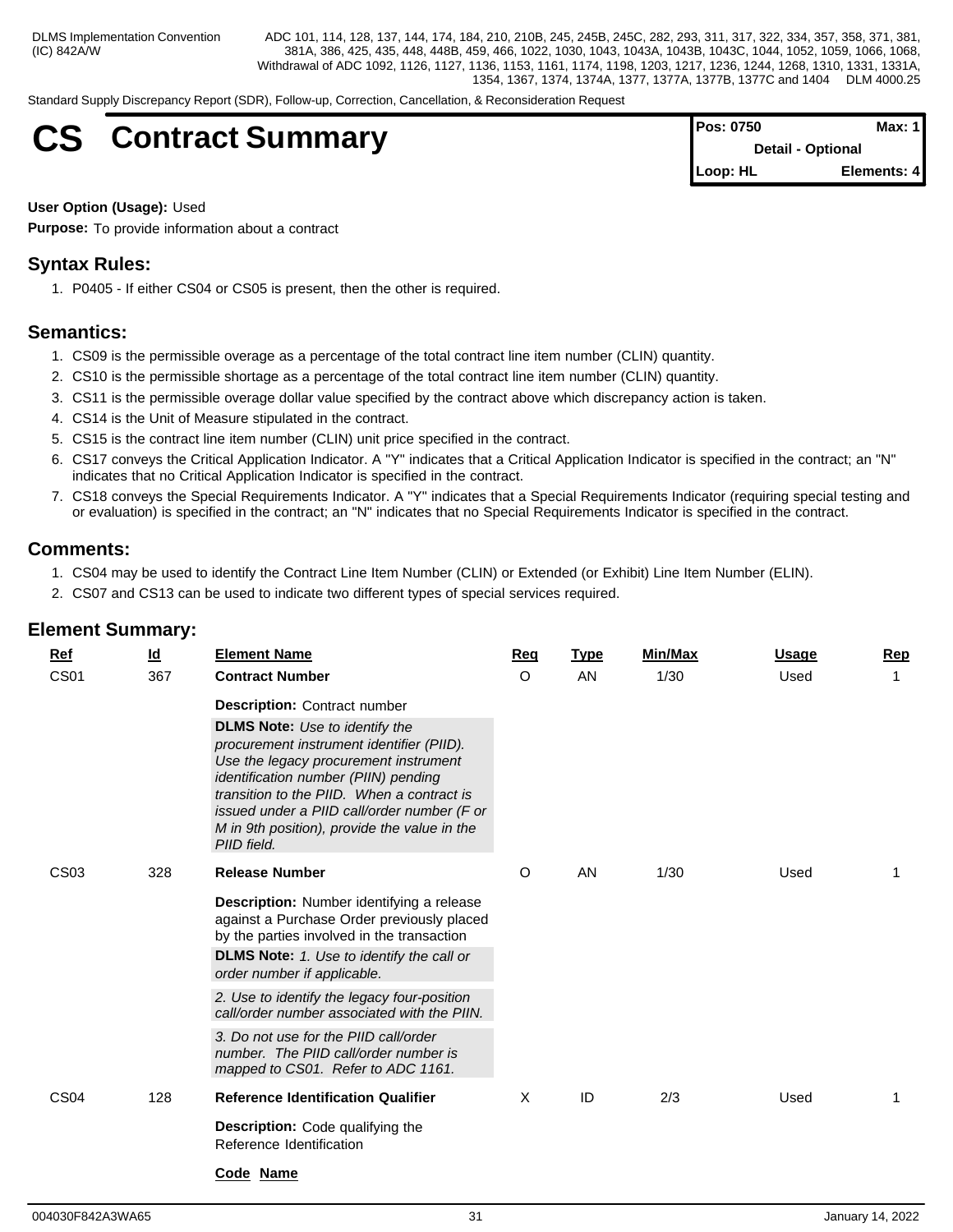Standard Supply Discrepancy Report (SDR), Follow-up, Correction, Cancellation, & Reconsideration Request

# CS Contract Summary

| Pos: 0750 | Max: 1 |
|---|---|
| Detail - Optional | |
| Loop: HL | Elements: 4 |

**User Option (Usage):** Used

**Purpose:** To provide information about a contract

## Syntax Rules:

1. P0405 - If either CS04 or CS05 is present, then the other is required.

## Semantics:

1. CS09 is the permissible overage as a percentage of the total contract line item number (CLIN) quantity.
2. CS10 is the permissible shortage as a percentage of the total contract line item number (CLIN) quantity.
3. CS11 is the permissible overage dollar value specified by the contract above which discrepancy action is taken.
4. CS14 is the Unit of Measure stipulated in the contract.
5. CS15 is the contract line item number (CLIN) unit price specified in the contract.
6. CS17 conveys the Critical Application Indicator. A "Y" indicates that a Critical Application Indicator is specified in the contract; an "N" indicates that no Critical Application Indicator is specified in the contract.
7. CS18 conveys the Special Requirements Indicator. A "Y" indicates that a Special Requirements Indicator (requiring special testing and or evaluation) is specified in the contract; an "N" indicates that no Special Requirements Indicator is specified in the contract.

## Comments:

1. CS04 may be used to identify the Contract Line Item Number (CLIN) or Extended (or Exhibit) Line Item Number (ELIN).
2. CS07 and CS13 can be used to indicate two different types of special services required.

## Element Summary:

| Ref | Id | Element Name | Req | Type | Min/Max | Usage | Rep |
|---|---|---|---|---|---|---|---|
| CS01 | 367 | **Contract Number** | O | AN | 1/30 | Used | 1 |
| | | **Description:** Contract number | | | | | |
| | | **DLMS Note:** *Use to identify the procurement instrument identifier (PIID). Use the legacy procurement instrument identification number (PIIN) pending transition to the PIID. When a contract is issued under a PIID call/order number (F or M in 9th position), provide the value in the PIID field.* | | | | | |
| CS03 | 328 | **Release Number** | O | AN | 1/30 | Used | 1 |
| | | **Description:** Number identifying a release against a Purchase Order previously placed by the parties involved in the transaction | | | | | |
| | | **DLMS Note:** *1. Use to identify the call or order number if applicable.* | | | | | |
| | | *2. Use to identify the legacy four-position call/order number associated with the PIIN.* | | | | | |
| | | *3. Do not use for the PIID call/order number. The PIID call/order number is mapped to CS01. Refer to ADC 1161.* | | | | | |
| CS04 | 128 | **Reference Identification Qualifier** | X | ID | 2/3 | Used | 1 |
| | | **Description:** Code qualifying the Reference Identification | | | | | |
| | | **Code Name** | | | | | |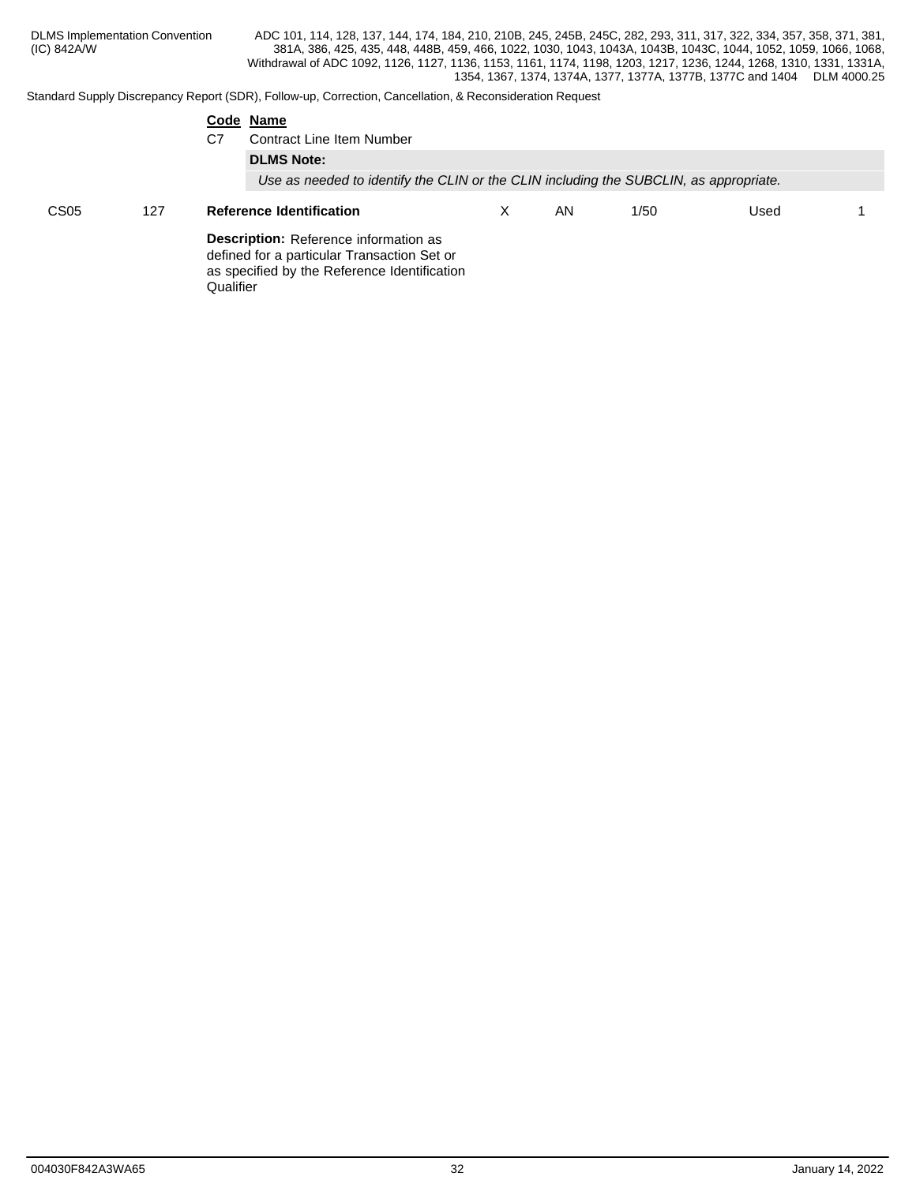| Code | Name |
|---|---|
| C7 | Contract Line Item Number |

**DLMS Note:**

*Use as needed to identify the CLIN or the CLIN including the SUBCLIN, as appropriate.*

| | | | | | | | |
|---|---|---|---|---|---|---|---|
| CS05 | 127 | **Reference Identification** | X | AN | 1/50 | Used | 1 |

**Description:** Reference information as defined for a particular Transaction Set or as specified by the Reference Identification Qualifier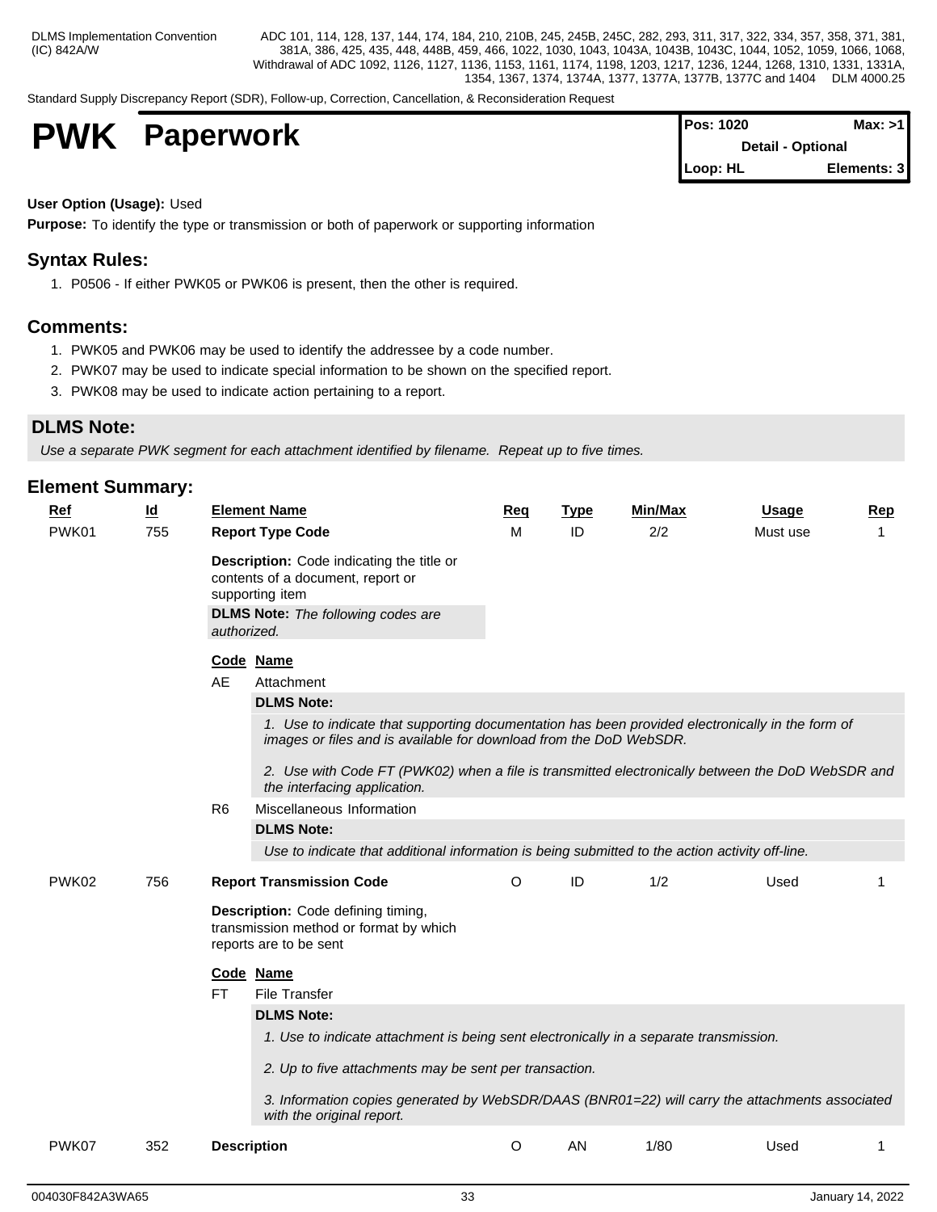Standard Supply Discrepancy Report (SDR), Follow-up, Correction, Cancellation, & Reconsideration Request

# PWK Paperwork

| Pos: 1020 | Max: >1 |
|---|---|
| Detail - Optional | |
| Loop: HL | Elements: 3 |

**User Option (Usage):** Used

**Purpose:** To identify the type or transmission or both of paperwork or supporting information

## Syntax Rules:

1. P0506 - If either PWK05 or PWK06 is present, then the other is required.

## Comments:

1. PWK05 and PWK06 may be used to identify the addressee by a code number.
2. PWK07 may be used to indicate special information to be shown on the specified report.
3. PWK08 may be used to indicate action pertaining to a report.

## DLMS Note:

*Use a separate PWK segment for each attachment identified by filename. Repeat up to five times.*

## Element Summary:

| Ref | Id | Element Name | Req | Type | Min/Max | Usage | Rep |
|---|---|---|---|---|---|---|---|
| PWK01 | 755 | **Report Type Code** | M | ID | 2/2 | Must use | 1 |

**Description:** Code indicating the title or contents of a document, report or supporting item

**DLMS Note:** *The following codes are authorized.*

| Code | Name |
|---|---|
| AE | Attachment |
| R6 | Miscellaneous Information |

**AE** Attachment

**DLMS Note:**

*1. Use to indicate that supporting documentation has been provided electronically in the form of images or files and is available for download from the DoD WebSDR.*

*2. Use with Code FT (PWK02) when a file is transmitted electronically between the DoD WebSDR and the interfacing application.*

**R6** Miscellaneous Information

**DLMS Note:**

*Use to indicate that additional information is being submitted to the action activity off-line.*

| Ref | Id | Element Name | Req | Type | Min/Max | Usage | Rep |
|---|---|---|---|---|---|---|---|
| PWK02 | 756 | **Report Transmission Code** | O | ID | 1/2 | Used | 1 |

**Description:** Code defining timing, transmission method or format by which reports are to be sent

| Code | Name |
|---|---|
| FT | File Transfer |

**DLMS Note:**

*1. Use to indicate attachment is being sent electronically in a separate transmission.*

*2. Up to five attachments may be sent per transaction.*

*3. Information copies generated by WebSDR/DAAS (BNR01=22) will carry the attachments associated with the original report.*

| Ref | Id | Element Name | Req | Type | Min/Max | Usage | Rep |
|---|---|---|---|---|---|---|---|
| PWK07 | 352 | **Description** | O | AN | 1/80 | Used | 1 |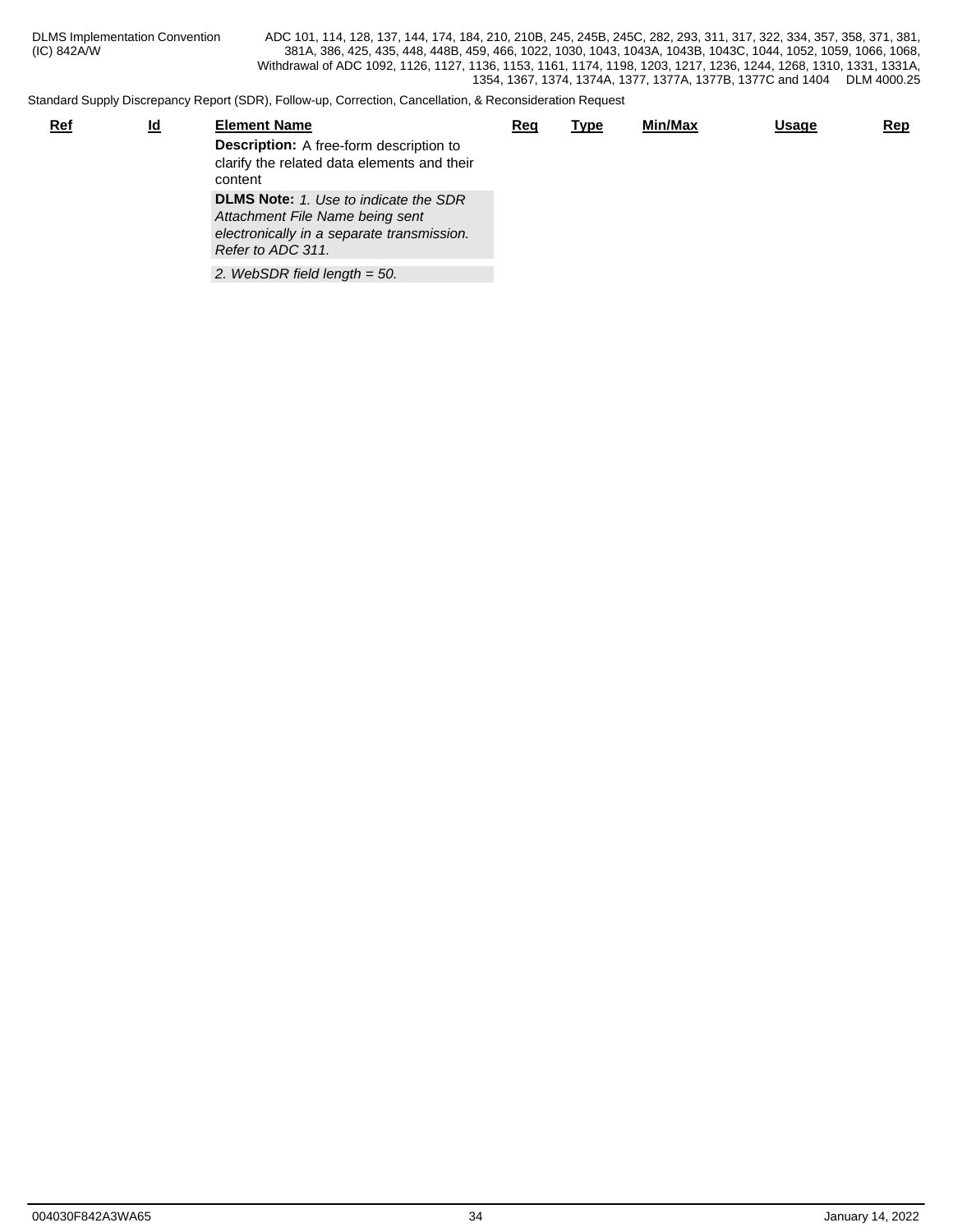| Ref | Id | Element Name | Req | Type | Min/Max | Usage | Rep |
|---|---|---|---|---|---|---|---|
| | | **Description:** A free-form description to clarify the related data elements and their content | | | | | |
| | | **DLMS Note:** *1. Use to indicate the SDR Attachment File Name being sent electronically in a separate transmission. Refer to ADC 311.* | | | | | |
| | | *2. WebSDR field length = 50.* | | | | | |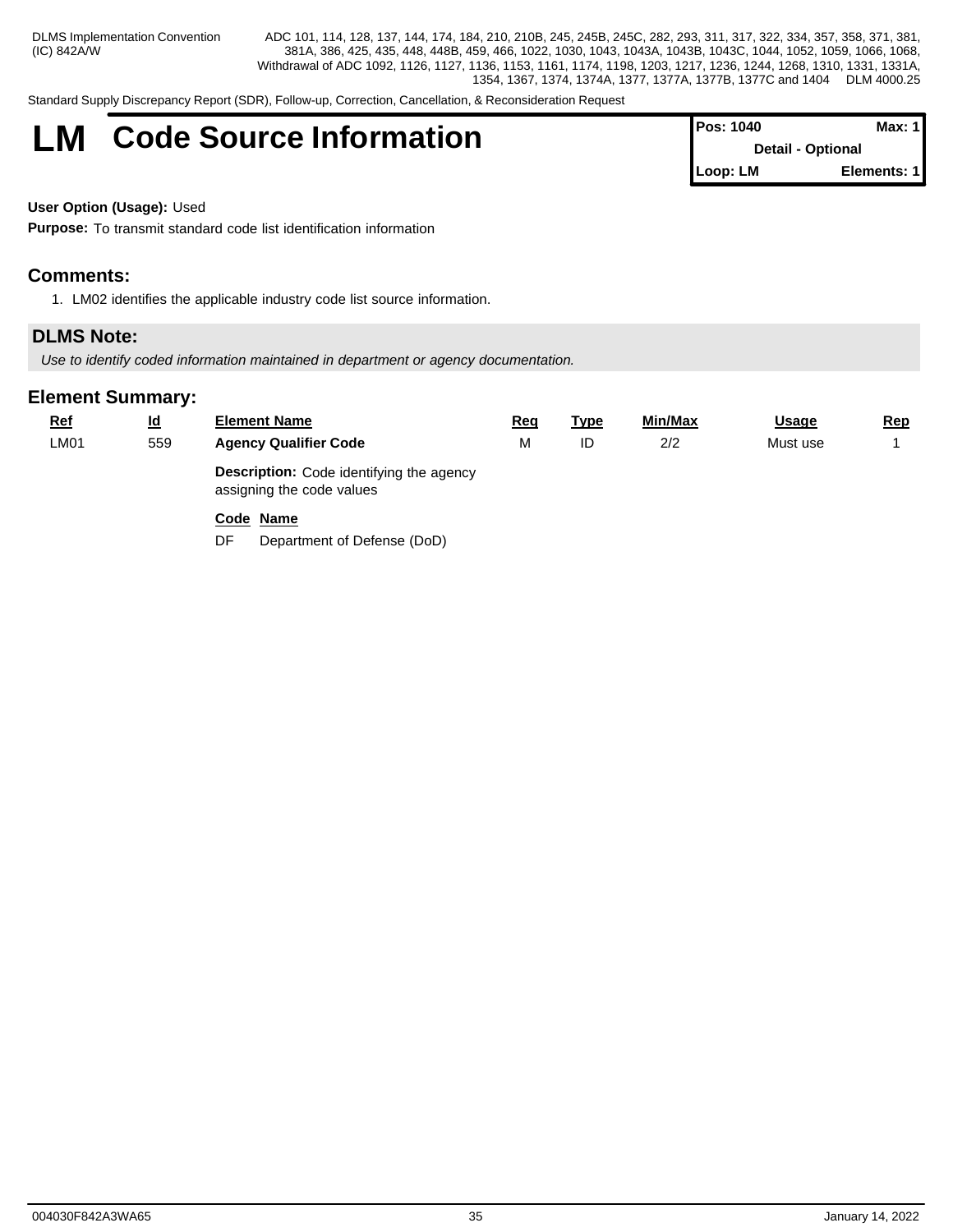Standard Supply Discrepancy Report (SDR), Follow-up, Correction, Cancellation, & Reconsideration Request

# LM Code Source Information

| | |
|---|---|
| **Pos: 1040** | **Max: 1** |
| **Detail - Optional** | |
| **Loop: LM** | **Elements: 1** |

**User Option (Usage):** Used

**Purpose:** To transmit standard code list identification information

## Comments:

1. LM02 identifies the applicable industry code list source information.

## DLMS Note:

*Use to identify coded information maintained in department or agency documentation.*

## Element Summary:

| Ref | Id | Element Name | Req | Type | Min/Max | Usage | Rep |
|---|---|---|---|---|---|---|---|
| LM01 | 559 | **Agency Qualifier Code** | M | ID | 2/2 | Must use | 1 |

**Description:** Code identifying the agency assigning the code values

| Code | Name |
|---|---|
| DF | Department of Defense (DoD) |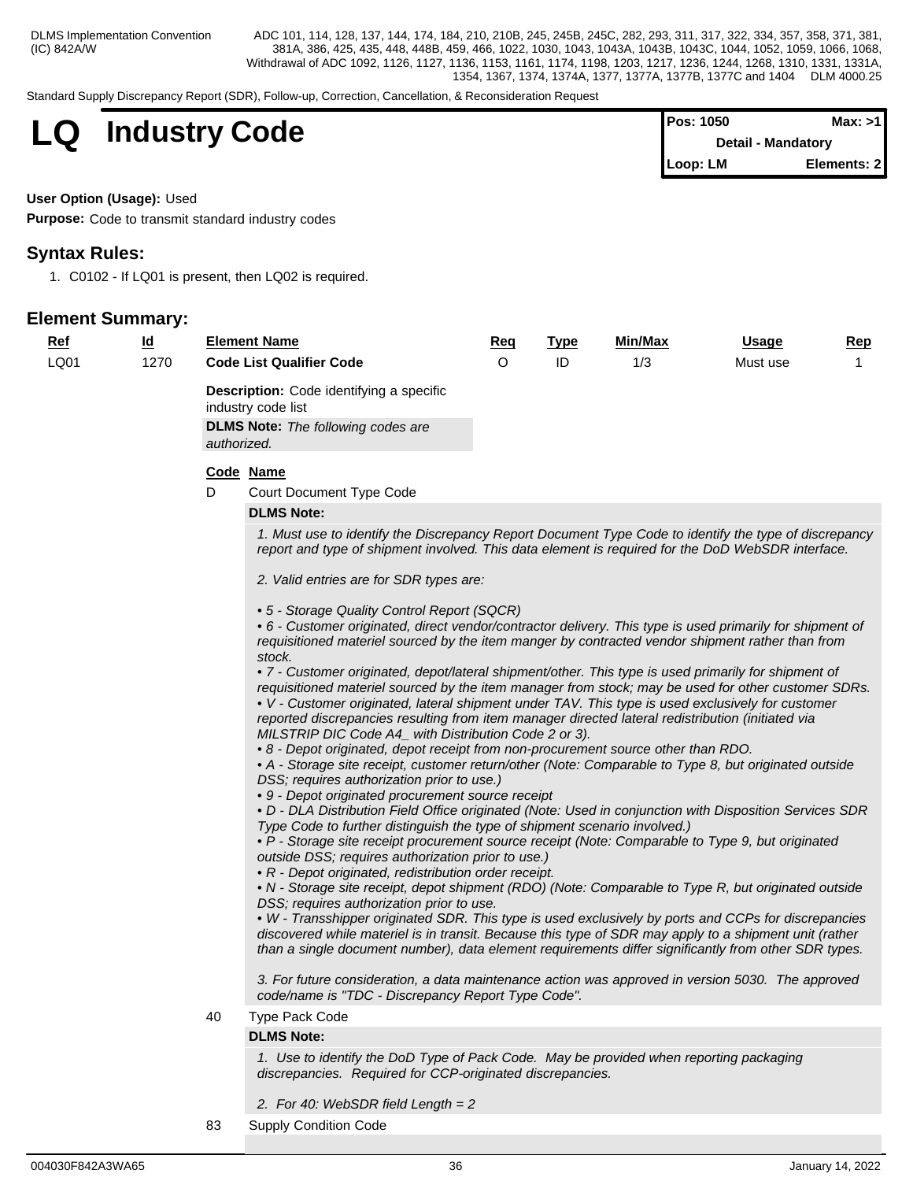Standard Supply Discrepancy Report (SDR), Follow-up, Correction, Cancellation, & Reconsideration Request

# LQ Industry Code

| Pos: 1050 | Max: >1 |
|---|---|
| Detail - Mandatory | |
| Loop: LM | Elements: 2 |

**User Option (Usage):** Used

**Purpose:** Code to transmit standard industry codes

## Syntax Rules:

1. C0102 - If LQ01 is present, then LQ02 is required.

## Element Summary:

| Ref | Id | Element Name | Req | Type | Min/Max | Usage | Rep |
|---|---|---|---|---|---|---|---|
| LQ01 | 1270 | **Code List Qualifier Code** | O | ID | 1/3 | Must use | 1 |

**Description:** Code identifying a specific industry code list

**DLMS Note:** *The following codes are authorized.*

**Code Name**

D Court Document Type Code

**DLMS Note:**

*1. Must use to identify the Discrepancy Report Document Type Code to identify the type of discrepancy report and type of shipment involved. This data element is required for the DoD WebSDR interface.*

*2. Valid entries are for SDR types are:*

- *5 - Storage Quality Control Report (SQCR)*
- *6 - Customer originated, direct vendor/contractor delivery. This type is used primarily for shipment of requisitioned materiel sourced by the item manger by contracted vendor shipment rather than from stock.*
- *7 - Customer originated, depot/lateral shipment/other. This type is used primarily for shipment of requisitioned materiel sourced by the item manager from stock; may be used for other customer SDRs.*
- *V - Customer originated, lateral shipment under TAV. This type is used exclusively for customer reported discrepancies resulting from item manager directed lateral redistribution (initiated via MILSTRIP DIC Code A4_ with Distribution Code 2 or 3).*
- *8 - Depot originated, depot receipt from non-procurement source other than RDO.*
- *A - Storage site receipt, customer return/other (Note: Comparable to Type 8, but originated outside DSS; requires authorization prior to use.)*
- *9 - Depot originated procurement source receipt*
- *D - DLA Distribution Field Office originated (Note: Used in conjunction with Disposition Services SDR Type Code to further distinguish the type of shipment scenario involved.)*
- *P - Storage site receipt procurement source receipt (Note: Comparable to Type 9, but originated outside DSS; requires authorization prior to use.)*
- *R - Depot originated, redistribution order receipt.*
- *N - Storage site receipt, depot shipment (RDO) (Note: Comparable to Type R, but originated outside DSS; requires authorization prior to use.*
- *W - Transshipper originated SDR. This type is used exclusively by ports and CCPs for discrepancies discovered while materiel is in transit. Because this type of SDR may apply to a shipment unit (rather than a single document number), data element requirements differ significantly from other SDR types.*

*3. For future consideration, a data maintenance action was approved in version 5030. The approved code/name is "TDC - Discrepancy Report Type Code".*

40 Type Pack Code

**DLMS Note:**

*1. Use to identify the DoD Type of Pack Code. May be provided when reporting packaging discrepancies. Required for CCP-originated discrepancies.*

*2. For 40: WebSDR field Length = 2*

83 Supply Condition Code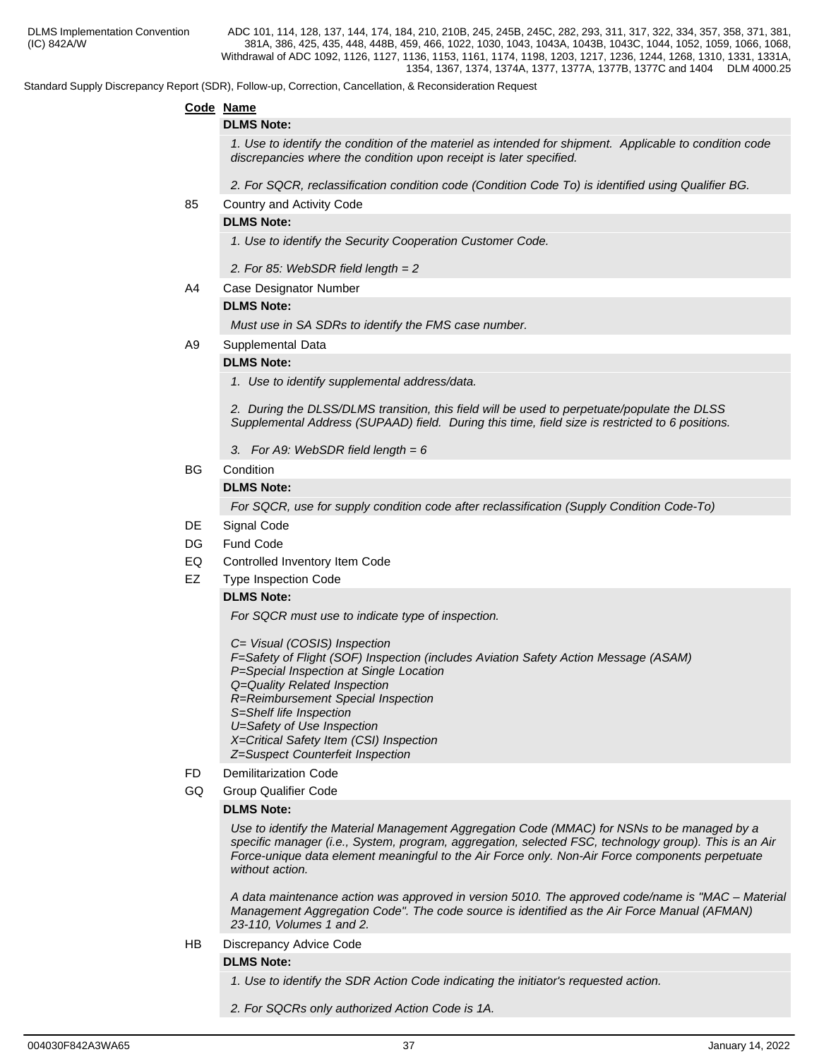Standard Supply Discrepancy Report (SDR), Follow-up, Correction, Cancellation, & Reconsideration Request

**Code Name**

**DLMS Note:**

*1. Use to identify the condition of the materiel as intended for shipment. Applicable to condition code discrepancies where the condition upon receipt is later specified.*

*2. For SQCR, reclassification condition code (Condition Code To) is identified using Qualifier BG.*

85 Country and Activity Code

**DLMS Note:**

*1. Use to identify the Security Cooperation Customer Code.*

*2. For 85: WebSDR field length = 2*

A4 Case Designator Number

**DLMS Note:**

*Must use in SA SDRs to identify the FMS case number.*

A9 Supplemental Data

**DLMS Note:**

*1. Use to identify supplemental address/data.*

*2. During the DLSS/DLMS transition, this field will be used to perpetuate/populate the DLSS Supplemental Address (SUPAAD) field. During this time, field size is restricted to 6 positions.*

*3. For A9: WebSDR field length = 6*

BG Condition

**DLMS Note:**

*For SQCR, use for supply condition code after reclassification (Supply Condition Code-To)*

DE Signal Code

DG Fund Code

EQ Controlled Inventory Item Code

EZ Type Inspection Code

**DLMS Note:**

*For SQCR must use to indicate type of inspection.*

*C= Visual (COSIS) Inspection*
*F=Safety of Flight (SOF) Inspection (includes Aviation Safety Action Message (ASAM)*
*P=Special Inspection at Single Location*
*Q=Quality Related Inspection*
*R=Reimbursement Special Inspection*
*S=Shelf life Inspection*
*U=Safety of Use Inspection*
*X=Critical Safety Item (CSI) Inspection*
*Z=Suspect Counterfeit Inspection*

FD Demilitarization Code

GQ Group Qualifier Code

**DLMS Note:**

*Use to identify the Material Management Aggregation Code (MMAC) for NSNs to be managed by a specific manager (i.e., System, program, aggregation, selected FSC, technology group). This is an Air Force-unique data element meaningful to the Air Force only. Non-Air Force components perpetuate without action.*

*A data maintenance action was approved in version 5010. The approved code/name is "MAC – Material Management Aggregation Code". The code source is identified as the Air Force Manual (AFMAN) 23-110, Volumes 1 and 2.*

HB Discrepancy Advice Code

**DLMS Note:**

*1. Use to identify the SDR Action Code indicating the initiator's requested action.*

*2. For SQCRs only authorized Action Code is 1A.*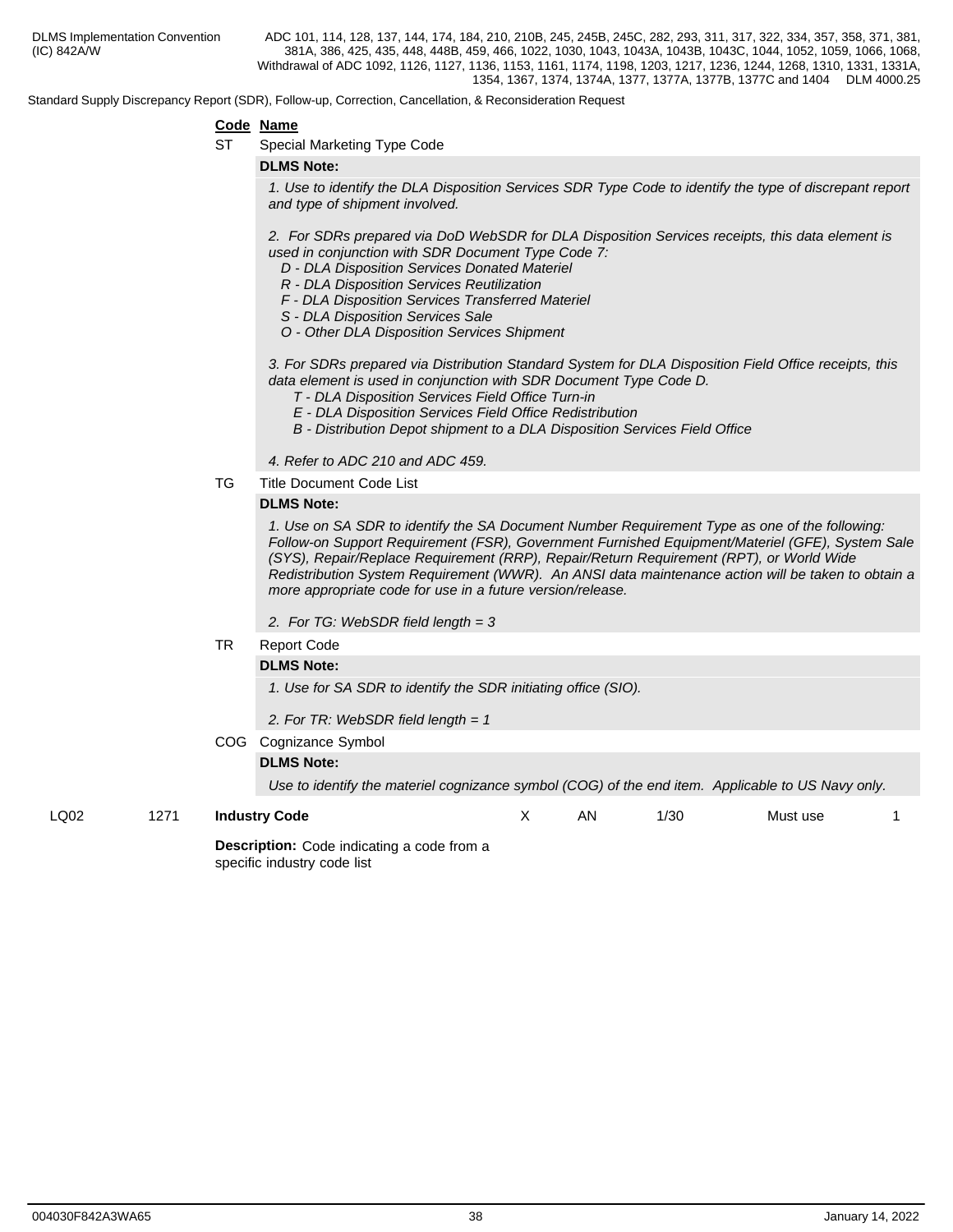**Code Name**

ST Special Marketing Type Code

**DLMS Note:**

*1. Use to identify the DLA Disposition Services SDR Type Code to identify the type of discrepant report and type of shipment involved.*

*2. For SDRs prepared via DoD WebSDR for DLA Disposition Services receipts, this data element is used in conjunction with SDR Document Type Code 7:*
*D - DLA Disposition Services Donated Materiel*
*R - DLA Disposition Services Reutilization*
*F - DLA Disposition Services Transferred Materiel*
*S - DLA Disposition Services Sale*
*O - Other DLA Disposition Services Shipment*

*3. For SDRs prepared via Distribution Standard System for DLA Disposition Field Office receipts, this data element is used in conjunction with SDR Document Type Code D.*
*T - DLA Disposition Services Field Office Turn-in*
*E - DLA Disposition Services Field Office Redistribution*
*B - Distribution Depot shipment to a DLA Disposition Services Field Office*

*4. Refer to ADC 210 and ADC 459.*

TG Title Document Code List

**DLMS Note:**

*1. Use on SA SDR to identify the SA Document Number Requirement Type as one of the following: Follow-on Support Requirement (FSR), Government Furnished Equipment/Materiel (GFE), System Sale (SYS), Repair/Replace Requirement (RRP), Repair/Return Requirement (RPT), or World Wide Redistribution System Requirement (WWR). An ANSI data maintenance action will be taken to obtain a more appropriate code for use in a future version/release.*

*2. For TG: WebSDR field length = 3*

TR Report Code

**DLMS Note:**

*1. Use for SA SDR to identify the SDR initiating office (SIO).*

*2. For TR: WebSDR field length = 1*

COG Cognizance Symbol

**DLMS Note:**

*Use to identify the materiel cognizance symbol (COG) of the end item. Applicable to US Navy only.*

| | | | | | | | |
|---|---|---|---|---|---|---|---|
| LQ02 | 1271 | **Industry Code** | X | AN | 1/30 | Must use | 1 |

**Description:** Code indicating a code from a specific industry code list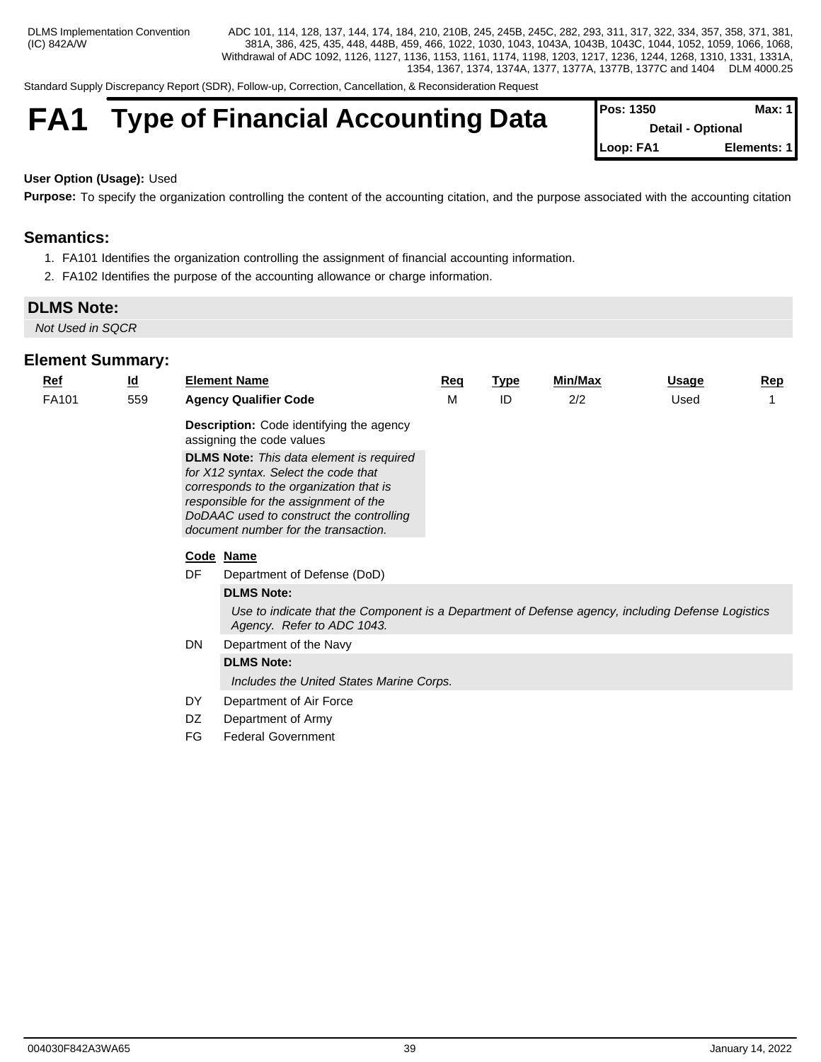Standard Supply Discrepancy Report (SDR), Follow-up, Correction, Cancellation, & Reconsideration Request

# FA1 Type of Financial Accounting Data

| Pos: 1350 | Max: 1 |
|---|---|
| Detail - Optional | |
| Loop: FA1 | Elements: 1 |

**User Option (Usage):** Used

**Purpose:** To specify the organization controlling the content of the accounting citation, and the purpose associated with the accounting citation

## Semantics:

1. FA101 Identifies the organization controlling the assignment of financial accounting information.
2. FA102 Identifies the purpose of the accounting allowance or charge information.

## DLMS Note:

*Not Used in SQCR*

## Element Summary:

| Ref | Id | Element Name | Req | Type | Min/Max | Usage | Rep |
|---|---|---|---|---|---|---|---|
| FA101 | 559 | **Agency Qualifier Code** | M | ID | 2/2 | Used | 1 |

**Description:** Code identifying the agency assigning the code values

**DLMS Note:** *This data element is required for X12 syntax. Select the code that corresponds to the organization that is responsible for the assignment of the DoDAAC used to construct the controlling document number for the transaction.*

| Code | Name |
|---|---|
| DF | Department of Defense (DoD) |
| DN | Department of the Navy |
| DY | Department of Air Force |
| DZ | Department of Army |
| FG | Federal Government |

**DF – DLMS Note:**

*Use to indicate that the Component is a Department of Defense agency, including Defense Logistics Agency. Refer to ADC 1043.*

**DN – DLMS Note:**

*Includes the United States Marine Corps.*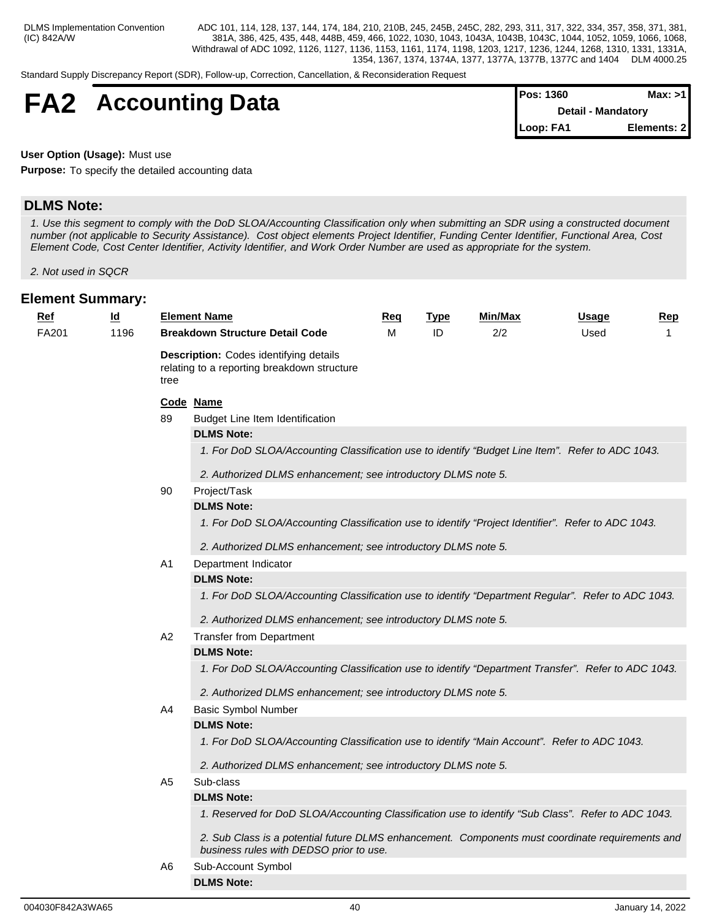Standard Supply Discrepancy Report (SDR), Follow-up, Correction, Cancellation, & Reconsideration Request

# FA2 Accounting Data

| Pos: 1360 | Max: >1 |
|---|---|
| Detail - Mandatory | |
| Loop: FA1 | Elements: 2 |

**User Option (Usage):** Must use

**Purpose:** To specify the detailed accounting data

## DLMS Note:

*1. Use this segment to comply with the DoD SLOA/Accounting Classification only when submitting an SDR using a constructed document number (not applicable to Security Assistance). Cost object elements Project Identifier, Funding Center Identifier, Functional Area, Cost Element Code, Cost Center Identifier, Activity Identifier, and Work Order Number are used as appropriate for the system.*

*2. Not used in SQCR*

## Element Summary:

| Ref | Id | Element Name | Req | Type | Min/Max | Usage | Rep |
|---|---|---|---|---|---|---|---|
| FA201 | 1196 | **Breakdown Structure Detail Code** | M | ID | 2/2 | Used | 1 |

**Description:** Codes identifying details relating to a reporting breakdown structure tree

| Code | Name |
|---|---|
| 89 | Budget Line Item Identification |
| 90 | Project/Task |
| A1 | Department Indicator |
| A2 | Transfer from Department |
| A4 | Basic Symbol Number |
| A5 | Sub-class |
| A6 | Sub-Account Symbol |

**89** Budget Line Item Identification

**DLMS Note:**

*1. For DoD SLOA/Accounting Classification use to identify "Budget Line Item". Refer to ADC 1043.*

*2. Authorized DLMS enhancement; see introductory DLMS note 5.*

**90** Project/Task

**DLMS Note:**

*1. For DoD SLOA/Accounting Classification use to identify "Project Identifier". Refer to ADC 1043.*

*2. Authorized DLMS enhancement; see introductory DLMS note 5.*

**A1** Department Indicator

**DLMS Note:**

*1. For DoD SLOA/Accounting Classification use to identify "Department Regular". Refer to ADC 1043.*

*2. Authorized DLMS enhancement; see introductory DLMS note 5.*

**A2** Transfer from Department

**DLMS Note:**

*1. For DoD SLOA/Accounting Classification use to identify "Department Transfer". Refer to ADC 1043.*

*2. Authorized DLMS enhancement; see introductory DLMS note 5.*

**A4** Basic Symbol Number

**DLMS Note:**

*1. For DoD SLOA/Accounting Classification use to identify "Main Account". Refer to ADC 1043.*

*2. Authorized DLMS enhancement; see introductory DLMS note 5.*

**A5** Sub-class

**DLMS Note:**

*1. Reserved for DoD SLOA/Accounting Classification use to identify "Sub Class". Refer to ADC 1043.*

*2. Sub Class is a potential future DLMS enhancement. Components must coordinate requirements and business rules with DEDSO prior to use.*

**A6** Sub-Account Symbol

**DLMS Note:**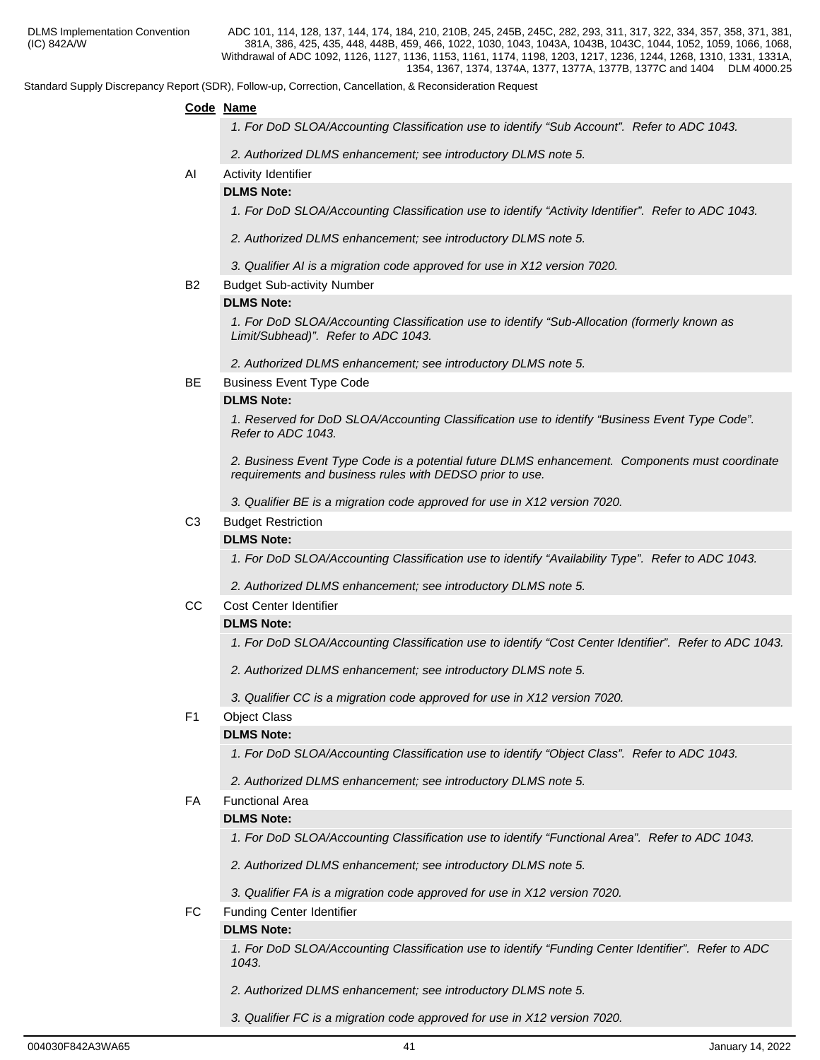**Code Name**

*1. For DoD SLOA/Accounting Classification use to identify "Sub Account". Refer to ADC 1043.*

*2. Authorized DLMS enhancement; see introductory DLMS note 5.*

AI Activity Identifier

**DLMS Note:**

*1. For DoD SLOA/Accounting Classification use to identify "Activity Identifier". Refer to ADC 1043.*

*2. Authorized DLMS enhancement; see introductory DLMS note 5.*

*3. Qualifier AI is a migration code approved for use in X12 version 7020.*

B2 Budget Sub-activity Number

**DLMS Note:**

*1. For DoD SLOA/Accounting Classification use to identify "Sub-Allocation (formerly known as Limit/Subhead)". Refer to ADC 1043.*

*2. Authorized DLMS enhancement; see introductory DLMS note 5.*

BE Business Event Type Code

**DLMS Note:**

*1. Reserved for DoD SLOA/Accounting Classification use to identify "Business Event Type Code". Refer to ADC 1043.*

*2. Business Event Type Code is a potential future DLMS enhancement. Components must coordinate requirements and business rules with DEDSO prior to use.*

*3. Qualifier BE is a migration code approved for use in X12 version 7020.*

C3 Budget Restriction

**DLMS Note:**

*1. For DoD SLOA/Accounting Classification use to identify "Availability Type". Refer to ADC 1043.*

*2. Authorized DLMS enhancement; see introductory DLMS note 5.*

CC Cost Center Identifier

**DLMS Note:**

*1. For DoD SLOA/Accounting Classification use to identify "Cost Center Identifier". Refer to ADC 1043.*

*2. Authorized DLMS enhancement; see introductory DLMS note 5.*

*3. Qualifier CC is a migration code approved for use in X12 version 7020.*

F1 Object Class

**DLMS Note:**

*1. For DoD SLOA/Accounting Classification use to identify "Object Class". Refer to ADC 1043.*

*2. Authorized DLMS enhancement; see introductory DLMS note 5.*

FA Functional Area

**DLMS Note:**

*1. For DoD SLOA/Accounting Classification use to identify "Functional Area". Refer to ADC 1043.*

*2. Authorized DLMS enhancement; see introductory DLMS note 5.*

*3. Qualifier FA is a migration code approved for use in X12 version 7020.*

FC Funding Center Identifier

**DLMS Note:**

*1. For DoD SLOA/Accounting Classification use to identify "Funding Center Identifier". Refer to ADC 1043.*

*2. Authorized DLMS enhancement; see introductory DLMS note 5.*

*3. Qualifier FC is a migration code approved for use in X12 version 7020.*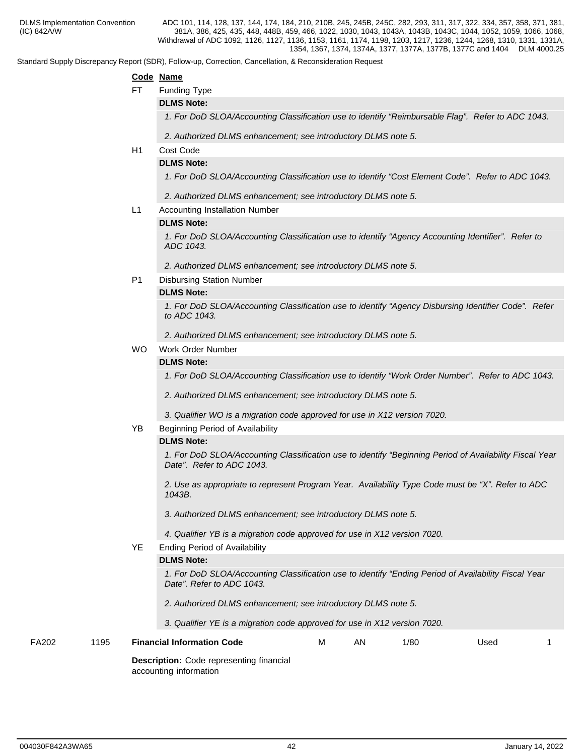| Code | Name |
|---|---|
| FT | Funding Type |

**DLMS Note:**

*1. For DoD SLOA/Accounting Classification use to identify "Reimbursable Flag". Refer to ADC 1043.*

*2. Authorized DLMS enhancement; see introductory DLMS note 5.*

H1 Cost Code

**DLMS Note:**

*1. For DoD SLOA/Accounting Classification use to identify "Cost Element Code". Refer to ADC 1043.*

*2. Authorized DLMS enhancement; see introductory DLMS note 5.*

L1 Accounting Installation Number

**DLMS Note:**

*1. For DoD SLOA/Accounting Classification use to identify "Agency Accounting Identifier". Refer to ADC 1043.*

*2. Authorized DLMS enhancement; see introductory DLMS note 5.*

P1 Disbursing Station Number

**DLMS Note:**

*1. For DoD SLOA/Accounting Classification use to identify "Agency Disbursing Identifier Code". Refer to ADC 1043.*

*2. Authorized DLMS enhancement; see introductory DLMS note 5.*

WO Work Order Number

**DLMS Note:**

*1. For DoD SLOA/Accounting Classification use to identify "Work Order Number". Refer to ADC 1043.*

*2. Authorized DLMS enhancement; see introductory DLMS note 5.*

*3. Qualifier WO is a migration code approved for use in X12 version 7020.*

YB Beginning Period of Availability

**DLMS Note:**

*1. For DoD SLOA/Accounting Classification use to identify "Beginning Period of Availability Fiscal Year Date". Refer to ADC 1043.*

*2. Use as appropriate to represent Program Year. Availability Type Code must be "X". Refer to ADC 1043B.*

*3. Authorized DLMS enhancement; see introductory DLMS note 5.*

*4. Qualifier YB is a migration code approved for use in X12 version 7020.*

YE Ending Period of Availability

**DLMS Note:**

*1. For DoD SLOA/Accounting Classification use to identify "Ending Period of Availability Fiscal Year Date". Refer to ADC 1043.*

*2. Authorized DLMS enhancement; see introductory DLMS note 5.*

*3. Qualifier YE is a migration code approved for use in X12 version 7020.*

| | | | | | | | |
|---|---|---|---|---|---|---|---|
| FA202 | 1195 | **Financial Information Code** | M | AN | 1/80 | Used | 1 |

**Description:** Code representing financial accounting information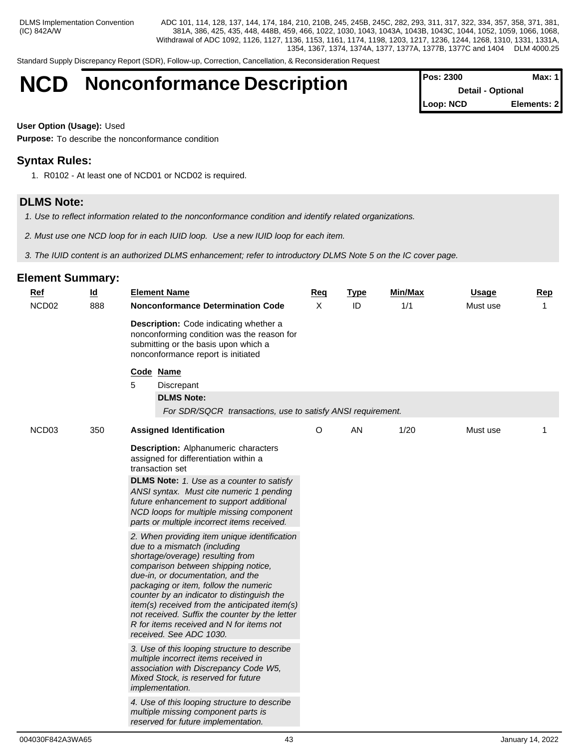Standard Supply Discrepancy Report (SDR), Follow-up, Correction, Cancellation, & Reconsideration Request

# NCD Nonconformance Description

| Pos: 2300 | Max: 1 |
|---|---|
| Detail - Optional | |
| Loop: NCD | Elements: 2 |

**User Option (Usage):** Used

**Purpose:** To describe the nonconformance condition

## Syntax Rules:

1. R0102 - At least one of NCD01 or NCD02 is required.

## DLMS Note:

*1. Use to reflect information related to the nonconformance condition and identify related organizations.*

*2. Must use one NCD loop for in each IUID loop. Use a new IUID loop for each item.*

*3. The IUID content is an authorized DLMS enhancement; refer to introductory DLMS Note 5 on the IC cover page.*

## Element Summary:

| Ref | Id | Element Name | Req | Type | Min/Max | Usage | Rep |
|---|---|---|---|---|---|---|---|
| NCD02 | 888 | **Nonconformance Determination Code** | X | ID | 1/1 | Must use | 1 |
| NCD03 | 350 | **Assigned Identification** | O | AN | 1/20 | Must use | 1 |

**NCD02 — Nonconformance Determination Code**

**Description:** Code indicating whether a nonconforming condition was the reason for submitting or the basis upon which a nonconformance report is initiated

| Code | Name |
|---|---|
| 5 | Discrepant |

**DLMS Note:**

*For SDR/SQCR transactions, use to satisfy ANSI requirement.*

**NCD03 — Assigned Identification**

**Description:** Alphanumeric characters assigned for differentiation within a transaction set

**DLMS Note:** *1. Use as a counter to satisfy ANSI syntax. Must cite numeric 1 pending future enhancement to support additional NCD loops for multiple missing component parts or multiple incorrect items received.*

*2. When providing item unique identification due to a mismatch (including shortage/overage) resulting from comparison between shipping notice, due-in, or documentation, and the packaging or item, follow the numeric counter by an indicator to distinguish the item(s) received from the anticipated item(s) not received. Suffix the counter by the letter R for items received and N for items not received. See ADC 1030.*

*3. Use of this looping structure to describe multiple incorrect items received in association with Discrepancy Code W5, Mixed Stock, is reserved for future implementation.*

*4. Use of this looping structure to describe multiple missing component parts is reserved for future implementation.*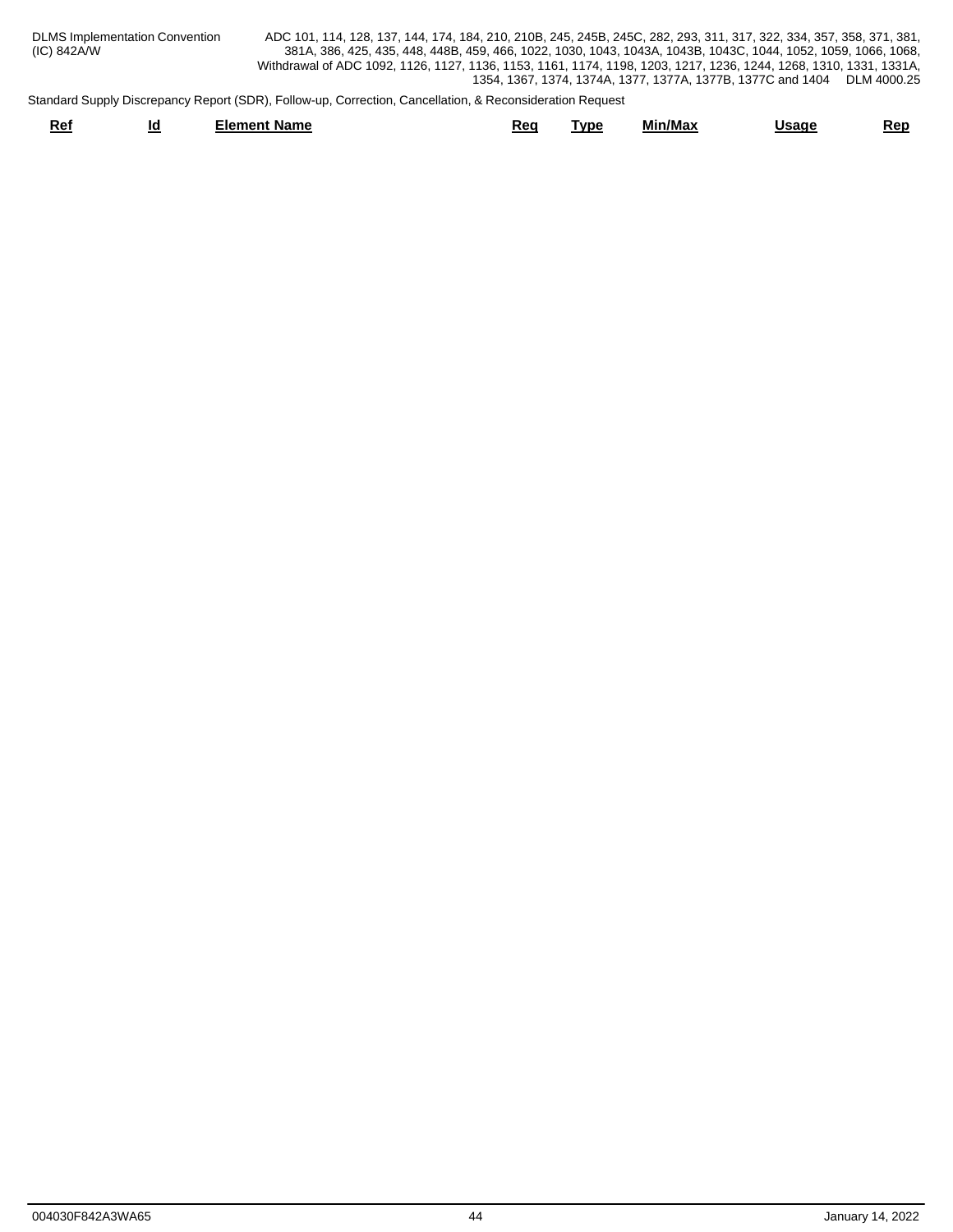| Ref | Id | Element Name | Req | Type | Min/Max | Usage | Rep |
|---|---|---|---|---|---|---|---|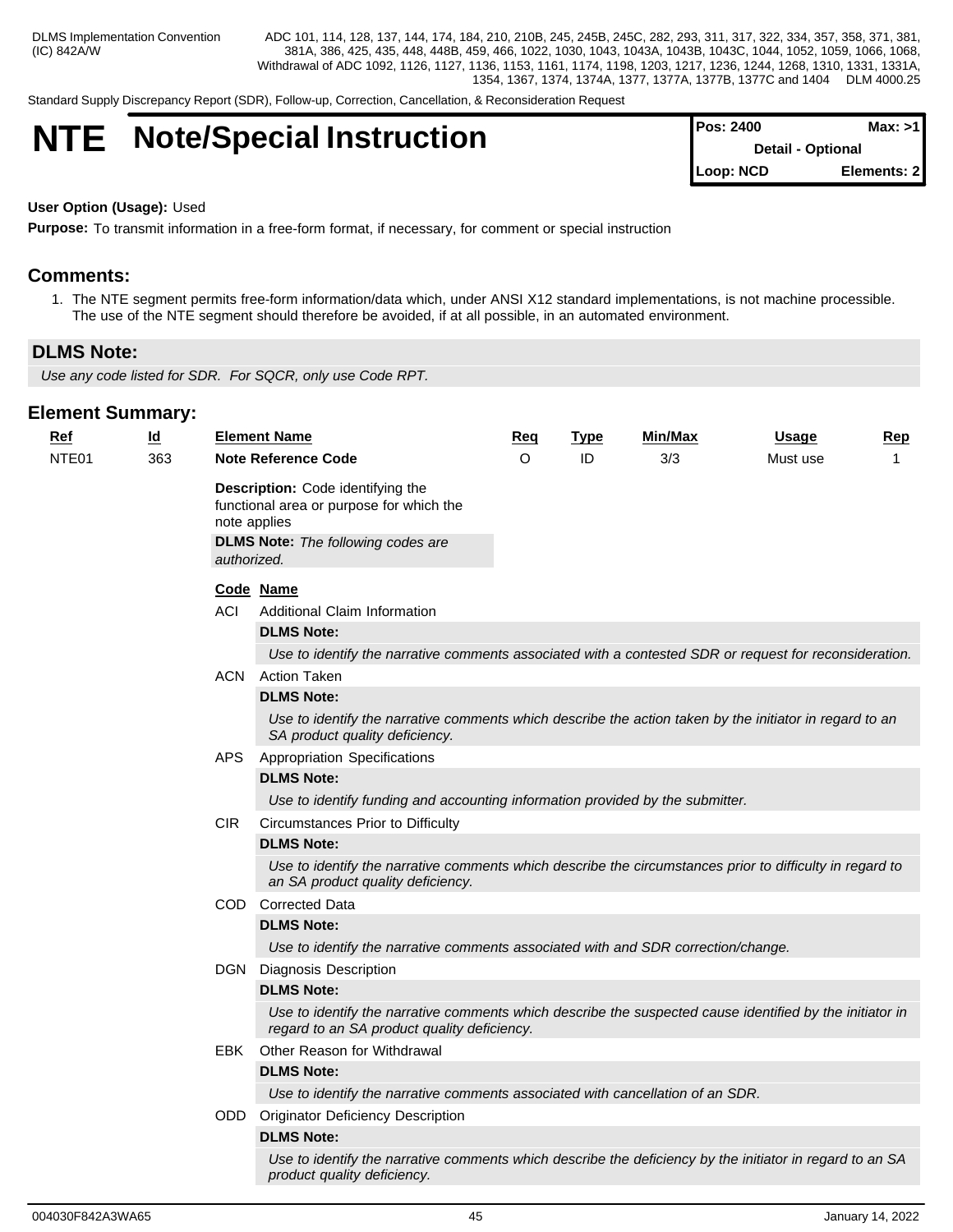Standard Supply Discrepancy Report (SDR), Follow-up, Correction, Cancellation, & Reconsideration Request

# NTE Note/Special Instruction

| Pos: 2400 | Max: >1 |
|---|---|
| Detail - Optional | |
| Loop: NCD | Elements: 2 |

**User Option (Usage):** Used

**Purpose:** To transmit information in a free-form format, if necessary, for comment or special instruction

## Comments:

1. The NTE segment permits free-form information/data which, under ANSI X12 standard implementations, is not machine processible. The use of the NTE segment should therefore be avoided, if at all possible, in an automated environment.

## DLMS Note:

*Use any code listed for SDR. For SQCR, only use Code RPT.*

## Element Summary:

| Ref | Id | Element Name | Req | Type | Min/Max | Usage | Rep |
|---|---|---|---|---|---|---|---|
| NTE01 | 363 | **Note Reference Code** | O | ID | 3/3 | Must use | 1 |

**Description:** Code identifying the functional area or purpose for which the note applies

**DLMS Note:** *The following codes are authorized.*

| Code | Name |
|---|---|
| ACI | Additional Claim Information<br>**DLMS Note:**<br>*Use to identify the narrative comments associated with a contested SDR or request for reconsideration.* |
| ACN | Action Taken<br>**DLMS Note:**<br>*Use to identify the narrative comments which describe the action taken by the initiator in regard to an SA product quality deficiency.* |
| APS | Appropriation Specifications<br>**DLMS Note:**<br>*Use to identify funding and accounting information provided by the submitter.* |
| CIR | Circumstances Prior to Difficulty<br>**DLMS Note:**<br>*Use to identify the narrative comments which describe the circumstances prior to difficulty in regard to an SA product quality deficiency.* |
| COD | Corrected Data<br>**DLMS Note:**<br>*Use to identify the narrative comments associated with and SDR correction/change.* |
| DGN | Diagnosis Description<br>**DLMS Note:**<br>*Use to identify the narrative comments which describe the suspected cause identified by the initiator in regard to an SA product quality deficiency.* |
| EBK | Other Reason for Withdrawal<br>**DLMS Note:**<br>*Use to identify the narrative comments associated with cancellation of an SDR.* |
| ODD | Originator Deficiency Description<br>**DLMS Note:**<br>*Use to identify the narrative comments which describe the deficiency by the initiator in regard to an SA product quality deficiency.* |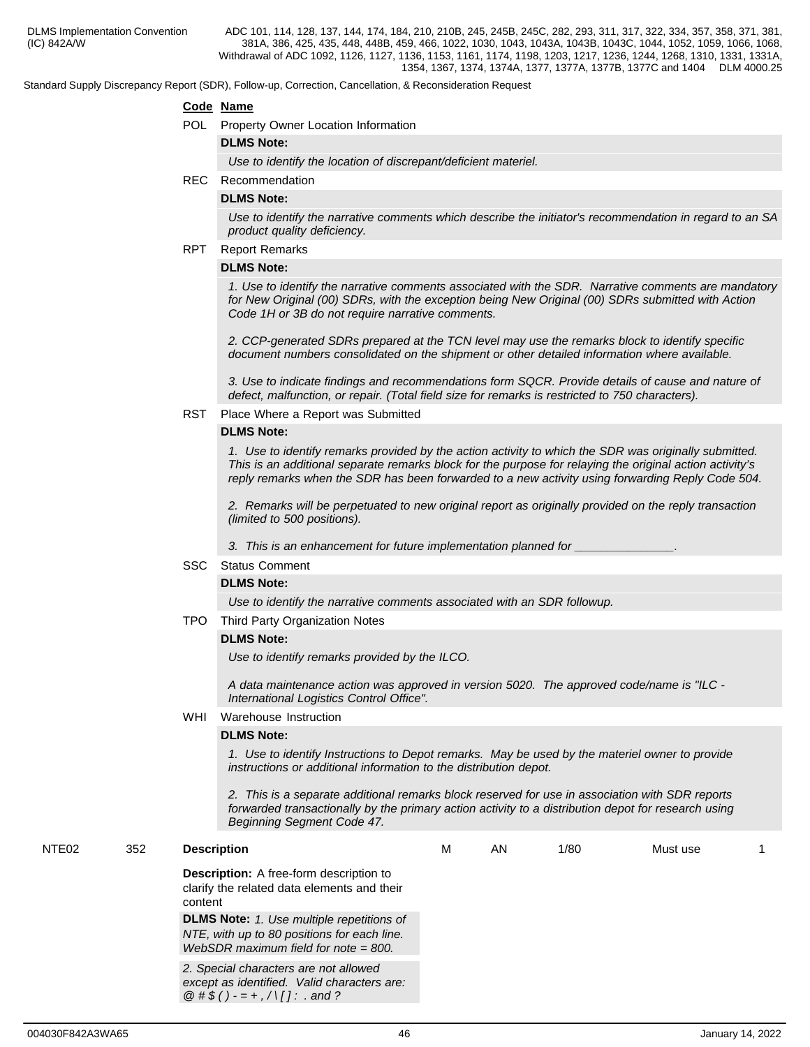Standard Supply Discrepancy Report (SDR), Follow-up, Correction, Cancellation, & Reconsideration Request

| Code | Name |
|---|---|
| POL | Property Owner Location Information |
| REC | Recommendation |
| RPT | Report Remarks |
| RST | Place Where a Report was Submitted |
| SSC | Status Comment |
| TPO | Third Party Organization Notes |
| WHI | Warehouse Instruction |

**POL** Property Owner Location Information

**DLMS Note:**

*Use to identify the location of discrepant/deficient materiel.*

**REC** Recommendation

**DLMS Note:**

*Use to identify the narrative comments which describe the initiator's recommendation in regard to an SA product quality deficiency.*

**RPT** Report Remarks

**DLMS Note:**

*1. Use to identify the narrative comments associated with the SDR. Narrative comments are mandatory for New Original (00) SDRs, with the exception being New Original (00) SDRs submitted with Action Code 1H or 3B do not require narrative comments.*

*2. CCP-generated SDRs prepared at the TCN level may use the remarks block to identify specific document numbers consolidated on the shipment or other detailed information where available.*

*3. Use to indicate findings and recommendations form SQCR. Provide details of cause and nature of defect, malfunction, or repair. (Total field size for remarks is restricted to 750 characters).*

**RST** Place Where a Report was Submitted

**DLMS Note:**

*1. Use to identify remarks provided by the action activity to which the SDR was originally submitted. This is an additional separate remarks block for the purpose for relaying the original action activity's reply remarks when the SDR has been forwarded to a new activity using forwarding Reply Code 504.*

*2. Remarks will be perpetuated to new original report as originally provided on the reply transaction (limited to 500 positions).*

*3. This is an enhancement for future implementation planned for _______________.*

**SSC** Status Comment

**DLMS Note:**

*Use to identify the narrative comments associated with an SDR followup.*

**TPO** Third Party Organization Notes

**DLMS Note:**

*Use to identify remarks provided by the ILCO.*

*A data maintenance action was approved in version 5020. The approved code/name is "ILC - International Logistics Control Office".*

**WHI** Warehouse Instruction

**DLMS Note:**

*1. Use to identify Instructions to Depot remarks. May be used by the materiel owner to provide instructions or additional information to the distribution depot.*

*2. This is a separate additional remarks block reserved for use in association with SDR reports forwarded transactionally by the primary action activity to a distribution depot for research using Beginning Segment Code 47.*

| | | | | | | | |
|---|---|---|---|---|---|---|---|
| NTE02 | 352 | **Description** | M | AN | 1/80 | Must use | 1 |

**Description:** A free-form description to clarify the related data elements and their content

**DLMS Note:** *1. Use multiple repetitions of NTE, with up to 80 positions for each line. WebSDR maximum field for note = 800.*

*2. Special characters are not allowed except as identified. Valid characters are: @ # $ ( ) - = + , / \ [ ] : . and ?*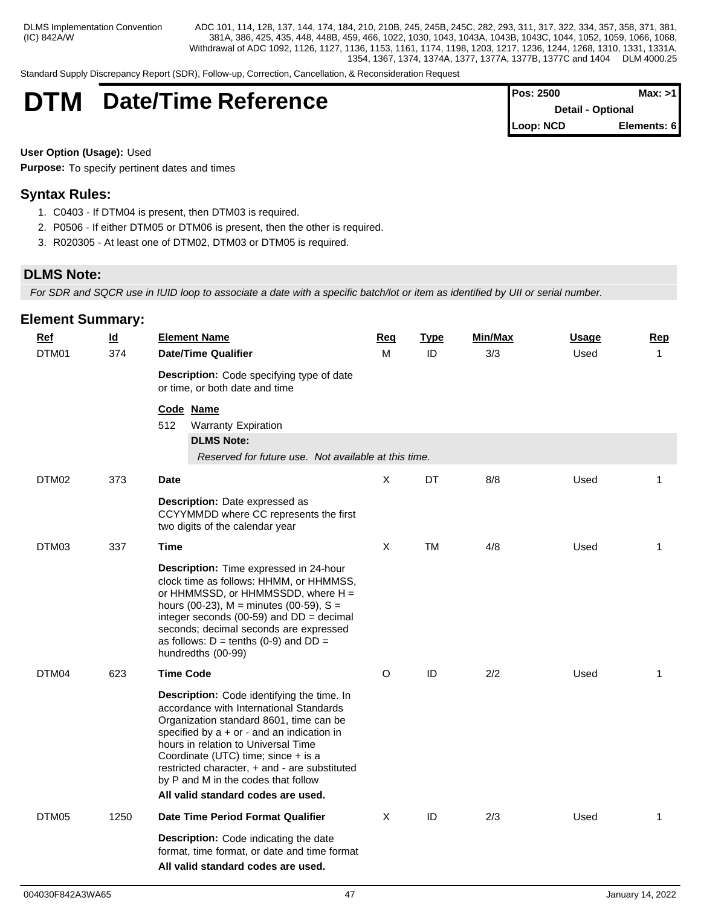Standard Supply Discrepancy Report (SDR), Follow-up, Correction, Cancellation, & Reconsideration Request

# DTM Date/Time Reference

| Pos: 2500 | Max: >1 |
|---|---|
| Detail - Optional | |
| Loop: NCD | Elements: 6 |

**User Option (Usage):** Used

**Purpose:** To specify pertinent dates and times

## Syntax Rules:

1. C0403 - If DTM04 is present, then DTM03 is required.
2. P0506 - If either DTM05 or DTM06 is present, then the other is required.
3. R020305 - At least one of DTM02, DTM03 or DTM05 is required.

## DLMS Note:

*For SDR and SQCR use in IUID loop to associate a date with a specific batch/lot or item as identified by UII or serial number.*

## Element Summary:

| Ref | Id | Element Name | Req | Type | Min/Max | Usage | Rep |
|---|---|---|---|---|---|---|---|
| DTM01 | 374 | **Date/Time Qualifier** | M | ID | 3/3 | Used | 1 |
| | | **Description:** Code specifying type of date or time, or both date and time | | | | | |
| | | **Code Name** | | | | | |
| | | 512 Warranty Expiration | | | | | |
| | | **DLMS Note:** *Reserved for future use. Not available at this time.* | | | | | |
| DTM02 | 373 | **Date** | X | DT | 8/8 | Used | 1 |
| | | **Description:** Date expressed as CCYYMMDD where CC represents the first two digits of the calendar year | | | | | |
| DTM03 | 337 | **Time** | X | TM | 4/8 | Used | 1 |
| | | **Description:** Time expressed in 24-hour clock time as follows: HHMM, or HHMMSS, or HHMMSSD, or HHMMSSDD, where H = hours (00-23), M = minutes (00-59), S = integer seconds (00-59) and DD = decimal seconds; decimal seconds are expressed as follows: D = tenths (0-9) and DD = hundredths (00-99) | | | | | |
| DTM04 | 623 | **Time Code** | O | ID | 2/2 | Used | 1 |
| | | **Description:** Code identifying the time. In accordance with International Standards Organization standard 8601, time can be specified by a + or - and an indication in hours in relation to Universal Time Coordinate (UTC) time; since + is a restricted character, + and - are substituted by P and M in the codes that follow **All valid standard codes are used.** | | | | | |
| DTM05 | 1250 | **Date Time Period Format Qualifier** | X | ID | 2/3 | Used | 1 |
| | | **Description:** Code indicating the date format, time format, or date and time format **All valid standard codes are used.** | | | | | |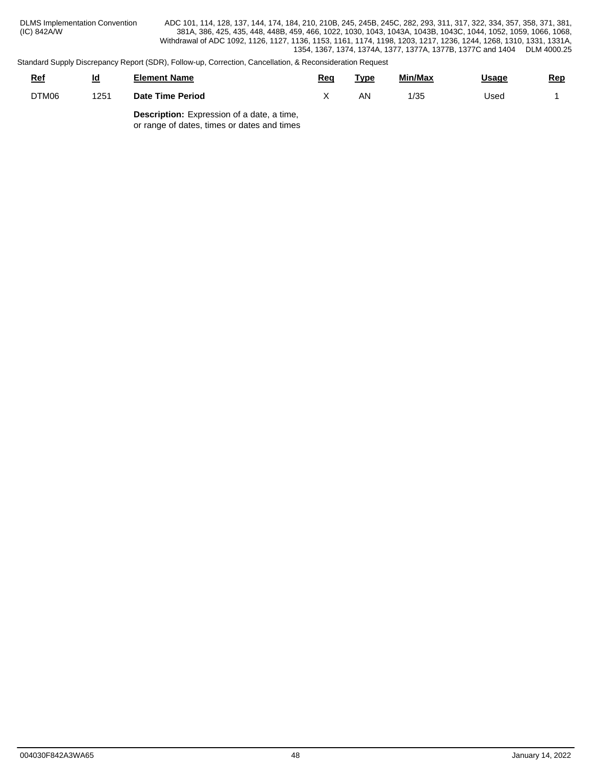| Ref | Id | Element Name | Req | Type | Min/Max | Usage | Rep |
|---|---|---|---|---|---|---|---|
| DTM06 | 1251 | **Date Time Period**<br>**Description:** Expression of a date, a time, or range of dates, times or dates and times | X | AN | 1/35 | Used | 1 |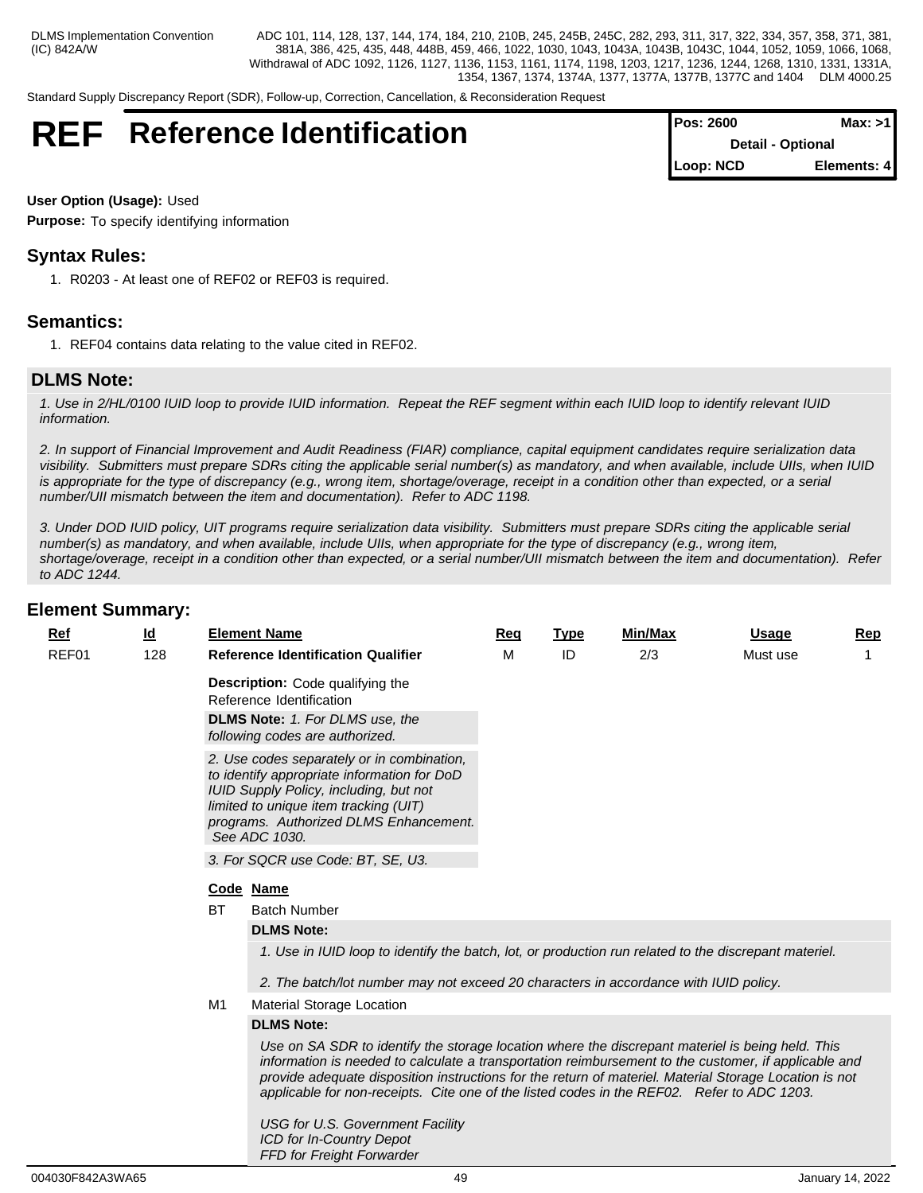Standard Supply Discrepancy Report (SDR), Follow-up, Correction, Cancellation, & Reconsideration Request

# REF Reference Identification

| Pos: 2600 | Max: >1 |
|---|---|
| Detail - Optional | |
| Loop: NCD | Elements: 4 |

**User Option (Usage):** Used

**Purpose:** To specify identifying information

## Syntax Rules:

1. R0203 - At least one of REF02 or REF03 is required.

## Semantics:

1. REF04 contains data relating to the value cited in REF02.

## DLMS Note:

*1. Use in 2/HL/0100 IUID loop to provide IUID information. Repeat the REF segment within each IUID loop to identify relevant IUID information.*

*2. In support of Financial Improvement and Audit Readiness (FIAR) compliance, capital equipment candidates require serialization data visibility. Submitters must prepare SDRs citing the applicable serial number(s) as mandatory, and when available, include UIIs, when IUID is appropriate for the type of discrepancy (e.g., wrong item, shortage/overage, receipt in a condition other than expected, or a serial number/UII mismatch between the item and documentation). Refer to ADC 1198.*

*3. Under DOD IUID policy, UIT programs require serialization data visibility. Submitters must prepare SDRs citing the applicable serial number(s) as mandatory, and when available, include UIIs, when appropriate for the type of discrepancy (e.g., wrong item, shortage/overage, receipt in a condition other than expected, or a serial number/UII mismatch between the item and documentation). Refer to ADC 1244.*

## Element Summary:

| Ref | Id | Element Name | Req | Type | Min/Max | Usage | Rep |
|---|---|---|---|---|---|---|---|
| REF01 | 128 | **Reference Identification Qualifier** | M | ID | 2/3 | Must use | 1 |

**Description:** Code qualifying the Reference Identification

**DLMS Note:** *1. For DLMS use, the following codes are authorized.*

*2. Use codes separately or in combination, to identify appropriate information for DoD IUID Supply Policy, including, but not limited to unique item tracking (UIT) programs. Authorized DLMS Enhancement. See ADC 1030.*

*3. For SQCR use Code: BT, SE, U3.*

| Code | Name |
|---|---|
| BT | Batch Number |

**DLMS Note:**

*1. Use in IUID loop to identify the batch, lot, or production run related to the discrepant materiel.*

*2. The batch/lot number may not exceed 20 characters in accordance with IUID policy.*

| Code | Name |
|---|---|
| M1 | Material Storage Location |

**DLMS Note:**

*Use on SA SDR to identify the storage location where the discrepant materiel is being held. This information is needed to calculate a transportation reimbursement to the customer, if applicable and provide adequate disposition instructions for the return of materiel. Material Storage Location is not applicable for non-receipts. Cite one of the listed codes in the REF02. Refer to ADC 1203.*

*USG for U.S. Government Facility*
*ICD for In-Country Depot*
*FFD for Freight Forwarder*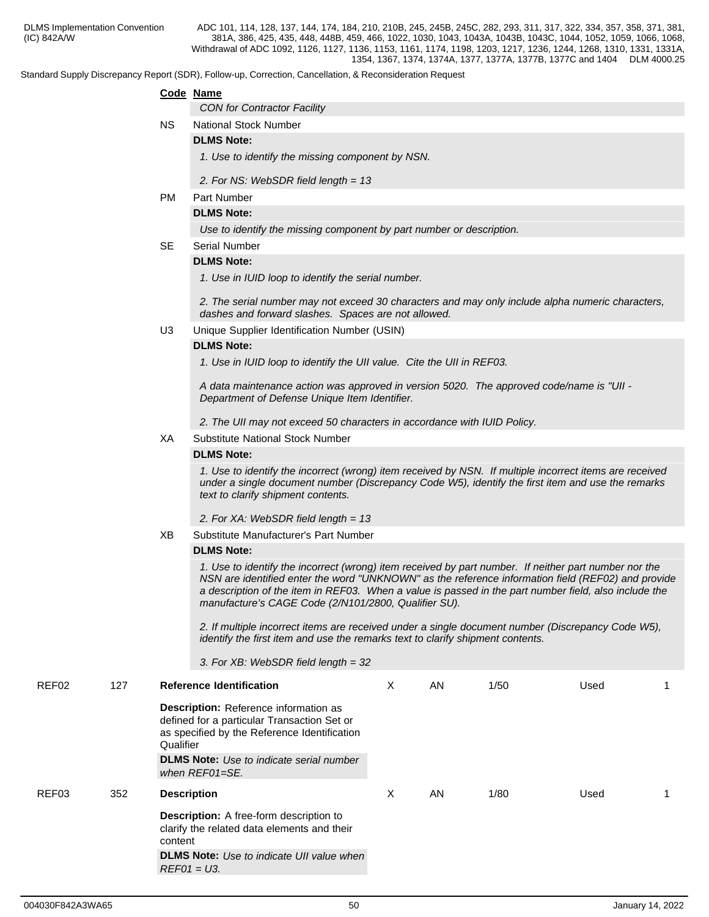Standard Supply Discrepancy Report (SDR), Follow-up, Correction, Cancellation, & Reconsideration Request

**Code** **Name**

*CON for Contractor Facility*

NS National Stock Number

**DLMS Note:**

*1. Use to identify the missing component by NSN.*

*2. For NS: WebSDR field length = 13*

PM Part Number

**DLMS Note:**

*Use to identify the missing component by part number or description.*

SE Serial Number

**DLMS Note:**

*1. Use in IUID loop to identify the serial number.*

*2. The serial number may not exceed 30 characters and may only include alpha numeric characters, dashes and forward slashes. Spaces are not allowed.*

U3 Unique Supplier Identification Number (USIN)

**DLMS Note:**

*1. Use in IUID loop to identify the UII value. Cite the UII in REF03.*

*A data maintenance action was approved in version 5020. The approved code/name is "UII - Department of Defense Unique Item Identifier.*

*2. The UII may not exceed 50 characters in accordance with IUID Policy.*

XA Substitute National Stock Number

**DLMS Note:**

*1. Use to identify the incorrect (wrong) item received by NSN. If multiple incorrect items are received under a single document number (Discrepancy Code W5), identify the first item and use the remarks text to clarify shipment contents.*

*2. For XA: WebSDR field length = 13*

XB Substitute Manufacturer's Part Number

**DLMS Note:**

*1. Use to identify the incorrect (wrong) item received by part number. If neither part number nor the NSN are identified enter the word "UNKNOWN" as the reference information field (REF02) and provide a description of the item in REF03. When a value is passed in the part number field, also include the manufacture's CAGE Code (2/N101/2800, Qualifier SU).*

*2. If multiple incorrect items are received under a single document number (Discrepancy Code W5), identify the first item and use the remarks text to clarify shipment contents.*

*3. For XB: WebSDR field length = 32*

| | | | | | | | |
|---|---|---|---|---|---|---|---|
| REF02 | 127 | **Reference Identification** | X | AN | 1/50 | Used | 1 |

**Description:** Reference information as defined for a particular Transaction Set or as specified by the Reference Identification Qualifier

**DLMS Note:** *Use to indicate serial number when REF01=SE.*

| | | | | | | | |
|---|---|---|---|---|---|---|---|
| REF03 | 352 | **Description** | X | AN | 1/80 | Used | 1 |

**Description:** A free-form description to clarify the related data elements and their content

**DLMS Note:** *Use to indicate UII value when REF01 = U3.*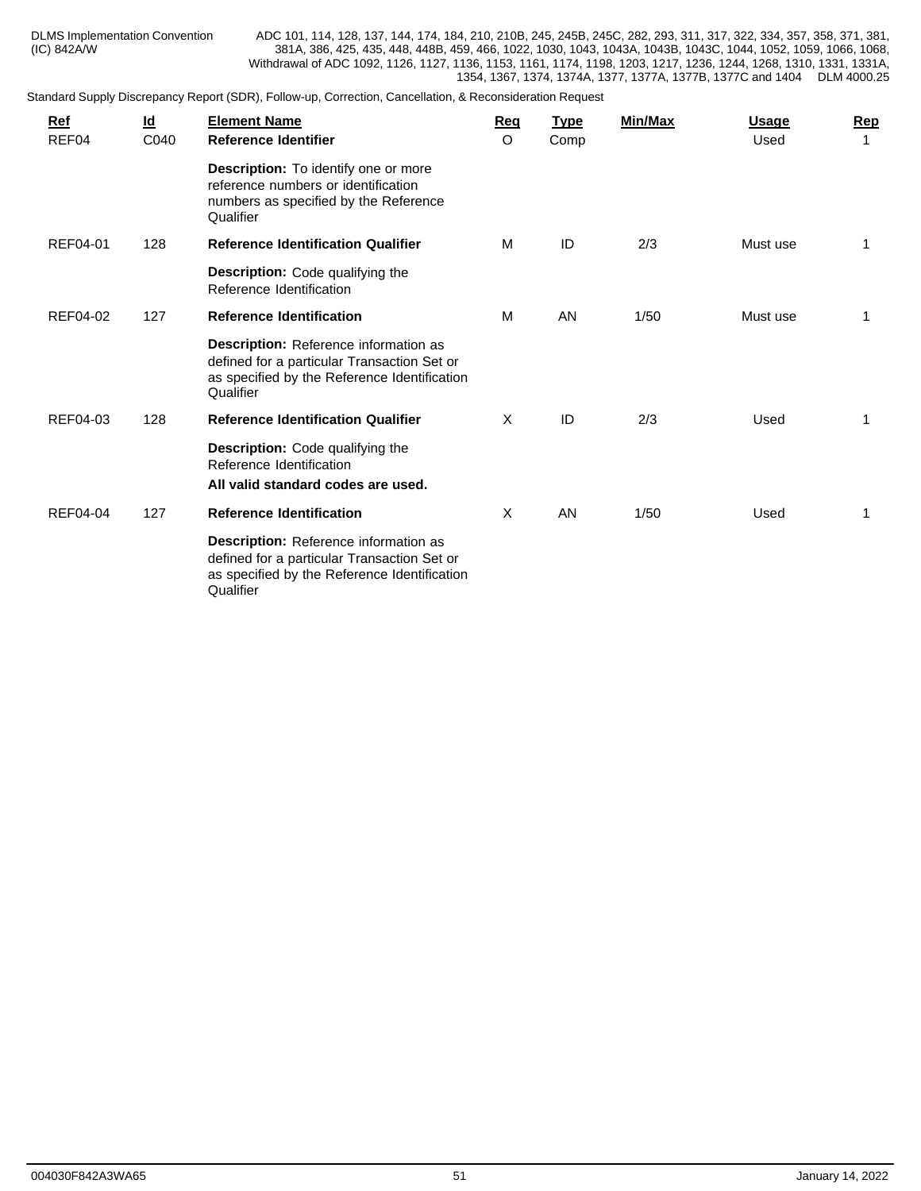Standard Supply Discrepancy Report (SDR), Follow-up, Correction, Cancellation, & Reconsideration Request

| Ref | Id | Element Name | Req | Type | Min/Max | Usage | Rep |
|---|---|---|---|---|---|---|---|
| REF04 | C040 | **Reference Identifier** | O | Comp | | Used | 1 |
| | | **Description:** To identify one or more reference numbers or identification numbers as specified by the Reference Qualifier | | | | | |
| REF04-01 | 128 | **Reference Identification Qualifier** | M | ID | 2/3 | Must use | 1 |
| | | **Description:** Code qualifying the Reference Identification | | | | | |
| REF04-02 | 127 | **Reference Identification** | M | AN | 1/50 | Must use | 1 |
| | | **Description:** Reference information as defined for a particular Transaction Set or as specified by the Reference Identification Qualifier | | | | | |
| REF04-03 | 128 | **Reference Identification Qualifier** | X | ID | 2/3 | Used | 1 |
| | | **Description:** Code qualifying the Reference Identification **All valid standard codes are used.** | | | | | |
| REF04-04 | 127 | **Reference Identification** | X | AN | 1/50 | Used | 1 |
| | | **Description:** Reference information as defined for a particular Transaction Set or as specified by the Reference Identification Qualifier | | | | | |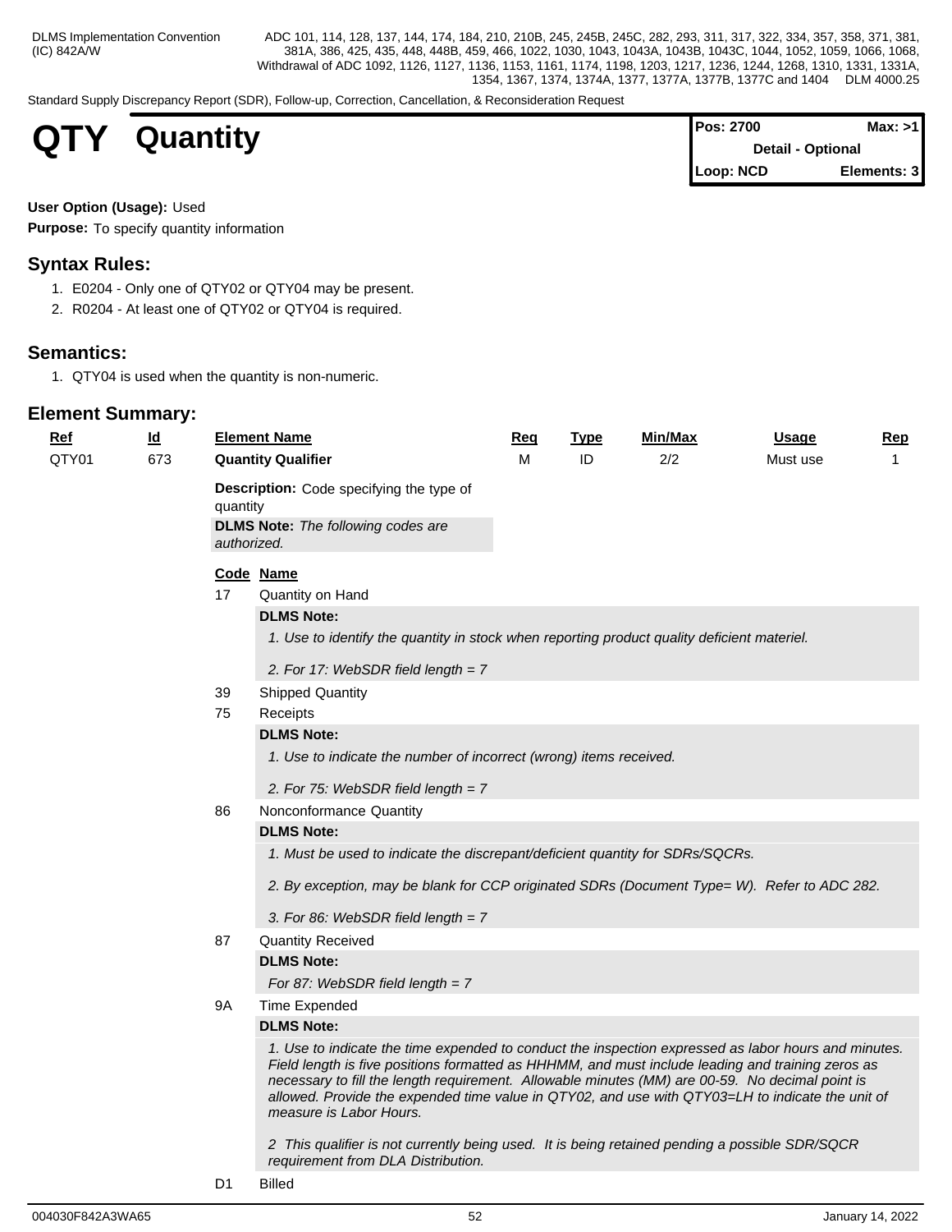# QTY Quantity

| Pos: 2700 | Max: >1 |
|---|---|
| Detail - Optional | |
| Loop: NCD | Elements: 3 |

**User Option (Usage):** Used

**Purpose:** To specify quantity information

## Syntax Rules:

1. E0204 - Only one of QTY02 or QTY04 may be present.
2. R0204 - At least one of QTY02 or QTY04 is required.

## Semantics:

1. QTY04 is used when the quantity is non-numeric.

## Element Summary:

| Ref | Id | Element Name | Req | Type | Min/Max | Usage | Rep |
|---|---|---|---|---|---|---|---|
| QTY01 | 673 | **Quantity Qualifier** | M | ID | 2/2 | Must use | 1 |

**Description:** Code specifying the type of quantity

**DLMS Note:** *The following codes are authorized.*

| Code | Name |
|---|---|
| 17 | Quantity on Hand |
| 39 | Shipped Quantity |
| 75 | Receipts |
| 86 | Nonconformance Quantity |
| 87 | Quantity Received |
| 9A | Time Expended |
| D1 | Billed |

**17 Quantity on Hand**

**DLMS Note:**

*1. Use to identify the quantity in stock when reporting product quality deficient materiel.*

*2. For 17: WebSDR field length = 7*

**39 Shipped Quantity**

**75 Receipts**

**DLMS Note:**

*1. Use to indicate the number of incorrect (wrong) items received.*

*2. For 75: WebSDR field length = 7*

**86 Nonconformance Quantity**

**DLMS Note:**

*1. Must be used to indicate the discrepant/deficient quantity for SDRs/SQCRs.*

*2. By exception, may be blank for CCP originated SDRs (Document Type= W). Refer to ADC 282.*

*3. For 86: WebSDR field length = 7*

**87 Quantity Received**

**DLMS Note:**

*For 87: WebSDR field length = 7*

**9A Time Expended**

**DLMS Note:**

*1. Use to indicate the time expended to conduct the inspection expressed as labor hours and minutes. Field length is five positions formatted as HHHMM, and must include leading and training zeros as necessary to fill the length requirement. Allowable minutes (MM) are 00-59. No decimal point is allowed. Provide the expended time value in QTY02, and use with QTY03=LH to indicate the unit of measure is Labor Hours.*

*2 This qualifier is not currently being used. It is being retained pending a possible SDR/SQCR requirement from DLA Distribution.*

**D1 Billed**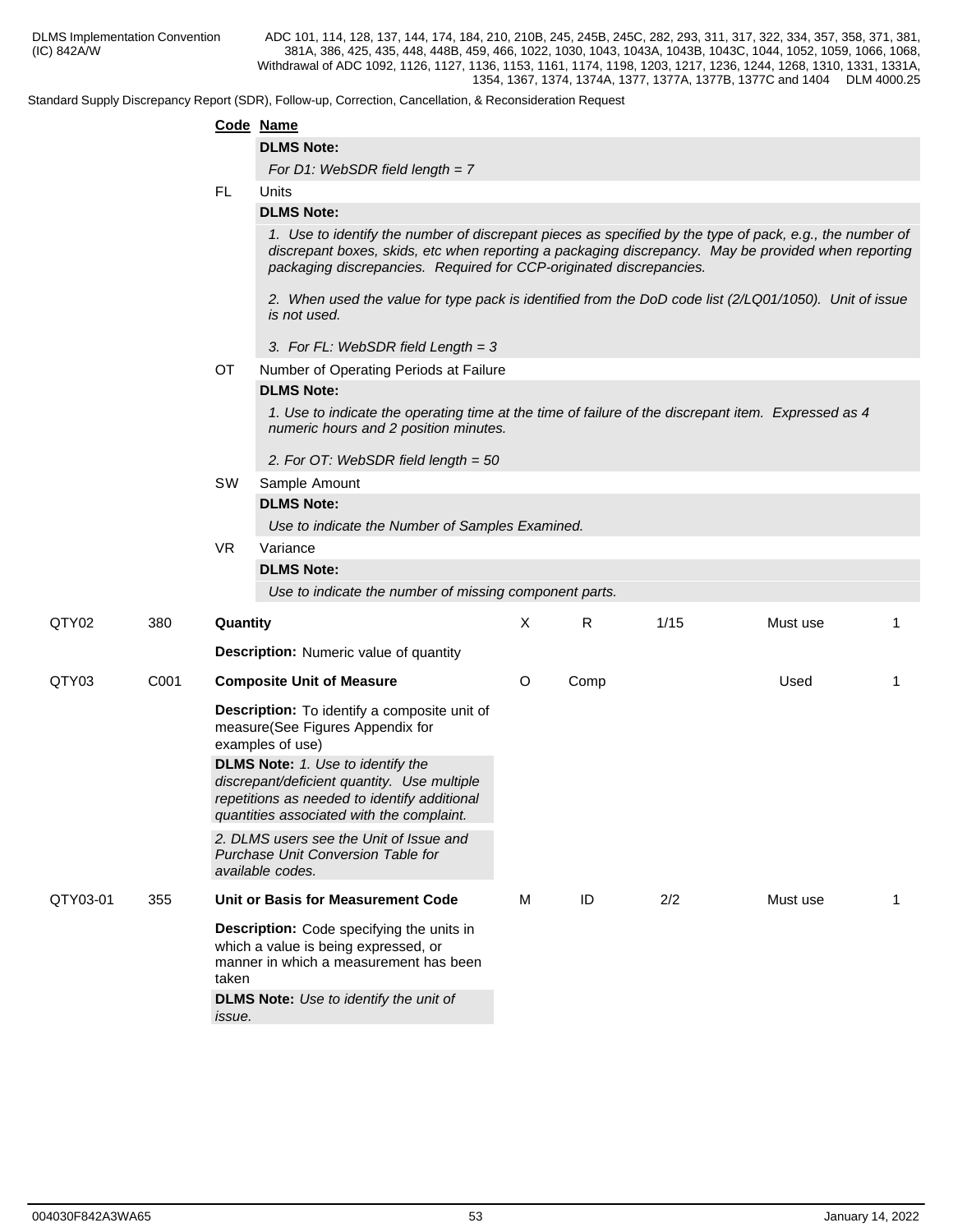Standard Supply Discrepancy Report (SDR), Follow-up, Correction, Cancellation, & Reconsideration Request

| Code | Name |
|---|---|
| | **DLMS Note:** |
| | *For D1: WebSDR field length = 7* |
| FL | Units |
| | **DLMS Note:** |
| | *1. Use to identify the number of discrepant pieces as specified by the type of pack, e.g., the number of discrepant boxes, skids, etc when reporting a packaging discrepancy. May be provided when reporting packaging discrepancies. Required for CCP-originated discrepancies.* |
| | *2. When used the value for type pack is identified from the DoD code list (2/LQ01/1050). Unit of issue is not used.* |
| | *3. For FL: WebSDR field Length = 3* |
| OT | Number of Operating Periods at Failure |
| | **DLMS Note:** |
| | *1. Use to indicate the operating time at the time of failure of the discrepant item. Expressed as 4 numeric hours and 2 position minutes.* |
| | *2. For OT: WebSDR field length = 50* |
| SW | Sample Amount |
| | **DLMS Note:** |
| | *Use to indicate the Number of Samples Examined.* |
| VR | Variance |
| | **DLMS Note:** |
| | *Use to indicate the number of missing component parts.* |

| | | | | | | | |
|---|---|---|---|---|---|---|---|
| QTY02 | 380 | **Quantity**<br>**Description:** Numeric value of quantity | X | R | 1/15 | Must use | 1 |
| QTY03 | C001 | **Composite Unit of Measure**<br>**Description:** To identify a composite unit of measure(See Figures Appendix for examples of use)<br>**DLMS Note:** *1. Use to identify the discrepant/deficient quantity. Use multiple repetitions as needed to identify additional quantities associated with the complaint.*<br>*2. DLMS users see the Unit of Issue and Purchase Unit Conversion Table for available codes.* | O | Comp | | Used | 1 |
| QTY03-01 | 355 | **Unit or Basis for Measurement Code**<br>**Description:** Code specifying the units in which a value is being expressed, or manner in which a measurement has been taken<br>**DLMS Note:** *Use to identify the unit of issue.* | M | ID | 2/2 | Must use | 1 |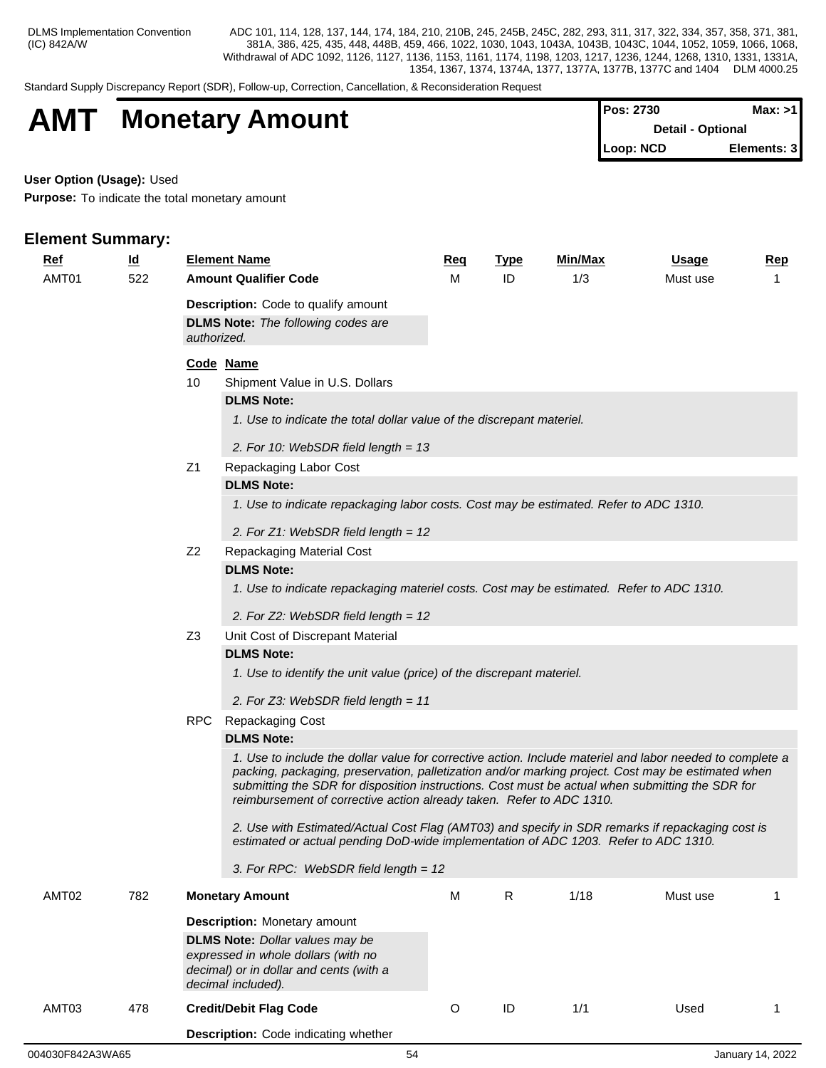# AMT Monetary Amount

| Pos: 2730 | Max: >1 |
|---|---|
| Detail - Optional | |
| Loop: NCD | Elements: 3 |

**User Option (Usage):** Used

**Purpose:** To indicate the total monetary amount

## Element Summary:

| Ref | Id | Element Name | Req | Type | Min/Max | Usage | Rep |
|---|---|---|---|---|---|---|---|
| AMT01 | 522 | **Amount Qualifier Code** | M | ID | 1/3 | Must use | 1 |

**Description:** Code to qualify amount

**DLMS Note:** *The following codes are authorized.*

| Code | Name |
|---|---|
| 10 | Shipment Value in U.S. Dollars |
| Z1 | Repackaging Labor Cost |
| Z2 | Repackaging Material Cost |
| Z3 | Unit Cost of Discrepant Material |
| RPC | Repackaging Cost |

**10 — Shipment Value in U.S. Dollars**

**DLMS Note:**

*1. Use to indicate the total dollar value of the discrepant materiel.*

*2. For 10: WebSDR field length = 13*

**Z1 — Repackaging Labor Cost**

**DLMS Note:**

*1. Use to indicate repackaging labor costs. Cost may be estimated. Refer to ADC 1310.*

*2. For Z1: WebSDR field length = 12*

**Z2 — Repackaging Material Cost**

**DLMS Note:**

*1. Use to indicate repackaging materiel costs. Cost may be estimated. Refer to ADC 1310.*

*2. For Z2: WebSDR field length = 12*

**Z3 — Unit Cost of Discrepant Material**

**DLMS Note:**

*1. Use to identify the unit value (price) of the discrepant materiel.*

*2. For Z3: WebSDR field length = 11*

**RPC — Repackaging Cost**

**DLMS Note:**

*1. Use to include the dollar value for corrective action. Include materiel and labor needed to complete a packing, packaging, preservation, palletization and/or marking project. Cost may be estimated when submitting the SDR for disposition instructions. Cost must be actual when submitting the SDR for reimbursement of corrective action already taken. Refer to ADC 1310.*

*2. Use with Estimated/Actual Cost Flag (AMT03) and specify in SDR remarks if repackaging cost is estimated or actual pending DoD-wide implementation of ADC 1203. Refer to ADC 1310.*

*3. For RPC: WebSDR field length = 12*

| Ref | Id | Element Name | Req | Type | Min/Max | Usage | Rep |
|---|---|---|---|---|---|---|---|
| AMT02 | 782 | **Monetary Amount** | M | R | 1/18 | Must use | 1 |

**Description:** Monetary amount

**DLMS Note:** *Dollar values may be expressed in whole dollars (with no decimal) or in dollar and cents (with a decimal included).*

| Ref | Id | Element Name | Req | Type | Min/Max | Usage | Rep |
|---|---|---|---|---|---|---|---|
| AMT03 | 478 | **Credit/Debit Flag Code** | O | ID | 1/1 | Used | 1 |

**Description:** Code indicating whether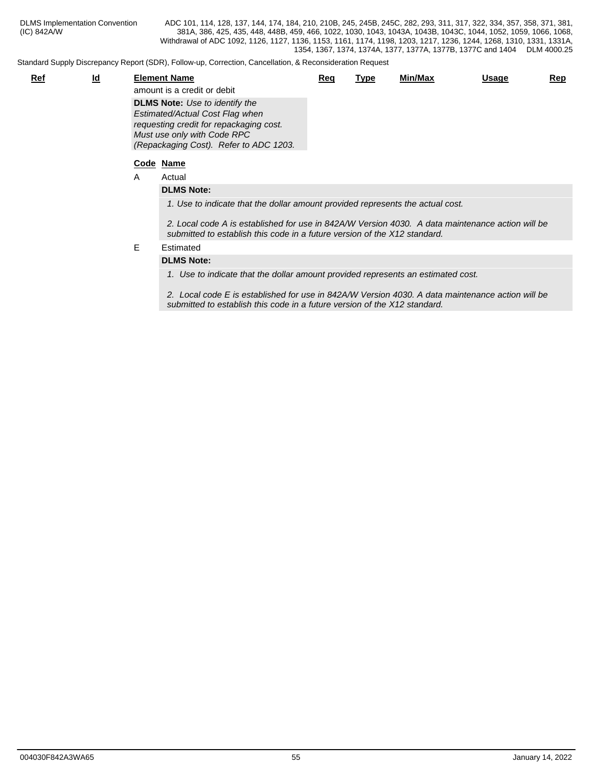Standard Supply Discrepancy Report (SDR), Follow-up, Correction, Cancellation, & Reconsideration Request

| Ref | Id | Element Name | Req | Type | Min/Max | Usage | Rep |
|---|---|---|---|---|---|---|---|
| | | amount is a credit or debit | | | | | |

**DLMS Note:** *Use to identify the Estimated/Actual Cost Flag when requesting credit for repackaging cost. Must use only with Code RPC (Repackaging Cost). Refer to ADC 1203.*

| Code | Name |
|---|---|
| A | Actual |
| E | Estimated |

**A** Actual

**DLMS Note:**

*1. Use to indicate that the dollar amount provided represents the actual cost.*

*2. Local code A is established for use in 842A/W Version 4030. A data maintenance action will be submitted to establish this code in a future version of the X12 standard.*

**E** Estimated

**DLMS Note:**

*1. Use to indicate that the dollar amount provided represents an estimated cost.*

*2. Local code E is established for use in 842A/W Version 4030. A data maintenance action will be submitted to establish this code in a future version of the X12 standard.*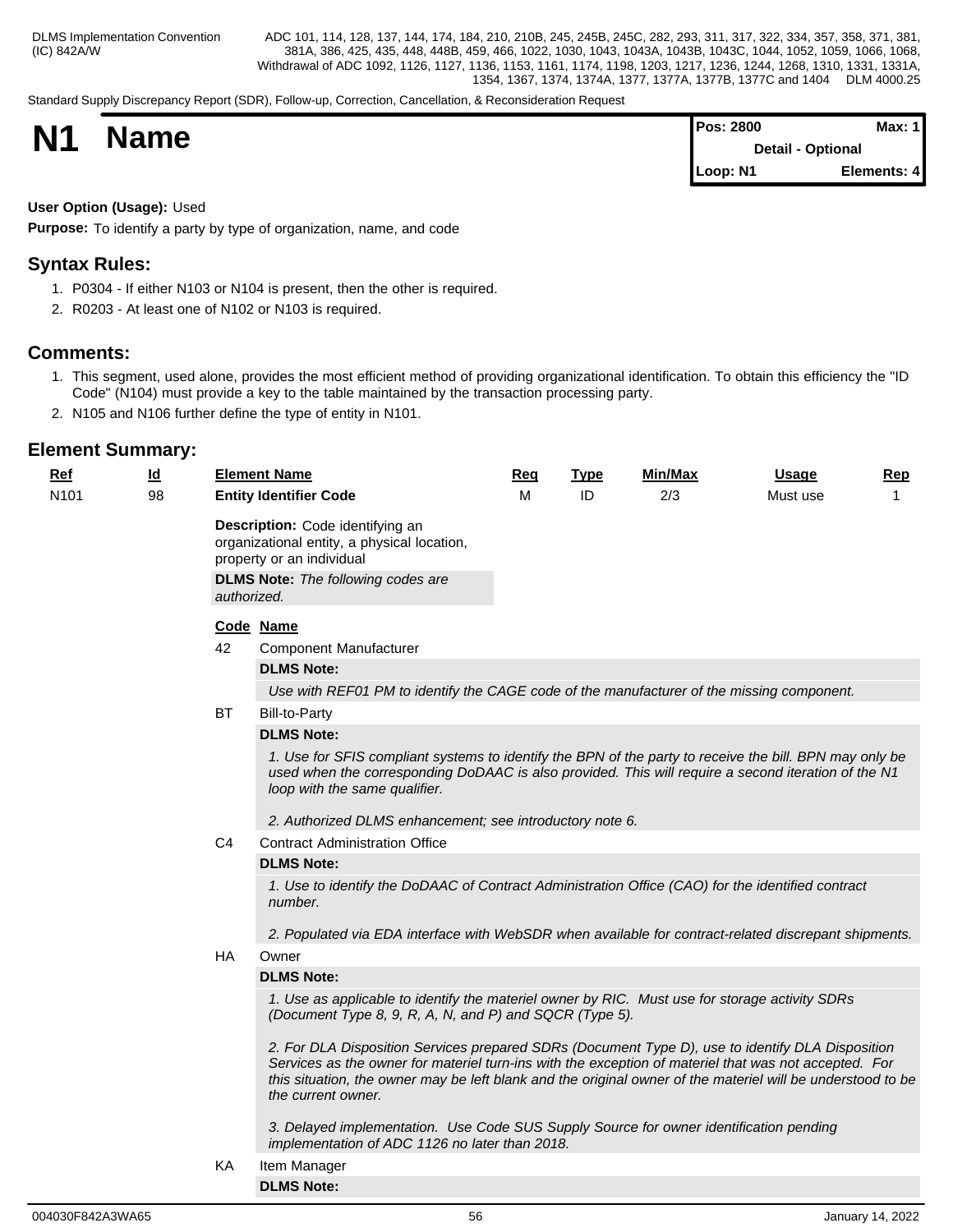Standard Supply Discrepancy Report (SDR), Follow-up, Correction, Cancellation, & Reconsideration Request

# N1 Name

| Pos: 2800 | Max: 1 |
|---|---|
| Detail - Optional | |
| Loop: N1 | Elements: 4 |

**User Option (Usage):** Used

**Purpose:** To identify a party by type of organization, name, and code

## Syntax Rules:

1. P0304 - If either N103 or N104 is present, then the other is required.
2. R0203 - At least one of N102 or N103 is required.

## Comments:

1. This segment, used alone, provides the most efficient method of providing organizational identification. To obtain this efficiency the "ID Code" (N104) must provide a key to the table maintained by the transaction processing party.
2. N105 and N106 further define the type of entity in N101.

## Element Summary:

| Ref | Id | Element Name | Req | Type | Min/Max | Usage | Rep |
|---|---|---|---|---|---|---|---|
| N101 | 98 | **Entity Identifier Code** | M | ID | 2/3 | Must use | 1 |

**Description:** Code identifying an organizational entity, a physical location, property or an individual

**DLMS Note:** *The following codes are authorized.*

| Code | Name |
|---|---|
| 42 | Component Manufacturer |
| BT | Bill-to-Party |
| C4 | Contract Administration Office |
| HA | Owner |
| KA | Item Manager |

**42** Component Manufacturer

**DLMS Note:**

*Use with REF01 PM to identify the CAGE code of the manufacturer of the missing component.*

**BT** Bill-to-Party

**DLMS Note:**

*1. Use for SFIS compliant systems to identify the BPN of the party to receive the bill. BPN may only be used when the corresponding DoDAAC is also provided. This will require a second iteration of the N1 loop with the same qualifier.*

*2. Authorized DLMS enhancement; see introductory note 6.*

**C4** Contract Administration Office

**DLMS Note:**

*1. Use to identify the DoDAAC of Contract Administration Office (CAO) for the identified contract number.*

*2. Populated via EDA interface with WebSDR when available for contract-related discrepant shipments.*

**HA** Owner

**DLMS Note:**

*1. Use as applicable to identify the materiel owner by RIC. Must use for storage activity SDRs (Document Type 8, 9, R, A, N, and P) and SQCR (Type 5).*

*2. For DLA Disposition Services prepared SDRs (Document Type D), use to identify DLA Disposition Services as the owner for materiel turn-ins with the exception of materiel that was not accepted. For this situation, the owner may be left blank and the original owner of the materiel will be understood to be the current owner.*

*3. Delayed implementation. Use Code SUS Supply Source for owner identification pending implementation of ADC 1126 no later than 2018.*

**KA** Item Manager

**DLMS Note:**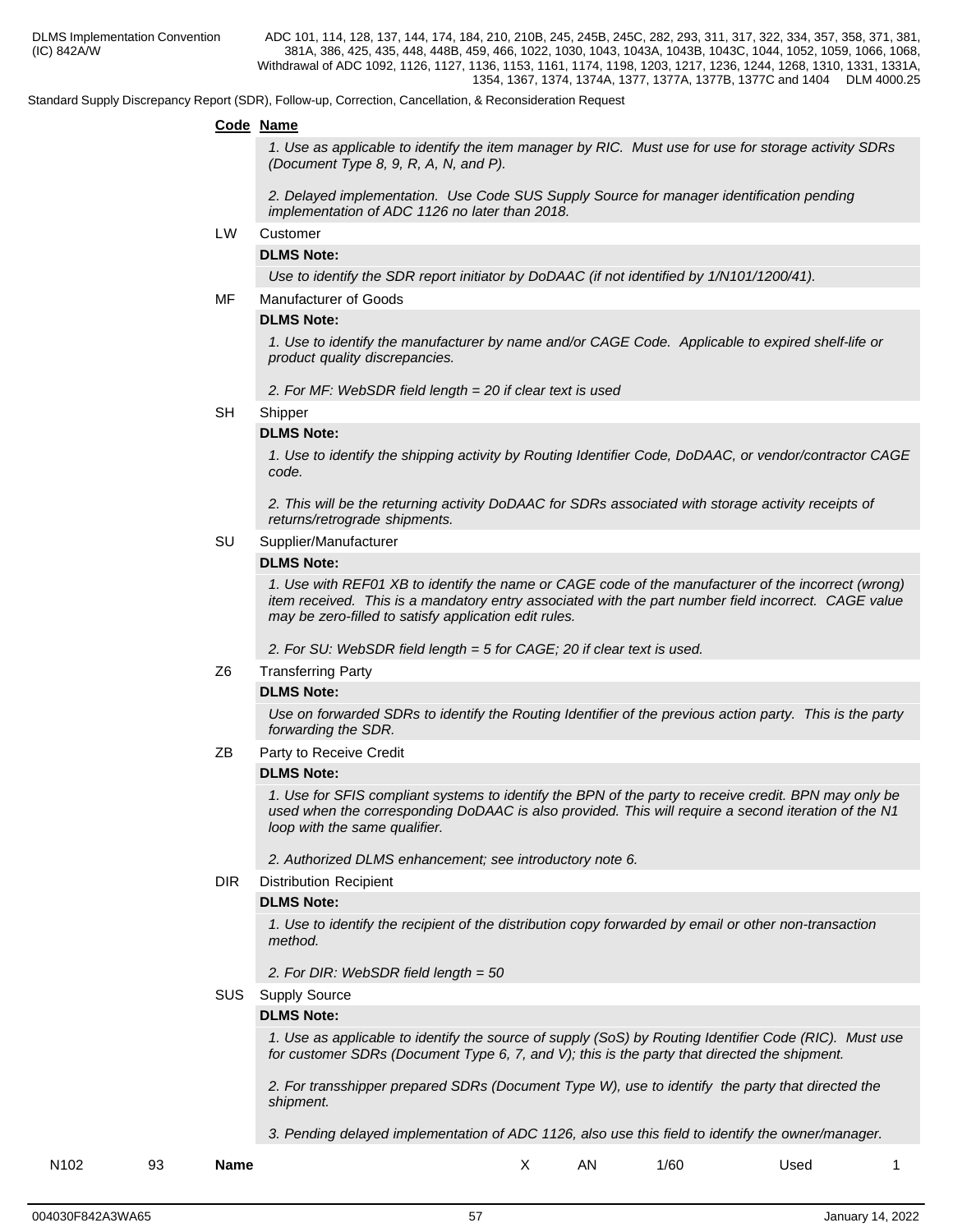Standard Supply Discrepancy Report (SDR), Follow-up, Correction, Cancellation, & Reconsideration Request

**Code Name**

*1. Use as applicable to identify the item manager by RIC. Must use for use for storage activity SDRs (Document Type 8, 9, R, A, N, and P).*

*2. Delayed implementation. Use Code SUS Supply Source for manager identification pending implementation of ADC 1126 no later than 2018.*

**LW** Customer

**DLMS Note:**

*Use to identify the SDR report initiator by DoDAAC (if not identified by 1/N101/1200/41).*

**MF** Manufacturer of Goods

**DLMS Note:**

*1. Use to identify the manufacturer by name and/or CAGE Code. Applicable to expired shelf-life or product quality discrepancies.*

*2. For MF: WebSDR field length = 20 if clear text is used*

**SH** Shipper

**DLMS Note:**

*1. Use to identify the shipping activity by Routing Identifier Code, DoDAAC, or vendor/contractor CAGE code.*

*2. This will be the returning activity DoDAAC for SDRs associated with storage activity receipts of returns/retrograde shipments.*

**SU** Supplier/Manufacturer

**DLMS Note:**

*1. Use with REF01 XB to identify the name or CAGE code of the manufacturer of the incorrect (wrong) item received. This is a mandatory entry associated with the part number field incorrect. CAGE value may be zero-filled to satisfy application edit rules.*

*2. For SU: WebSDR field length = 5 for CAGE; 20 if clear text is used.*

**Z6** Transferring Party

**DLMS Note:**

*Use on forwarded SDRs to identify the Routing Identifier of the previous action party. This is the party forwarding the SDR.*

**ZB** Party to Receive Credit

**DLMS Note:**

*1. Use for SFIS compliant systems to identify the BPN of the party to receive credit. BPN may only be used when the corresponding DoDAAC is also provided. This will require a second iteration of the N1 loop with the same qualifier.*

*2. Authorized DLMS enhancement; see introductory note 6.*

**DIR** Distribution Recipient

**DLMS Note:**

*1. Use to identify the recipient of the distribution copy forwarded by email or other non-transaction method.*

*2. For DIR: WebSDR field length = 50*

**SUS** Supply Source

**DLMS Note:**

*1. Use as applicable to identify the source of supply (SoS) by Routing Identifier Code (RIC). Must use for customer SDRs (Document Type 6, 7, and V); this is the party that directed the shipment.*

*2. For transshipper prepared SDRs (Document Type W), use to identify the party that directed the shipment.*

*3. Pending delayed implementation of ADC 1126, also use this field to identify the owner/manager.*

| | | | | | | | |
|---|---|---|---|---|---|---|---|
| N102 | 93 | **Name** | X | AN | 1/60 | Used | 1 |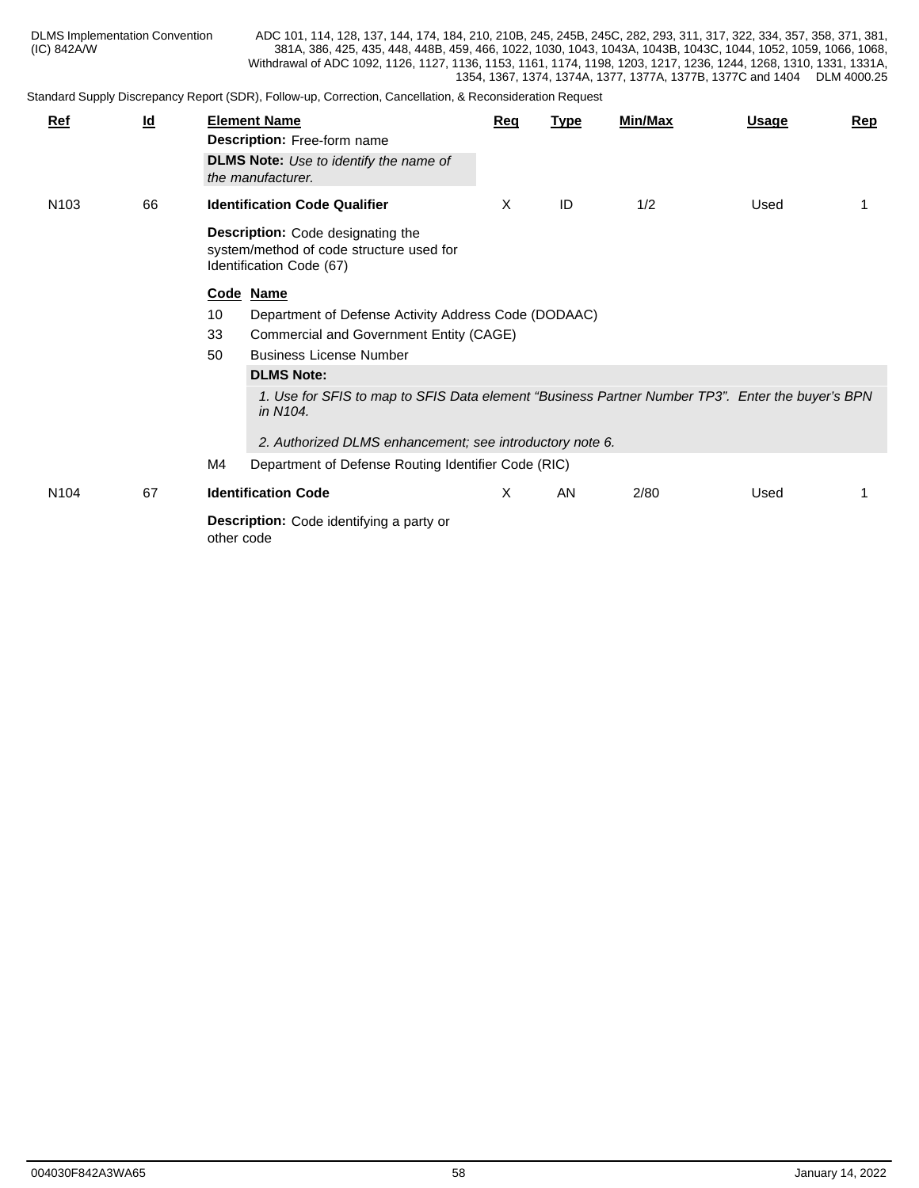Standard Supply Discrepancy Report (SDR), Follow-up, Correction, Cancellation, & Reconsideration Request

| Ref | Id | Element Name | Req | Type | Min/Max | Usage | Rep |
|---|---|---|---|---|---|---|---|
| | | **Description:** Free-form name<br>**DLMS Note:** *Use to identify the name of the manufacturer.* | | | | | |
| N103 | 66 | **Identification Code Qualifier** | X | ID | 1/2 | Used | 1 |
| | | **Description:** Code designating the system/method of code structure used for Identification Code (67) | | | | | |

**Code** **Name**

10 Department of Defense Activity Address Code (DODAAC)

33 Commercial and Government Entity (CAGE)

50 Business License Number

**DLMS Note:**

*1. Use for SFIS to map to SFIS Data element "Business Partner Number TP3". Enter the buyer's BPN in N104.*

*2. Authorized DLMS enhancement; see introductory note 6.*

M4 Department of Defense Routing Identifier Code (RIC)

| Ref | Id | Element Name | Req | Type | Min/Max | Usage | Rep |
|---|---|---|---|---|---|---|---|
| N104 | 67 | **Identification Code** | X | AN | 2/80 | Used | 1 |
| | | **Description:** Code identifying a party or other code | | | | | |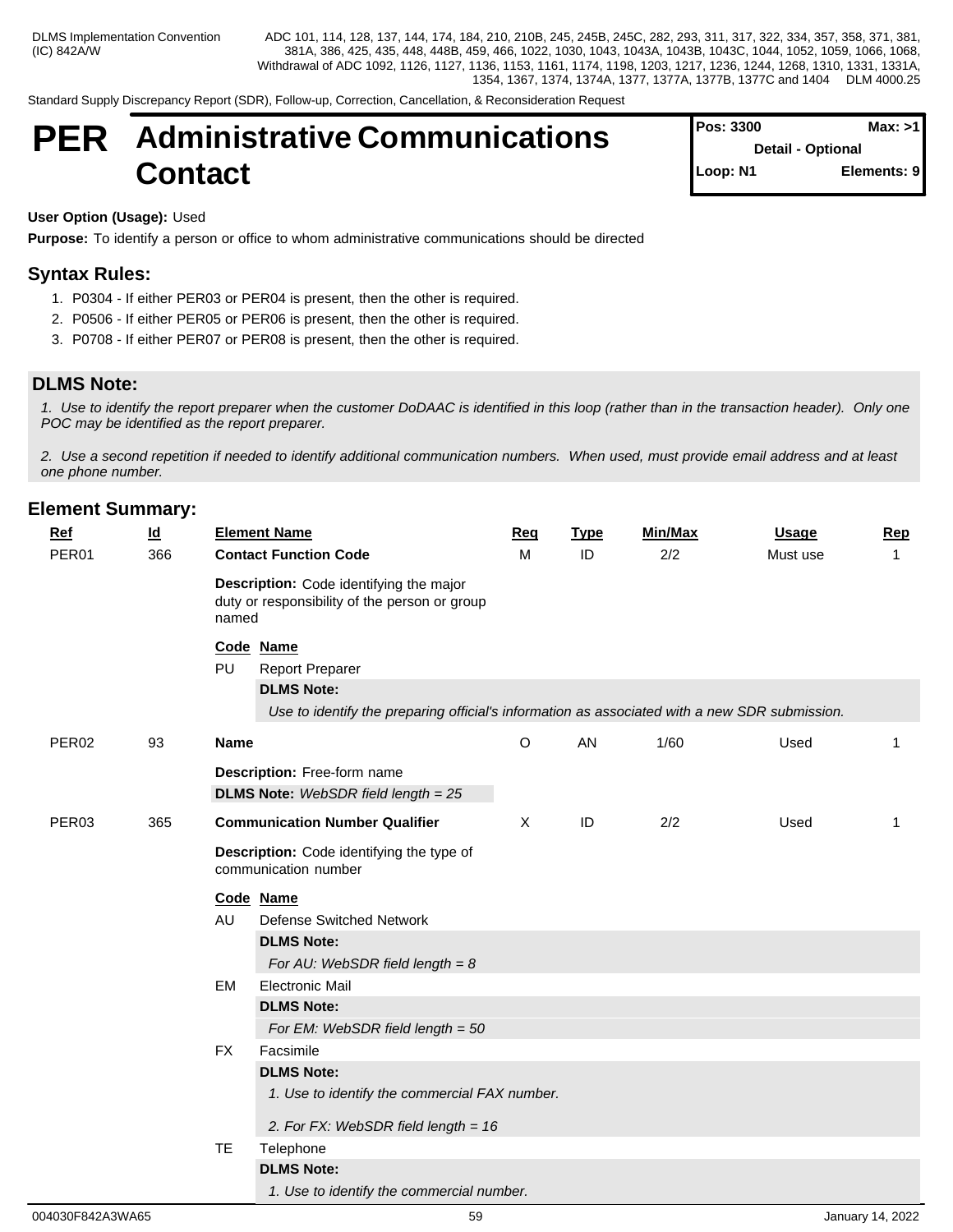# PER Administrative Communications Contact

| Pos: 3300 | Max: >1 |
|---|---|
| Detail - Optional | |
| Loop: N1 | Elements: 9 |

**User Option (Usage):** Used

**Purpose:** To identify a person or office to whom administrative communications should be directed

## Syntax Rules:

1. P0304 - If either PER03 or PER04 is present, then the other is required.
2. P0506 - If either PER05 or PER06 is present, then the other is required.
3. P0708 - If either PER07 or PER08 is present, then the other is required.

## DLMS Note:

*1. Use to identify the report preparer when the customer DoDAAC is identified in this loop (rather than in the transaction header). Only one POC may be identified as the report preparer.*

*2. Use a second repetition if needed to identify additional communication numbers. When used, must provide email address and at least one phone number.*

## Element Summary:

| Ref | Id | Element Name | Req | Type | Min/Max | Usage | Rep |
|---|---|---|---|---|---|---|---|
| PER01 | 366 | **Contact Function Code** | M | ID | 2/2 | Must use | 1 |
| PER02 | 93 | **Name** | O | AN | 1/60 | Used | 1 |
| PER03 | 365 | **Communication Number Qualifier** | X | ID | 2/2 | Used | 1 |

**PER01** — **Description:** Code identifying the major duty or responsibility of the person or group named

| Code | Name |
|---|---|
| PU | Report Preparer |

**DLMS Note:**
*Use to identify the preparing official's information as associated with a new SDR submission.*

**PER02** — **Description:** Free-form name

**DLMS Note:** *WebSDR field length = 25*

**PER03** — **Description:** Code identifying the type of communication number

| Code | Name |
|---|---|
| AU | Defense Switched Network |
| EM | Electronic Mail |
| FX | Facsimile |
| TE | Telephone |

AU — **DLMS Note:**
*For AU: WebSDR field length = 8*

EM — **DLMS Note:**
*For EM: WebSDR field length = 50*

FX — **DLMS Note:**
*1. Use to identify the commercial FAX number.*
*2. For FX: WebSDR field length = 16*

TE — **DLMS Note:**
*1. Use to identify the commercial number.*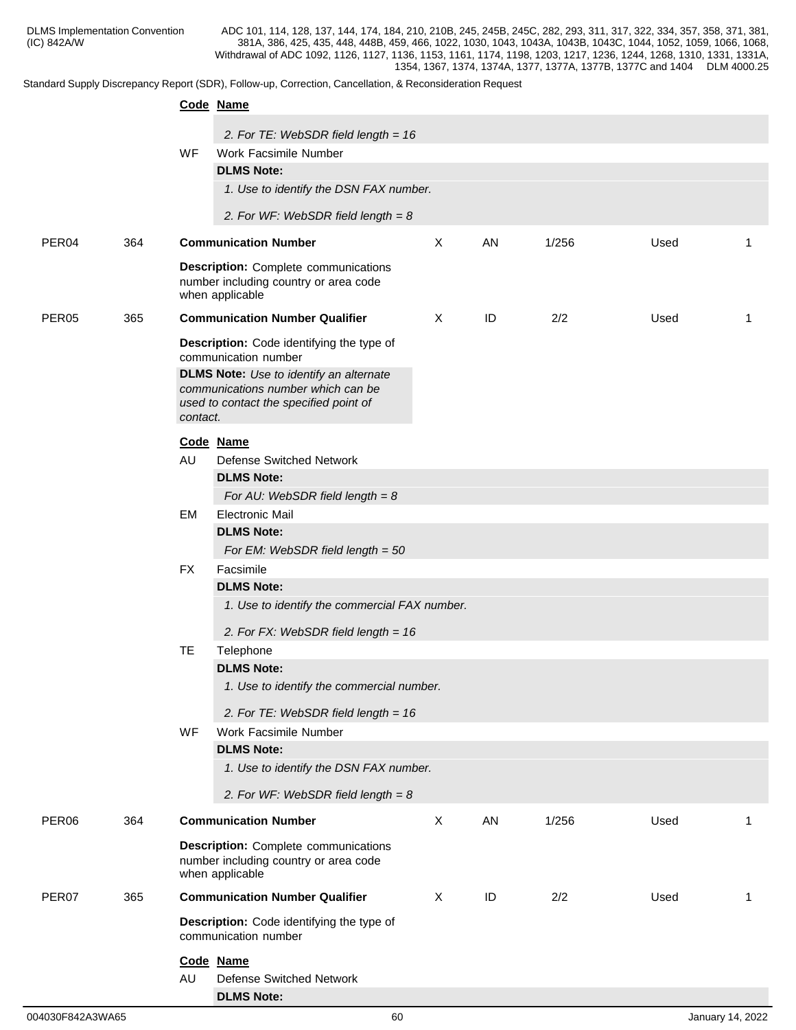Standard Supply Discrepancy Report (SDR), Follow-up, Correction, Cancellation, & Reconsideration Request

**Code Name**

*2. For TE: WebSDR field length = 16*

WF Work Facsimile Number

**DLMS Note:**

*1. Use to identify the DSN FAX number.*

*2. For WF: WebSDR field length = 8*

| | | | | | | | |
|---|---|---|---|---|---|---|---|
| PER04 | 364 | **Communication Number** | X | AN | 1/256 | Used | 1 |

**Description:** Complete communications number including country or area code when applicable

| | | | | | | | |
|---|---|---|---|---|---|---|---|
| PER05 | 365 | **Communication Number Qualifier** | X | ID | 2/2 | Used | 1 |

**Description:** Code identifying the type of communication number

**DLMS Note:** *Use to identify an alternate communications number which can be used to contact the specified point of contact.*

**Code Name**

AU Defense Switched Network

**DLMS Note:**

*For AU: WebSDR field length = 8*

EM Electronic Mail

**DLMS Note:**

*For EM: WebSDR field length = 50*

FX Facsimile

**DLMS Note:**

*1. Use to identify the commercial FAX number.*

*2. For FX: WebSDR field length = 16*

TE Telephone

**DLMS Note:**

*1. Use to identify the commercial number.*

*2. For TE: WebSDR field length = 16*

WF Work Facsimile Number

**DLMS Note:**

*1. Use to identify the DSN FAX number.*

*2. For WF: WebSDR field length = 8*

| | | | | | | | |
|---|---|---|---|---|---|---|---|
| PER06 | 364 | **Communication Number** | X | AN | 1/256 | Used | 1 |

**Description:** Complete communications number including country or area code when applicable

| | | | | | | | |
|---|---|---|---|---|---|---|---|
| PER07 | 365 | **Communication Number Qualifier** | X | ID | 2/2 | Used | 1 |

**Description:** Code identifying the type of communication number

**Code Name**

AU Defense Switched Network

**DLMS Note:**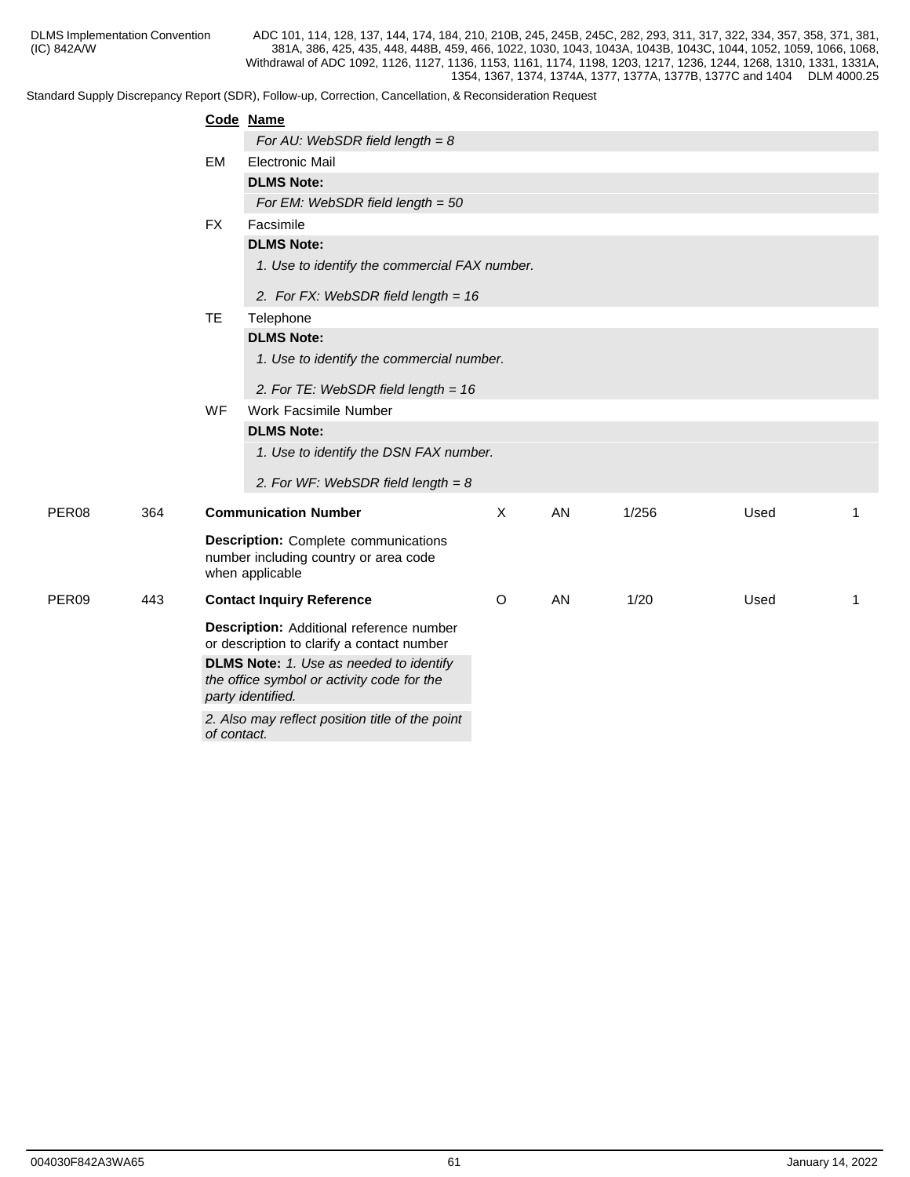Standard Supply Discrepancy Report (SDR), Follow-up, Correction, Cancellation, & Reconsideration Request

| Code | Name |
|---|---|
| | *For AU: WebSDR field length = 8* |
| EM | Electronic Mail |
| | **DLMS Note:** |
| | *For EM: WebSDR field length = 50* |
| FX | Facsimile |
| | **DLMS Note:** |
| | *1. Use to identify the commercial FAX number.* |
| | *2. For FX: WebSDR field length = 16* |
| TE | Telephone |
| | **DLMS Note:** |
| | *1. Use to identify the commercial number.* |
| | *2. For TE: WebSDR field length = 16* |
| WF | Work Facsimile Number |
| | **DLMS Note:** |
| | *1. Use to identify the DSN FAX number.* |
| | *2. For WF: WebSDR field length = 8* |

| | | | | | | | |
|---|---|---|---|---|---|---|---|
| PER08 | 364 | **Communication Number** | X | AN | 1/256 | Used | 1 |
| | | **Description:** Complete communications number including country or area code when applicable | | | | | |
| PER09 | 443 | **Contact Inquiry Reference** | O | AN | 1/20 | Used | 1 |
| | | **Description:** Additional reference number or description to clarify a contact number | | | | | |
| | | **DLMS Note:** *1. Use as needed to identify the office symbol or activity code for the party identified.* | | | | | |
| | | *2. Also may reflect position title of the point of contact.* | | | | | |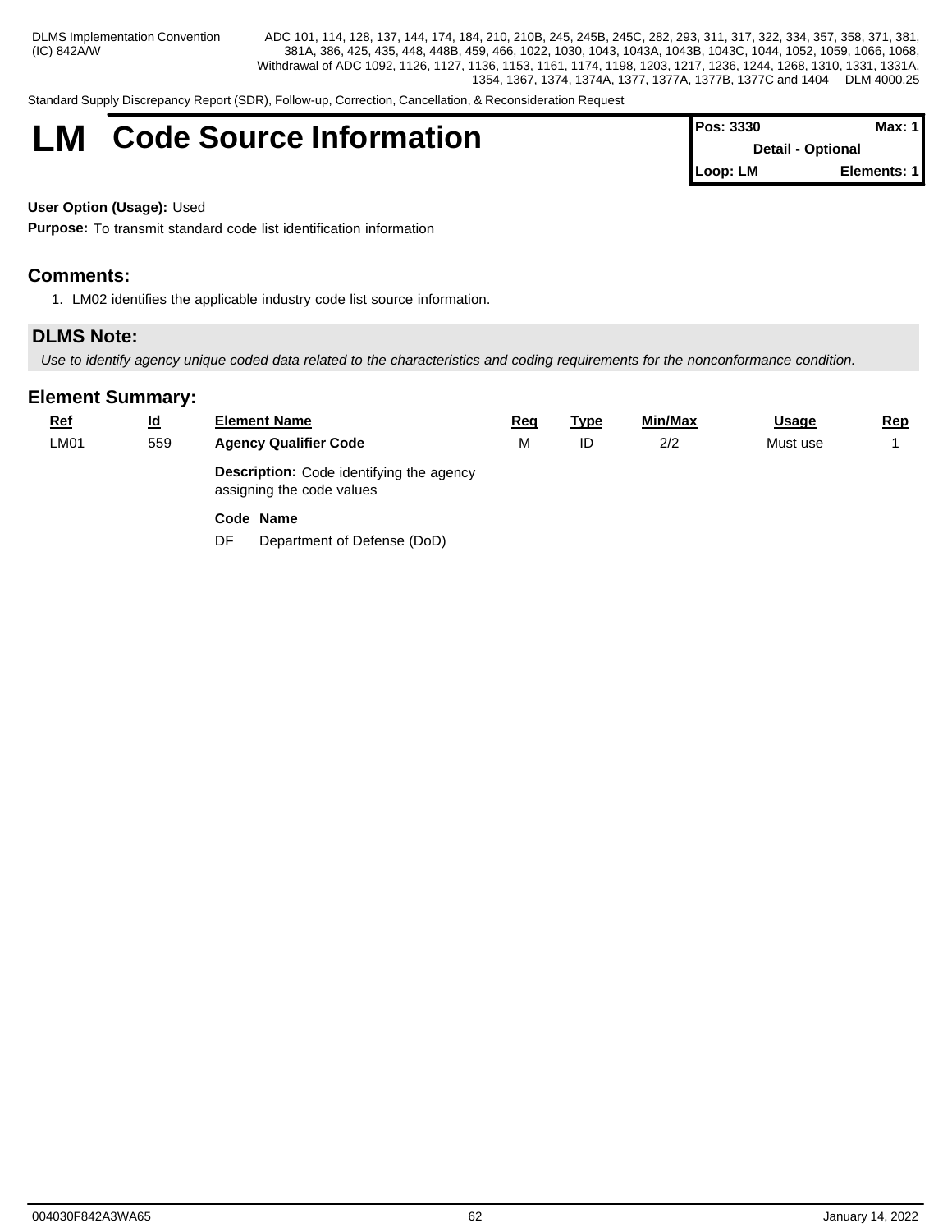Standard Supply Discrepancy Report (SDR), Follow-up, Correction, Cancellation, & Reconsideration Request

# LM Code Source Information

| Pos: 3330 | Max: 1 |
| --- | --- |
| Detail - Optional | |
| Loop: LM | Elements: 1 |

**User Option (Usage):** Used

**Purpose:** To transmit standard code list identification information

## Comments:

1. LM02 identifies the applicable industry code list source information.

## DLMS Note:

*Use to identify agency unique coded data related to the characteristics and coding requirements for the nonconformance condition.*

## Element Summary:

| Ref | Id | Element Name | Req | Type | Min/Max | Usage | Rep |
| --- | --- | --- | --- | --- | --- | --- | --- |
| LM01 | 559 | **Agency Qualifier Code** | M | ID | 2/2 | Must use | 1 |
| | | **Description:** Code identifying the agency assigning the code values | | | | | |
| | | **Code** **Name** | | | | | |
| | | DF Department of Defense (DoD) | | | | | |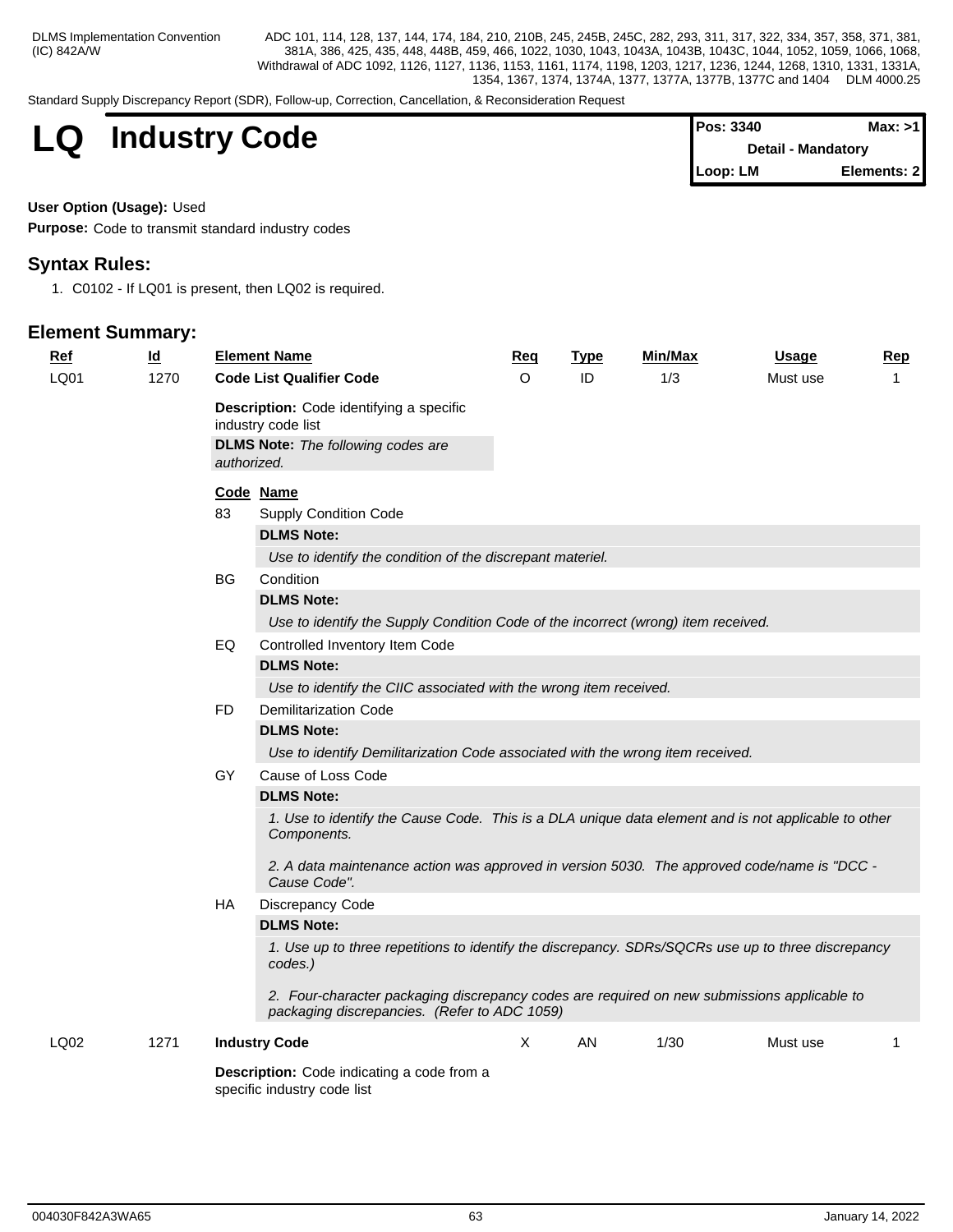Standard Supply Discrepancy Report (SDR), Follow-up, Correction, Cancellation, & Reconsideration Request

# LQ Industry Code

| | |
|---|---|
| Pos: 3340 | Max: >1 |
| Detail - Mandatory | |
| Loop: LM | Elements: 2 |

**User Option (Usage):** Used

**Purpose:** Code to transmit standard industry codes

## Syntax Rules:

1. C0102 - If LQ01 is present, then LQ02 is required.

## Element Summary:

| Ref | Id | Element Name | Req | Type | Min/Max | Usage | Rep |
|---|---|---|---|---|---|---|---|
| LQ01 | 1270 | **Code List Qualifier Code** | O | ID | 1/3 | Must use | 1 |

**Description:** Code identifying a specific industry code list

**DLMS Note:** *The following codes are authorized.*

| Code | Name |
|---|---|
| 83 | Supply Condition Code |
| | **DLMS Note:** *Use to identify the condition of the discrepant materiel.* |
| BG | Condition |
| | **DLMS Note:** *Use to identify the Supply Condition Code of the incorrect (wrong) item received.* |
| EQ | Controlled Inventory Item Code |
| | **DLMS Note:** *Use to identify the CIIC associated with the wrong item received.* |
| FD | Demilitarization Code |
| | **DLMS Note:** *Use to identify Demilitarization Code associated with the wrong item received.* |
| GY | Cause of Loss Code |
| | **DLMS Note:** *1. Use to identify the Cause Code. This is a DLA unique data element and is not applicable to other Components.* *2. A data maintenance action was approved in version 5030. The approved code/name is "DCC - Cause Code".* |
| HA | Discrepancy Code |
| | **DLMS Note:** *1. Use up to three repetitions to identify the discrepancy. SDRs/SQCRs use up to three discrepancy codes.)* *2. Four-character packaging discrepancy codes are required on new submissions applicable to packaging discrepancies. (Refer to ADC 1059)* |

| Ref | Id | Element Name | Req | Type | Min/Max | Usage | Rep |
|---|---|---|---|---|---|---|---|
| LQ02 | 1271 | **Industry Code** | X | AN | 1/30 | Must use | 1 |

**Description:** Code indicating a code from a specific industry code list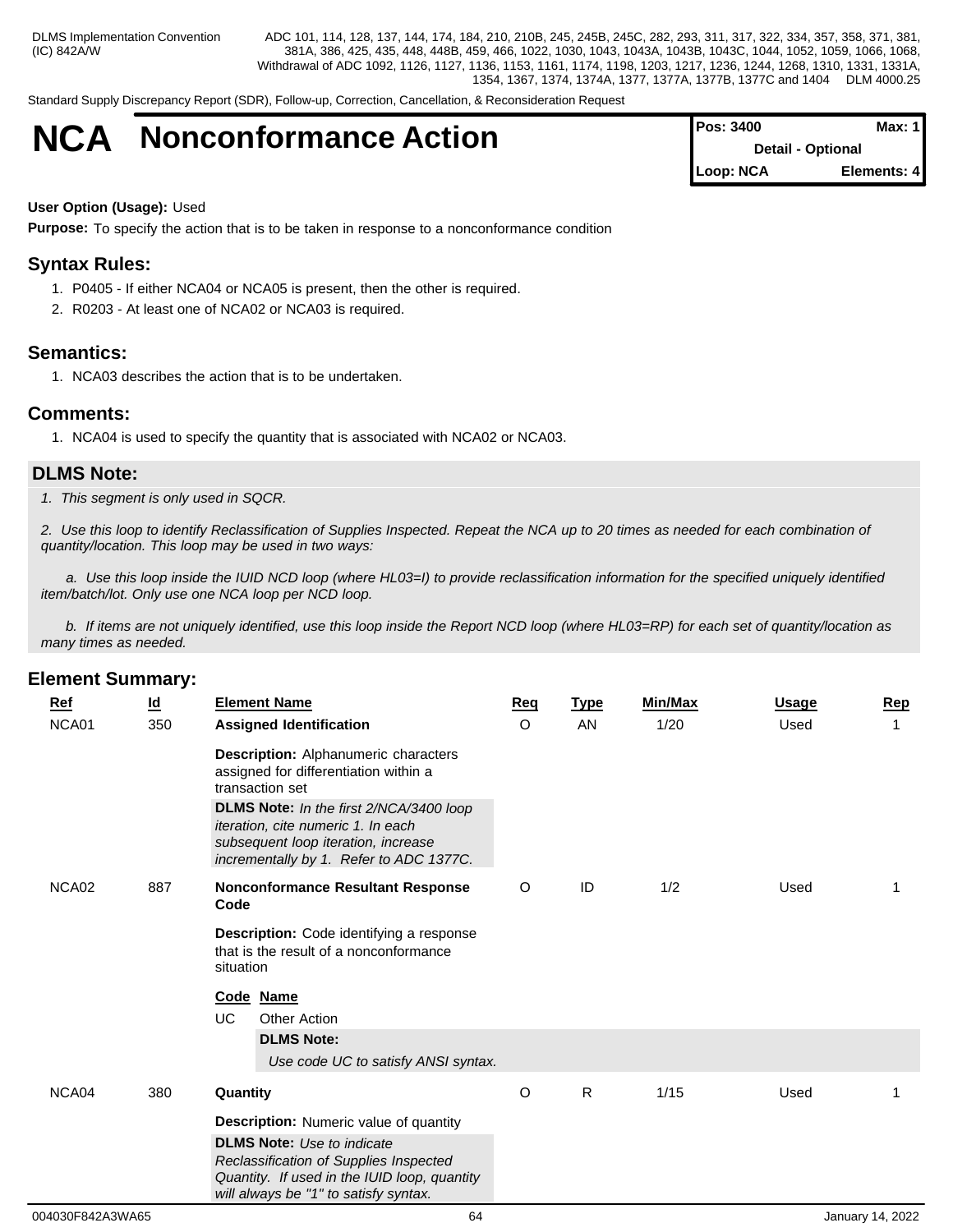# NCA Nonconformance Action

| Pos: 3400 | Max: 1 |
| --- | --- |
| Detail - Optional | |
| Loop: NCA | Elements: 4 |

**User Option (Usage):** Used

**Purpose:** To specify the action that is to be taken in response to a nonconformance condition

## Syntax Rules:

1. P0405 - If either NCA04 or NCA05 is present, then the other is required.
2. R0203 - At least one of NCA02 or NCA03 is required.

## Semantics:

1. NCA03 describes the action that is to be undertaken.

## Comments:

1. NCA04 is used to specify the quantity that is associated with NCA02 or NCA03.

## DLMS Note:

*1. This segment is only used in SQCR.*

*2. Use this loop to identify Reclassification of Supplies Inspected. Repeat the NCA up to 20 times as needed for each combination of quantity/location. This loop may be used in two ways:*

*a. Use this loop inside the IUID NCD loop (where HL03=I) to provide reclassification information for the specified uniquely identified item/batch/lot. Only use one NCA loop per NCD loop.*

*b. If items are not uniquely identified, use this loop inside the Report NCD loop (where HL03=RP) for each set of quantity/location as many times as needed.*

## Element Summary:

| Ref | Id | Element Name | Req | Type | Min/Max | Usage | Rep |
| --- | --- | --- | --- | --- | --- | --- | --- |
| NCA01 | 350 | **Assigned Identification** | O | AN | 1/20 | Used | 1 |
| | | **Description:** Alphanumeric characters assigned for differentiation within a transaction set | | | | | |
| | | **DLMS Note:** *In the first 2/NCA/3400 loop iteration, cite numeric 1. In each subsequent loop iteration, increase incrementally by 1. Refer to ADC 1377C.* | | | | | |
| NCA02 | 887 | **Nonconformance Resultant Response Code** | O | ID | 1/2 | Used | 1 |
| | | **Description:** Code identifying a response that is the result of a nonconformance situation | | | | | |
| | | **Code** / **Name**: UC — Other Action | | | | | |
| | | **DLMS Note:** *Use code UC to satisfy ANSI syntax.* | | | | | |
| NCA04 | 380 | **Quantity** | O | R | 1/15 | Used | 1 |
| | | **Description:** Numeric value of quantity | | | | | |
| | | **DLMS Note:** *Use to indicate Reclassification of Supplies Inspected Quantity. If used in the IUID loop, quantity will always be "1" to satisfy syntax.* | | | | | |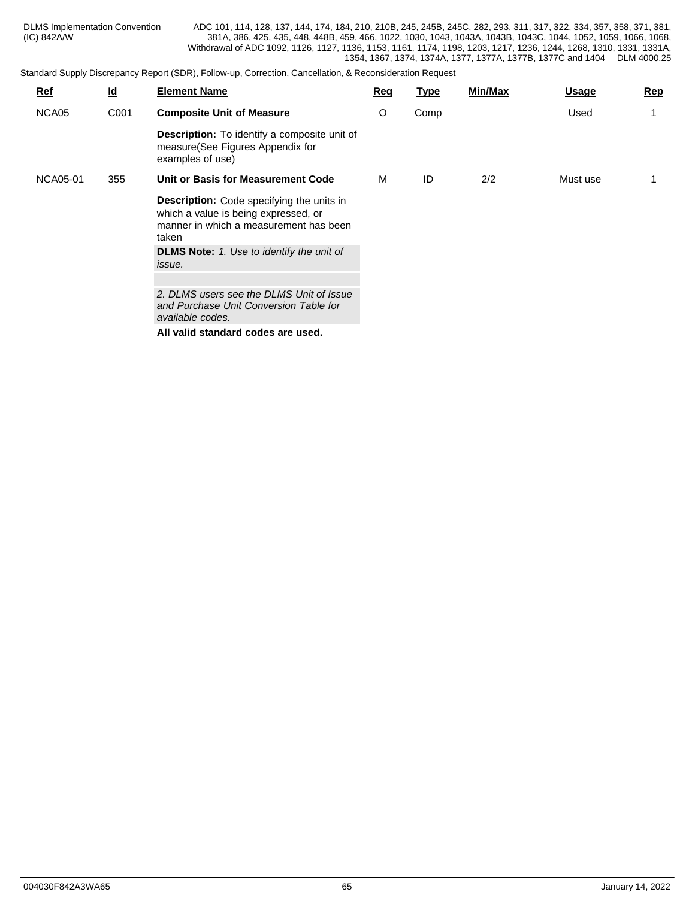Standard Supply Discrepancy Report (SDR), Follow-up, Correction, Cancellation, & Reconsideration Request

| Ref | Id | Element Name | Req | Type | Min/Max | Usage | Rep |
|---|---|---|---|---|---|---|---|
| NCA05 | C001 | **Composite Unit of Measure**<br>**Description:** To identify a composite unit of measure(See Figures Appendix for examples of use) | O | Comp | | Used | 1 |
| NCA05-01 | 355 | **Unit or Basis for Measurement Code**<br>**Description:** Code specifying the units in which a value is being expressed, or manner in which a measurement has been taken<br>**DLMS Note:** *1. Use to identify the unit of issue.*<br>*2. DLMS users see the DLMS Unit of Issue and Purchase Unit Conversion Table for available codes.*<br>**All valid standard codes are used.** | M | ID | 2/2 | Must use | 1 |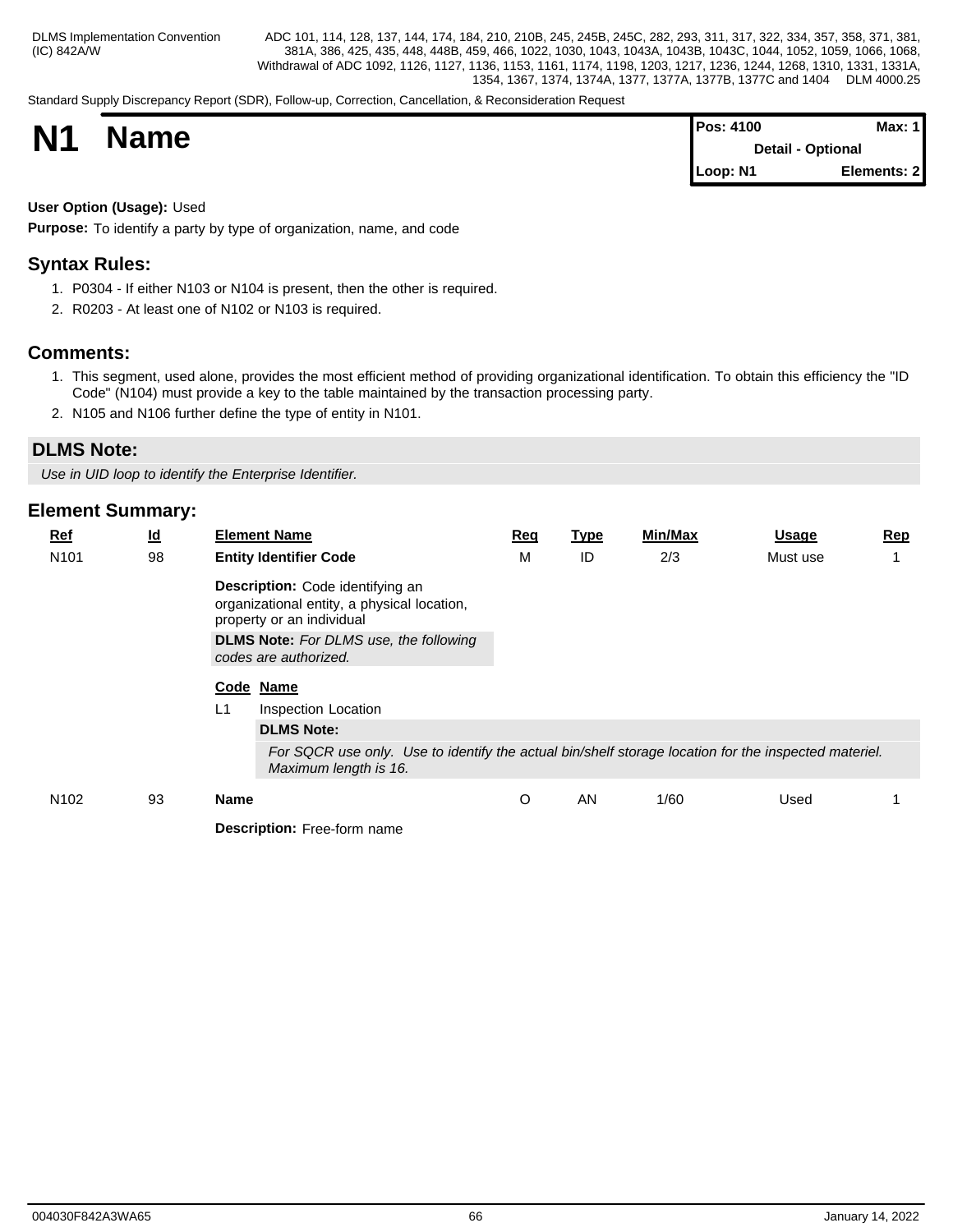# N1 Name

| Pos: 4100 | Max: 1 |
|---|---|
| Detail - Optional | |
| Loop: N1 | Elements: 2 |

**User Option (Usage):** Used

**Purpose:** To identify a party by type of organization, name, and code

## Syntax Rules:

1. P0304 - If either N103 or N104 is present, then the other is required.
2. R0203 - At least one of N102 or N103 is required.

## Comments:

1. This segment, used alone, provides the most efficient method of providing organizational identification. To obtain this efficiency the "ID Code" (N104) must provide a key to the table maintained by the transaction processing party.
2. N105 and N106 further define the type of entity in N101.

## DLMS Note:

*Use in UID loop to identify the Enterprise Identifier.*

## Element Summary:

| Ref | Id | Element Name | Req | Type | Min/Max | Usage | Rep |
|---|---|---|---|---|---|---|---|
| N101 | 98 | **Entity Identifier Code** | M | ID | 2/3 | Must use | 1 |
| N102 | 93 | **Name** | O | AN | 1/60 | Used | 1 |

**N101 – Entity Identifier Code**

**Description:** Code identifying an organizational entity, a physical location, property or an individual

**DLMS Note:** *For DLMS use, the following codes are authorized.*

| Code | Name |
|---|---|
| L1 | Inspection Location |

**DLMS Note:**

*For SQCR use only. Use to identify the actual bin/shelf storage location for the inspected materiel. Maximum length is 16.*

**N102 – Name**

**Description:** Free-form name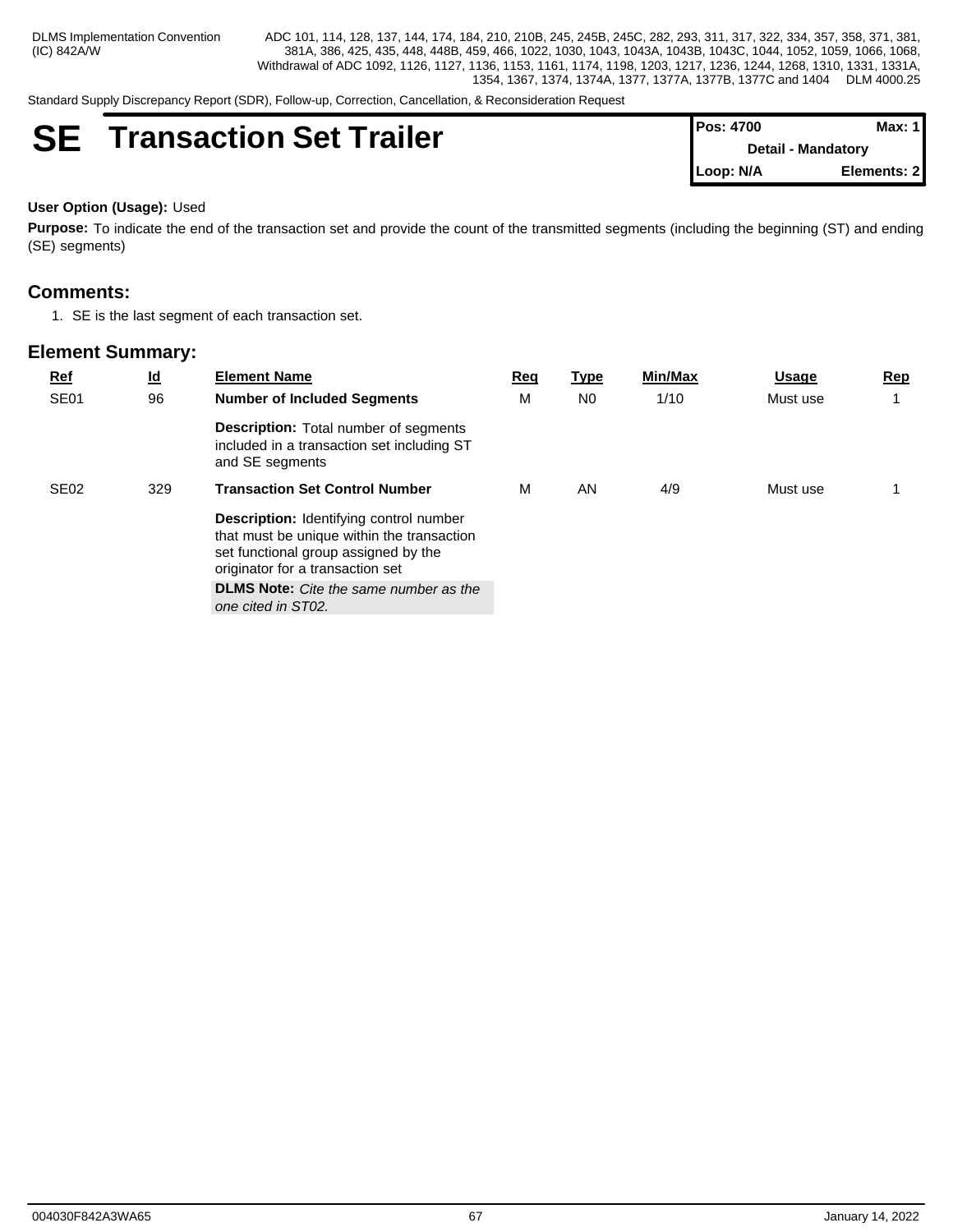# SE Transaction Set Trailer

| Pos: 4700 | Max: 1 |
|---|---|
| Detail - Mandatory | |
| Loop: N/A | Elements: 2 |

**User Option (Usage):** Used

**Purpose:** To indicate the end of the transaction set and provide the count of the transmitted segments (including the beginning (ST) and ending (SE) segments)

## Comments:

1. SE is the last segment of each transaction set.

## Element Summary:

| Ref | Id | Element Name | Req | Type | Min/Max | Usage | Rep |
|---|---|---|---|---|---|---|---|
| SE01 | 96 | **Number of Included Segments**<br>**Description:** Total number of segments included in a transaction set including ST and SE segments | M | N0 | 1/10 | Must use | 1 |
| SE02 | 329 | **Transaction Set Control Number**<br>**Description:** Identifying control number that must be unique within the transaction set functional group assigned by the originator for a transaction set<br>**DLMS Note:** *Cite the same number as the one cited in ST02.* | M | AN | 4/9 | Must use | 1 |